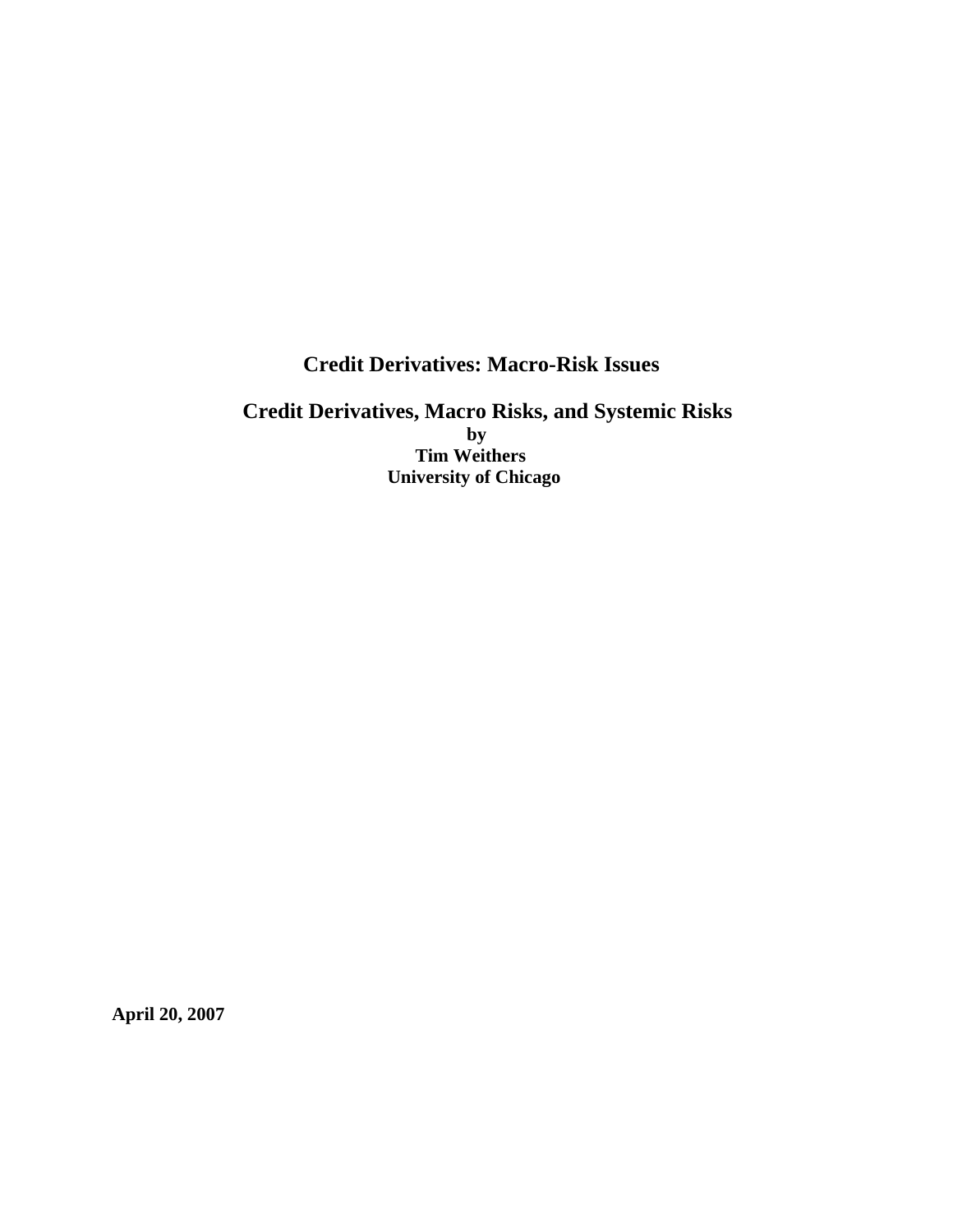# Credit Derivatives: Macro-Risk Issues

## Credit Derivatives, Macro Risks, and Systemic Risks

**by**
**Tim Weithers**
**University of Chicago**

**April 20, 2007**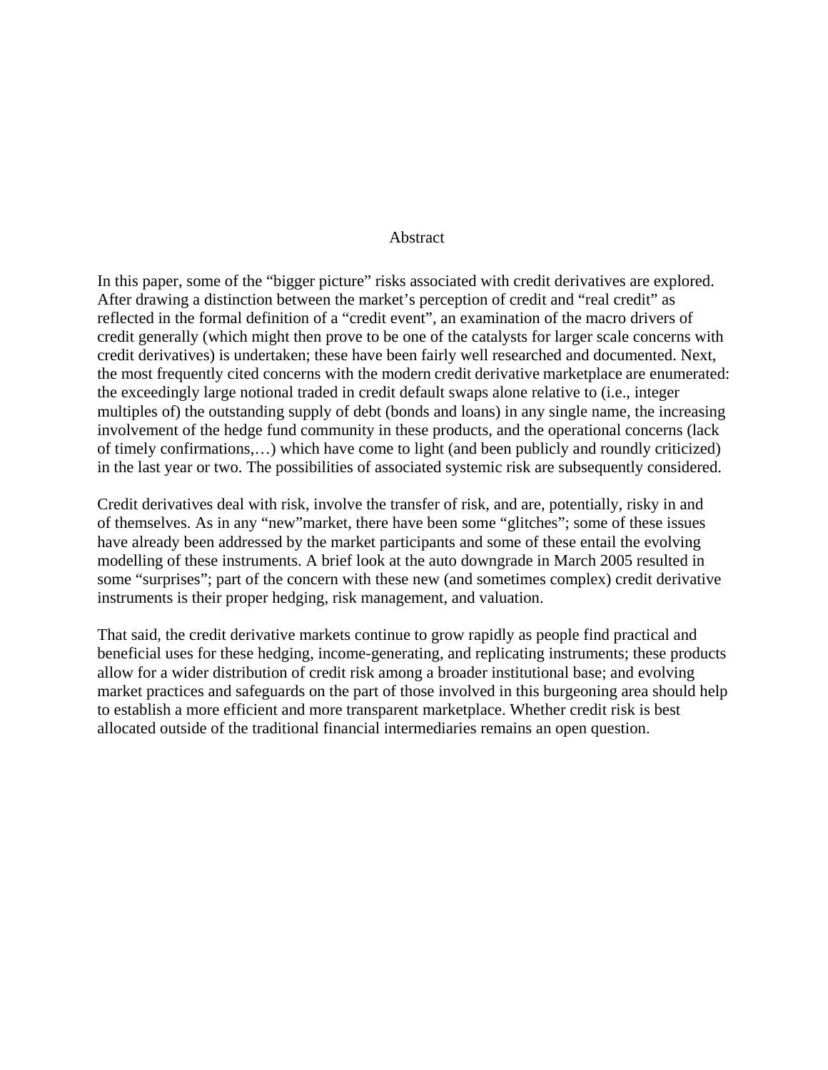## Abstract

In this paper, some of the “bigger picture” risks associated with credit derivatives are explored. After drawing a distinction between the market’s perception of credit and “real credit” as reflected in the formal definition of a “credit event”, an examination of the macro drivers of credit generally (which might then prove to be one of the catalysts for larger scale concerns with credit derivatives) is undertaken; these have been fairly well researched and documented. Next, the most frequently cited concerns with the modern credit derivative marketplace are enumerated: the exceedingly large notional traded in credit default swaps alone relative to (i.e., integer multiples of) the outstanding supply of debt (bonds and loans) in any single name, the increasing involvement of the hedge fund community in these products, and the operational concerns (lack of timely confirmations,…) which have come to light (and been publicly and roundly criticized) in the last year or two. The possibilities of associated systemic risk are subsequently considered.

Credit derivatives deal with risk, involve the transfer of risk, and are, potentially, risky in and of themselves. As in any “new”market, there have been some “glitches”; some of these issues have already been addressed by the market participants and some of these entail the evolving modelling of these instruments. A brief look at the auto downgrade in March 2005 resulted in some “surprises”; part of the concern with these new (and sometimes complex) credit derivative instruments is their proper hedging, risk management, and valuation.

That said, the credit derivative markets continue to grow rapidly as people find practical and beneficial uses for these hedging, income-generating, and replicating instruments; these products allow for a wider distribution of credit risk among a broader institutional base; and evolving market practices and safeguards on the part of those involved in this burgeoning area should help to establish a more efficient and more transparent marketplace. Whether credit risk is best allocated outside of the traditional financial intermediaries remains an open question.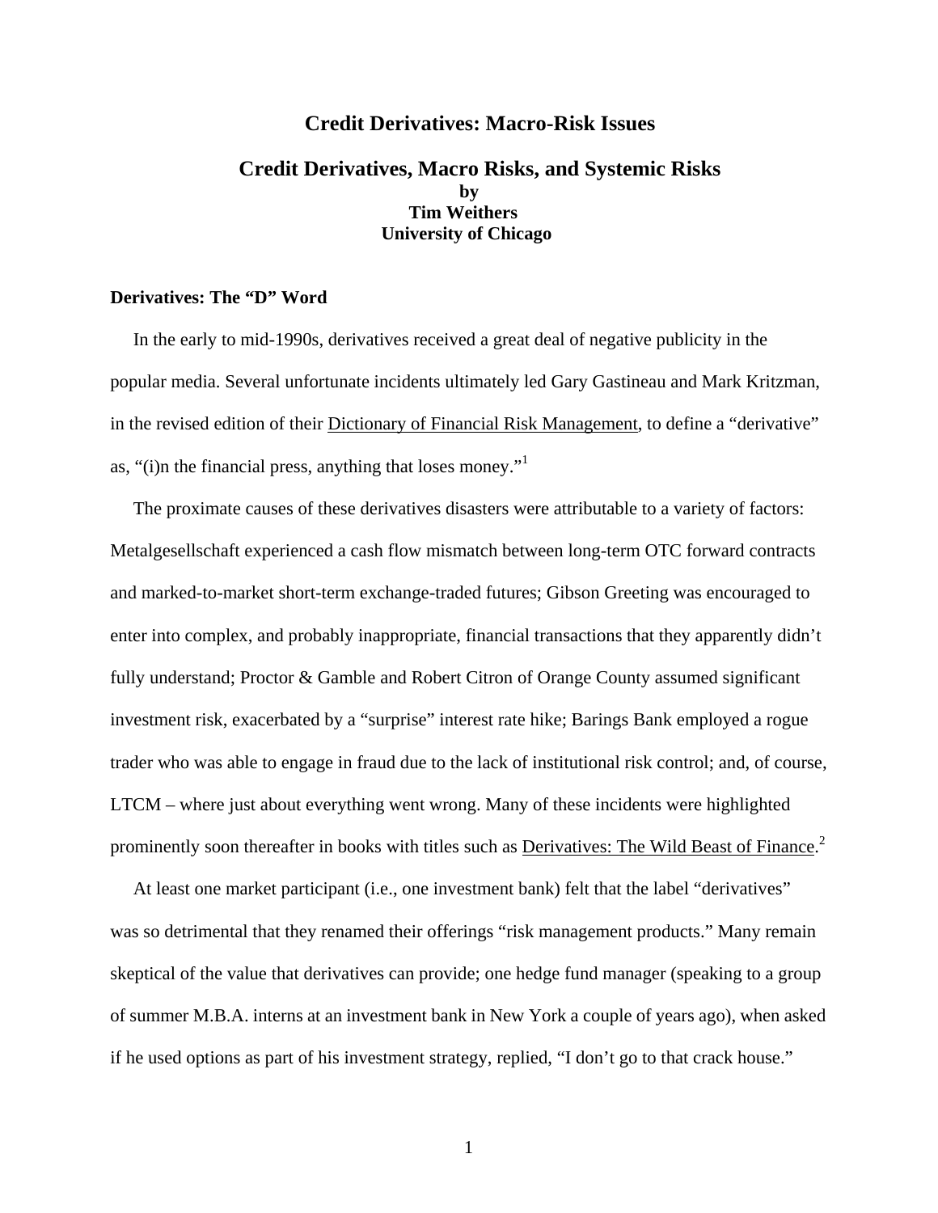# Credit Derivatives: Macro-Risk Issues

## Credit Derivatives, Macro Risks, and Systemic Risks

**by**
**Tim Weithers**
**University of Chicago**

### Derivatives: The "D" Word

In the early to mid-1990s, derivatives received a great deal of negative publicity in the popular media. Several unfortunate incidents ultimately led Gary Gastineau and Mark Kritzman, in the revised edition of their Dictionary of Financial Risk Management, to define a "derivative" as, "(i)n the financial press, anything that loses money."[1]

The proximate causes of these derivatives disasters were attributable to a variety of factors: Metalgesellschaft experienced a cash flow mismatch between long-term OTC forward contracts and marked-to-market short-term exchange-traded futures; Gibson Greeting was encouraged to enter into complex, and probably inappropriate, financial transactions that they apparently didn't fully understand; Proctor & Gamble and Robert Citron of Orange County assumed significant investment risk, exacerbated by a "surprise" interest rate hike; Barings Bank employed a rogue trader who was able to engage in fraud due to the lack of institutional risk control; and, of course, LTCM – where just about everything went wrong. Many of these incidents were highlighted prominently soon thereafter in books with titles such as Derivatives: The Wild Beast of Finance.[2]

At least one market participant (i.e., one investment bank) felt that the label "derivatives" was so detrimental that they renamed their offerings "risk management products." Many remain skeptical of the value that derivatives can provide; one hedge fund manager (speaking to a group of summer M.B.A. interns at an investment bank in New York a couple of years ago), when asked if he used options as part of his investment strategy, replied, "I don't go to that crack house."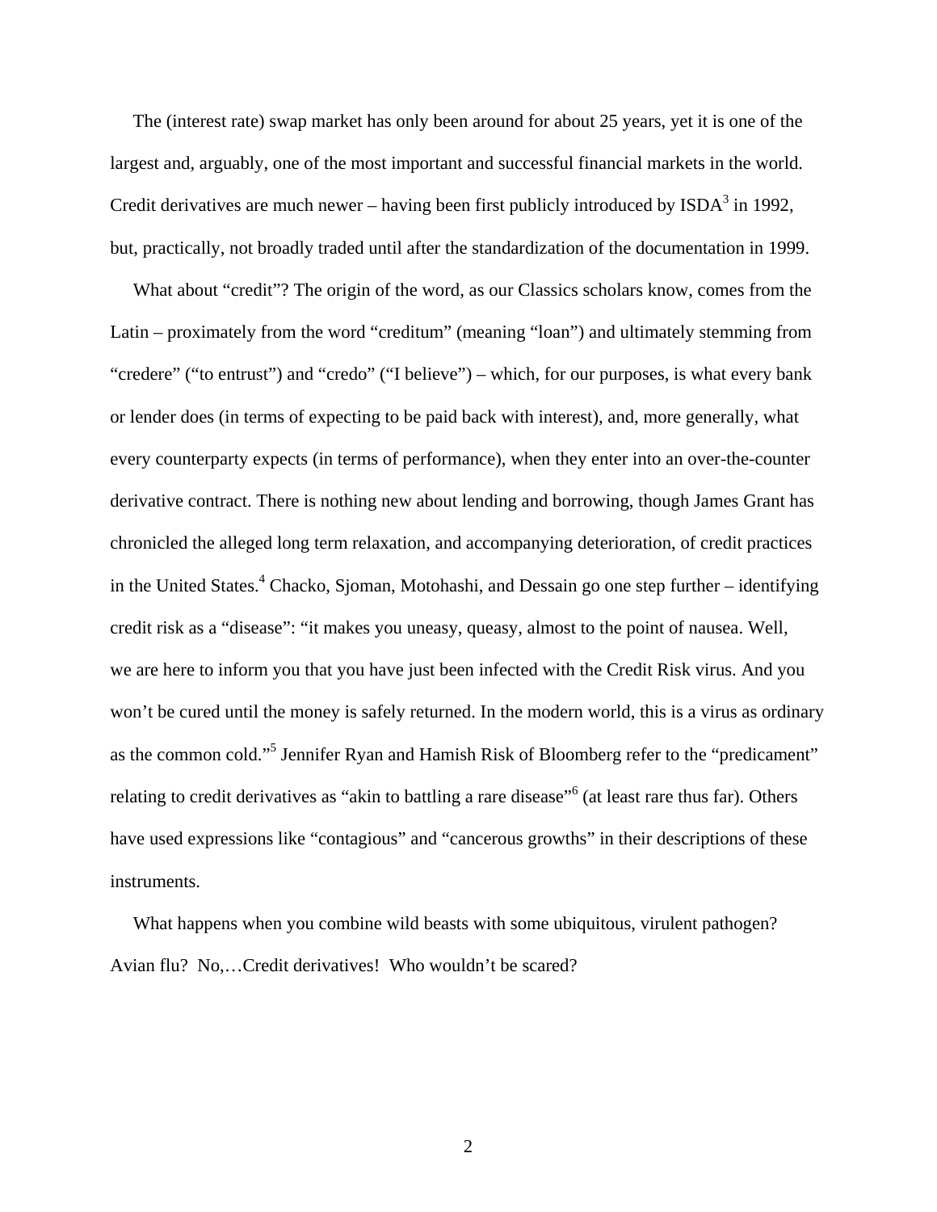The (interest rate) swap market has only been around for about 25 years, yet it is one of the largest and, arguably, one of the most important and successful financial markets in the world. Credit derivatives are much newer – having been first publicly introduced by ISDA[3] in 1992, but, practically, not broadly traded until after the standardization of the documentation in 1999.

What about "credit"? The origin of the word, as our Classics scholars know, comes from the Latin – proximately from the word "creditum" (meaning "loan") and ultimately stemming from "credere" ("to entrust") and "credo" ("I believe") – which, for our purposes, is what every bank or lender does (in terms of expecting to be paid back with interest), and, more generally, what every counterparty expects (in terms of performance), when they enter into an over-the-counter derivative contract. There is nothing new about lending and borrowing, though James Grant has chronicled the alleged long term relaxation, and accompanying deterioration, of credit practices in the United States.[4] Chacko, Sjoman, Motohashi, and Dessain go one step further – identifying credit risk as a "disease": "it makes you uneasy, queasy, almost to the point of nausea. Well, we are here to inform you that you have just been infected with the Credit Risk virus. And you won't be cured until the money is safely returned. In the modern world, this is a virus as ordinary as the common cold."[5] Jennifer Ryan and Hamish Risk of Bloomberg refer to the "predicament" relating to credit derivatives as "akin to battling a rare disease"[6] (at least rare thus far). Others have used expressions like "contagious" and "cancerous growths" in their descriptions of these instruments.

What happens when you combine wild beasts with some ubiquitous, virulent pathogen? Avian flu? No,…Credit derivatives! Who wouldn't be scared?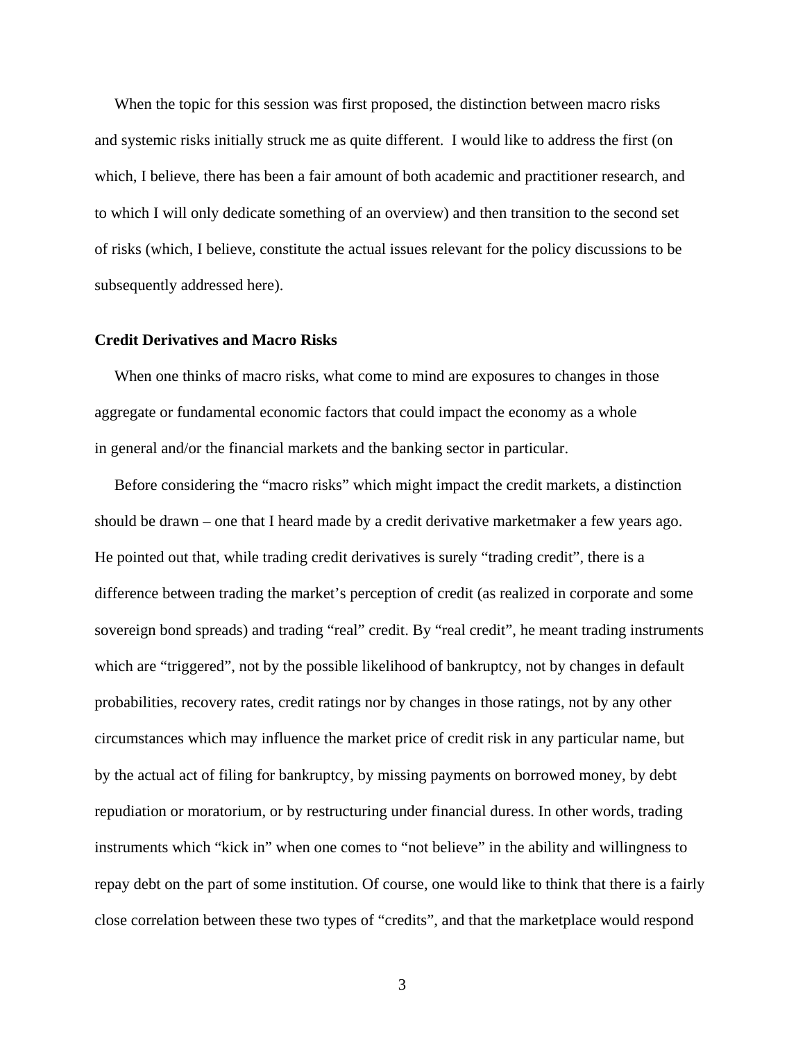When the topic for this session was first proposed, the distinction between macro risks and systemic risks initially struck me as quite different. I would like to address the first (on which, I believe, there has been a fair amount of both academic and practitioner research, and to which I will only dedicate something of an overview) and then transition to the second set of risks (which, I believe, constitute the actual issues relevant for the policy discussions to be subsequently addressed here).

**Credit Derivatives and Macro Risks**

When one thinks of macro risks, what come to mind are exposures to changes in those aggregate or fundamental economic factors that could impact the economy as a whole in general and/or the financial markets and the banking sector in particular.

Before considering the "macro risks" which might impact the credit markets, a distinction should be drawn – one that I heard made by a credit derivative marketmaker a few years ago. He pointed out that, while trading credit derivatives is surely "trading credit", there is a difference between trading the market's perception of credit (as realized in corporate and some sovereign bond spreads) and trading "real" credit. By "real credit", he meant trading instruments which are "triggered", not by the possible likelihood of bankruptcy, not by changes in default probabilities, recovery rates, credit ratings nor by changes in those ratings, not by any other circumstances which may influence the market price of credit risk in any particular name, but by the actual act of filing for bankruptcy, by missing payments on borrowed money, by debt repudiation or moratorium, or by restructuring under financial duress. In other words, trading instruments which "kick in" when one comes to "not believe" in the ability and willingness to repay debt on the part of some institution. Of course, one would like to think that there is a fairly close correlation between these two types of "credits", and that the marketplace would respond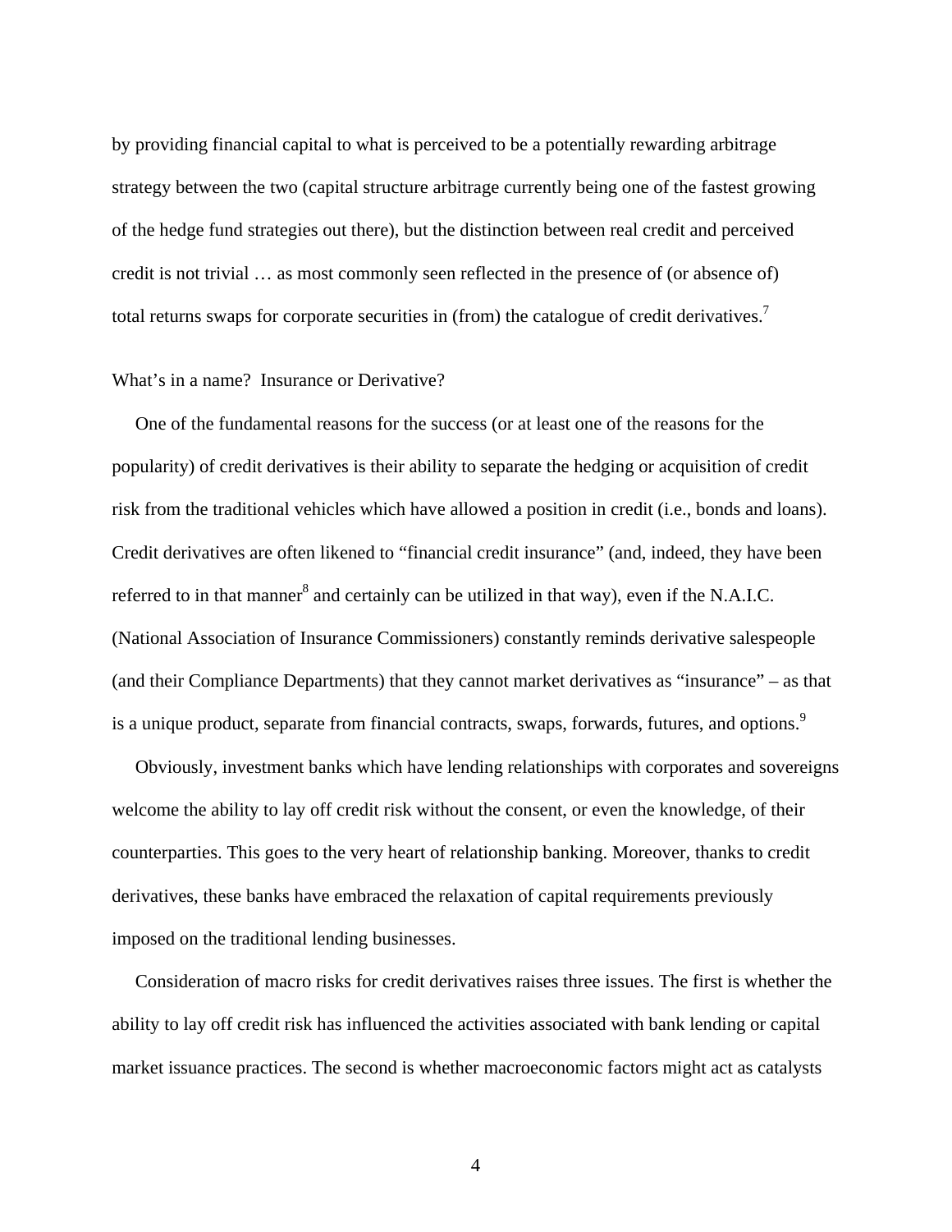by providing financial capital to what is perceived to be a potentially rewarding arbitrage strategy between the two (capital structure arbitrage currently being one of the fastest growing of the hedge fund strategies out there), but the distinction between real credit and perceived credit is not trivial … as most commonly seen reflected in the presence of (or absence of) total returns swaps for corporate securities in (from) the catalogue of credit derivatives.[7]

## What's in a name? Insurance or Derivative?

One of the fundamental reasons for the success (or at least one of the reasons for the popularity) of credit derivatives is their ability to separate the hedging or acquisition of credit risk from the traditional vehicles which have allowed a position in credit (i.e., bonds and loans). Credit derivatives are often likened to "financial credit insurance" (and, indeed, they have been referred to in that manner[8] and certainly can be utilized in that way), even if the N.A.I.C. (National Association of Insurance Commissioners) constantly reminds derivative salespeople (and their Compliance Departments) that they cannot market derivatives as "insurance" – as that is a unique product, separate from financial contracts, swaps, forwards, futures, and options.[9]

Obviously, investment banks which have lending relationships with corporates and sovereigns welcome the ability to lay off credit risk without the consent, or even the knowledge, of their counterparties. This goes to the very heart of relationship banking. Moreover, thanks to credit derivatives, these banks have embraced the relaxation of capital requirements previously imposed on the traditional lending businesses.

Consideration of macro risks for credit derivatives raises three issues. The first is whether the ability to lay off credit risk has influenced the activities associated with bank lending or capital market issuance practices. The second is whether macroeconomic factors might act as catalysts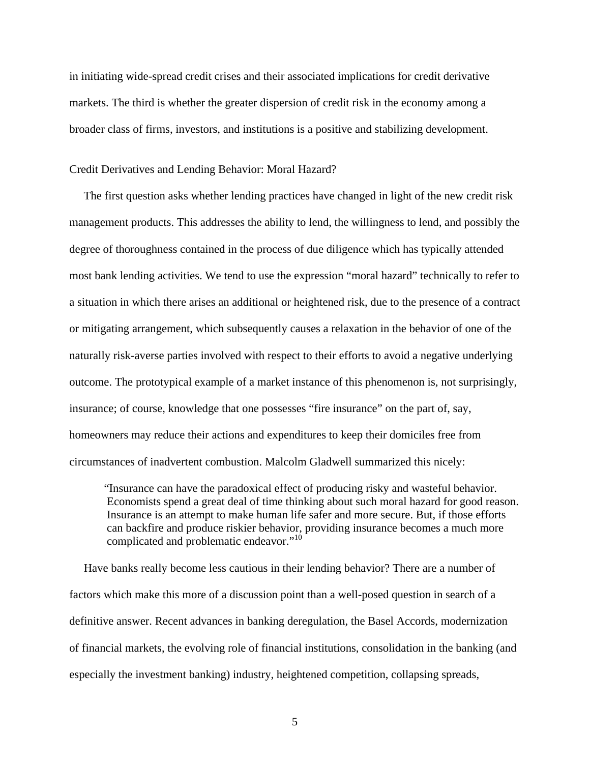in initiating wide-spread credit crises and their associated implications for credit derivative markets. The third is whether the greater dispersion of credit risk in the economy among a broader class of firms, investors, and institutions is a positive and stabilizing development.

## Credit Derivatives and Lending Behavior: Moral Hazard?

The first question asks whether lending practices have changed in light of the new credit risk management products. This addresses the ability to lend, the willingness to lend, and possibly the degree of thoroughness contained in the process of due diligence which has typically attended most bank lending activities. We tend to use the expression "moral hazard" technically to refer to a situation in which there arises an additional or heightened risk, due to the presence of a contract or mitigating arrangement, which subsequently causes a relaxation in the behavior of one of the naturally risk-averse parties involved with respect to their efforts to avoid a negative underlying outcome. The prototypical example of a market instance of this phenomenon is, not surprisingly, insurance; of course, knowledge that one possesses "fire insurance" on the part of, say, homeowners may reduce their actions and expenditures to keep their domiciles free from circumstances of inadvertent combustion. Malcolm Gladwell summarized this nicely:

> "Insurance can have the paradoxical effect of producing risky and wasteful behavior. Economists spend a great deal of time thinking about such moral hazard for good reason. Insurance is an attempt to make human life safer and more secure. But, if those efforts can backfire and produce riskier behavior, providing insurance becomes a much more complicated and problematic endeavor."[10]

Have banks really become less cautious in their lending behavior? There are a number of factors which make this more of a discussion point than a well-posed question in search of a definitive answer. Recent advances in banking deregulation, the Basel Accords, modernization of financial markets, the evolving role of financial institutions, consolidation in the banking (and especially the investment banking) industry, heightened competition, collapsing spreads,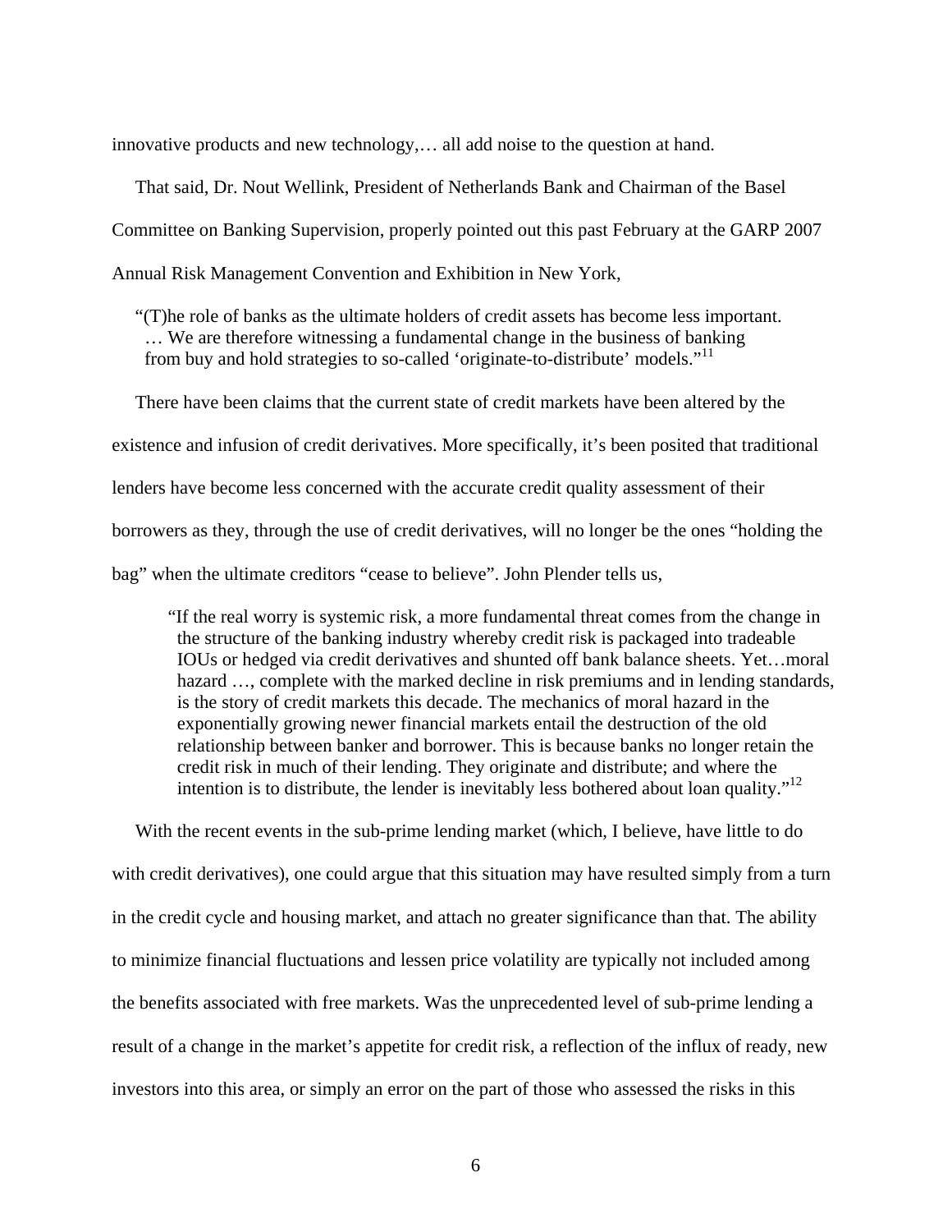innovative products and new technology,… all add noise to the question at hand.

That said, Dr. Nout Wellink, President of Netherlands Bank and Chairman of the Basel Committee on Banking Supervision, properly pointed out this past February at the GARP 2007 Annual Risk Management Convention and Exhibition in New York,

> "(T)he role of banks as the ultimate holders of credit assets has become less important. … We are therefore witnessing a fundamental change in the business of banking from buy and hold strategies to so-called 'originate-to-distribute' models."[11]

There have been claims that the current state of credit markets have been altered by the existence and infusion of credit derivatives. More specifically, it's been posited that traditional lenders have become less concerned with the accurate credit quality assessment of their borrowers as they, through the use of credit derivatives, will no longer be the ones "holding the bag" when the ultimate creditors "cease to believe". John Plender tells us,

> "If the real worry is systemic risk, a more fundamental threat comes from the change in the structure of the banking industry whereby credit risk is packaged into tradeable IOUs or hedged via credit derivatives and shunted off bank balance sheets. Yet…moral hazard …, complete with the marked decline in risk premiums and in lending standards, is the story of credit markets this decade. The mechanics of moral hazard in the exponentially growing newer financial markets entail the destruction of the old relationship between banker and borrower. This is because banks no longer retain the credit risk in much of their lending. They originate and distribute; and where the intention is to distribute, the lender is inevitably less bothered about loan quality."[12]

With the recent events in the sub-prime lending market (which, I believe, have little to do with credit derivatives), one could argue that this situation may have resulted simply from a turn in the credit cycle and housing market, and attach no greater significance than that. The ability to minimize financial fluctuations and lessen price volatility are typically not included among the benefits associated with free markets. Was the unprecedented level of sub-prime lending a result of a change in the market's appetite for credit risk, a reflection of the influx of ready, new investors into this area, or simply an error on the part of those who assessed the risks in this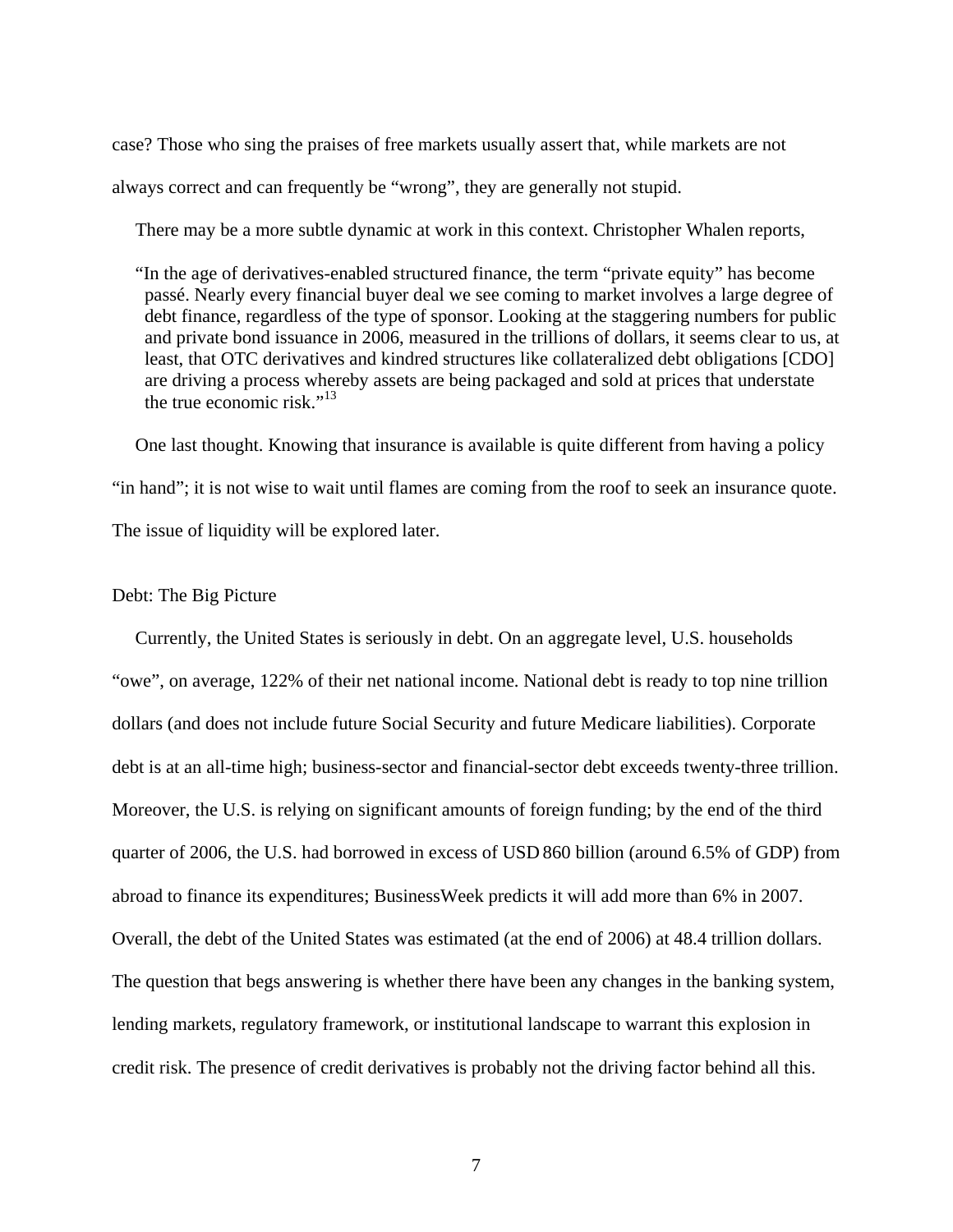case? Those who sing the praises of free markets usually assert that, while markets are not always correct and can frequently be "wrong", they are generally not stupid.

There may be a more subtle dynamic at work in this context. Christopher Whalen reports,

> "In the age of derivatives-enabled structured finance, the term "private equity" has become passé. Nearly every financial buyer deal we see coming to market involves a large degree of debt finance, regardless of the type of sponsor. Looking at the staggering numbers for public and private bond issuance in 2006, measured in the trillions of dollars, it seems clear to us, at least, that OTC derivatives and kindred structures like collateralized debt obligations [CDO] are driving a process whereby assets are being packaged and sold at prices that understate the true economic risk."[13]

One last thought. Knowing that insurance is available is quite different from having a policy "in hand"; it is not wise to wait until flames are coming from the roof to seek an insurance quote. The issue of liquidity will be explored later.

## Debt: The Big Picture

Currently, the United States is seriously in debt. On an aggregate level, U.S. households "owe", on average, 122% of their net national income. National debt is ready to top nine trillion dollars (and does not include future Social Security and future Medicare liabilities). Corporate debt is at an all-time high; business-sector and financial-sector debt exceeds twenty-three trillion. Moreover, the U.S. is relying on significant amounts of foreign funding; by the end of the third quarter of 2006, the U.S. had borrowed in excess of USD 860 billion (around 6.5% of GDP) from abroad to finance its expenditures; BusinessWeek predicts it will add more than 6% in 2007. Overall, the debt of the United States was estimated (at the end of 2006) at 48.4 trillion dollars. The question that begs answering is whether there have been any changes in the banking system, lending markets, regulatory framework, or institutional landscape to warrant this explosion in credit risk. The presence of credit derivatives is probably not the driving factor behind all this.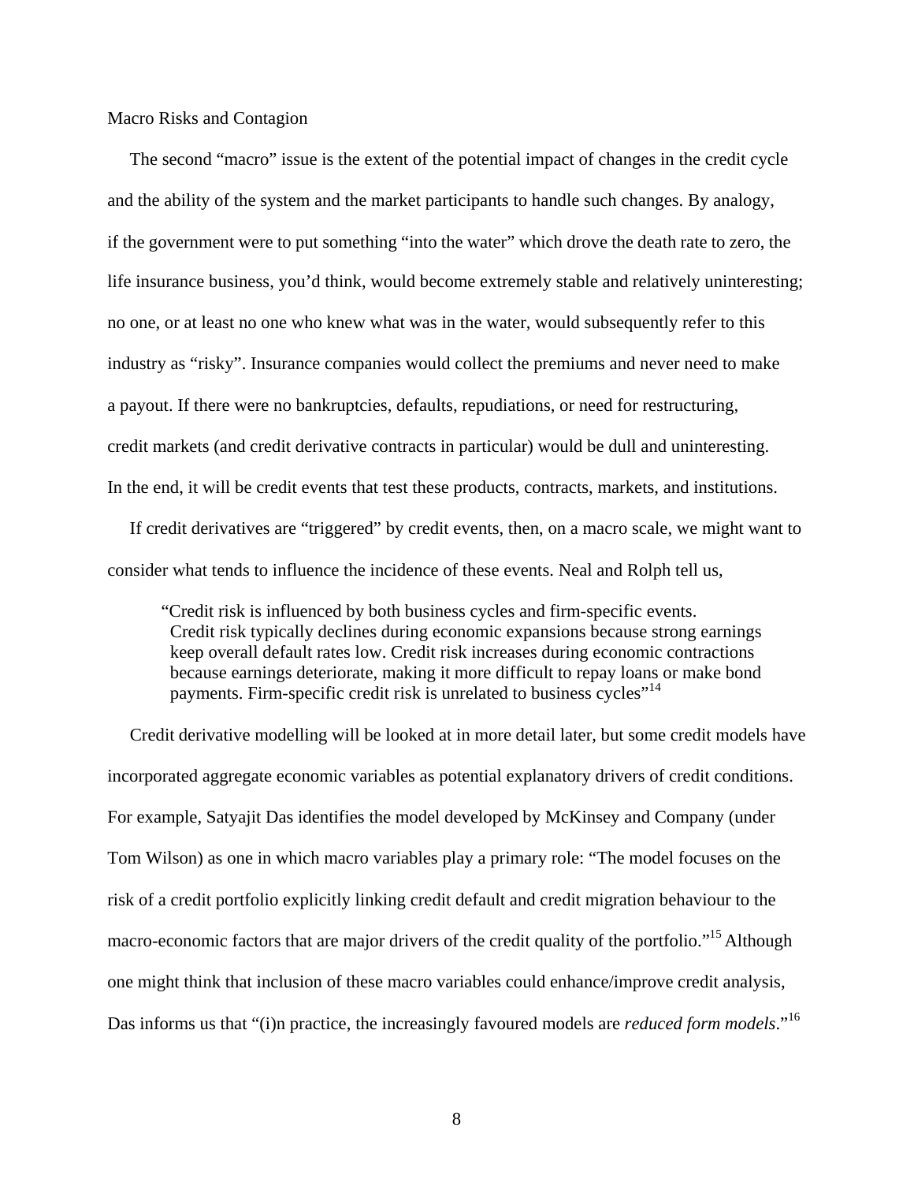Macro Risks and Contagion

The second "macro" issue is the extent of the potential impact of changes in the credit cycle and the ability of the system and the market participants to handle such changes. By analogy, if the government were to put something "into the water" which drove the death rate to zero, the life insurance business, you'd think, would become extremely stable and relatively uninteresting; no one, or at least no one who knew what was in the water, would subsequently refer to this industry as "risky". Insurance companies would collect the premiums and never need to make a payout. If there were no bankruptcies, defaults, repudiations, or need for restructuring, credit markets (and credit derivative contracts in particular) would be dull and uninteresting. In the end, it will be credit events that test these products, contracts, markets, and institutions.

If credit derivatives are "triggered" by credit events, then, on a macro scale, we might want to consider what tends to influence the incidence of these events. Neal and Rolph tell us,

> "Credit risk is influenced by both business cycles and firm-specific events. Credit risk typically declines during economic expansions because strong earnings keep overall default rates low. Credit risk increases during economic contractions because earnings deteriorate, making it more difficult to repay loans or make bond payments. Firm-specific credit risk is unrelated to business cycles"[14]

Credit derivative modelling will be looked at in more detail later, but some credit models have incorporated aggregate economic variables as potential explanatory drivers of credit conditions. For example, Satyajit Das identifies the model developed by McKinsey and Company (under Tom Wilson) as one in which macro variables play a primary role: "The model focuses on the risk of a credit portfolio explicitly linking credit default and credit migration behaviour to the macro-economic factors that are major drivers of the credit quality of the portfolio."[15] Although one might think that inclusion of these macro variables could enhance/improve credit analysis, Das informs us that "(i)n practice, the increasingly favoured models are *reduced form models*."[16]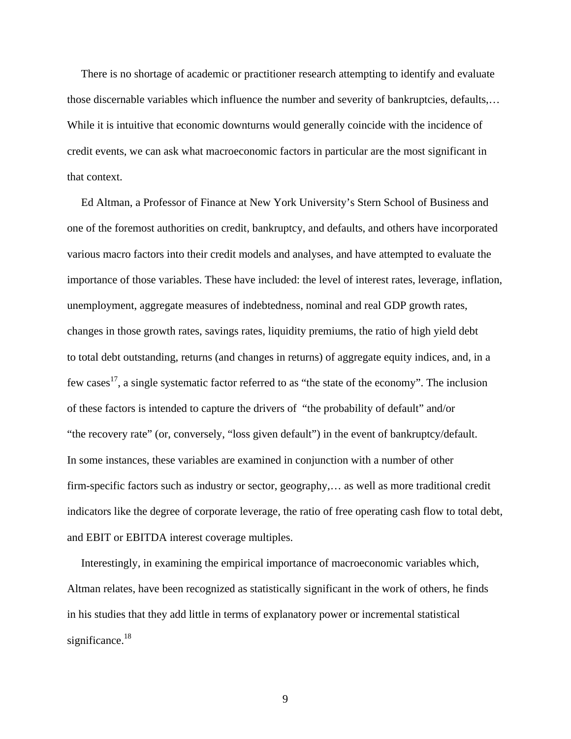There is no shortage of academic or practitioner research attempting to identify and evaluate those discernable variables which influence the number and severity of bankruptcies, defaults,… While it is intuitive that economic downturns would generally coincide with the incidence of credit events, we can ask what macroeconomic factors in particular are the most significant in that context.

Ed Altman, a Professor of Finance at New York University's Stern School of Business and one of the foremost authorities on credit, bankruptcy, and defaults, and others have incorporated various macro factors into their credit models and analyses, and have attempted to evaluate the importance of those variables. These have included: the level of interest rates, leverage, inflation, unemployment, aggregate measures of indebtedness, nominal and real GDP growth rates, changes in those growth rates, savings rates, liquidity premiums, the ratio of high yield debt to total debt outstanding, returns (and changes in returns) of aggregate equity indices, and, in a few cases[17], a single systematic factor referred to as "the state of the economy". The inclusion of these factors is intended to capture the drivers of "the probability of default" and/or "the recovery rate" (or, conversely, "loss given default") in the event of bankruptcy/default. In some instances, these variables are examined in conjunction with a number of other firm-specific factors such as industry or sector, geography,… as well as more traditional credit indicators like the degree of corporate leverage, the ratio of free operating cash flow to total debt, and EBIT or EBITDA interest coverage multiples.

Interestingly, in examining the empirical importance of macroeconomic variables which, Altman relates, have been recognized as statistically significant in the work of others, he finds in his studies that they add little in terms of explanatory power or incremental statistical significance.[18]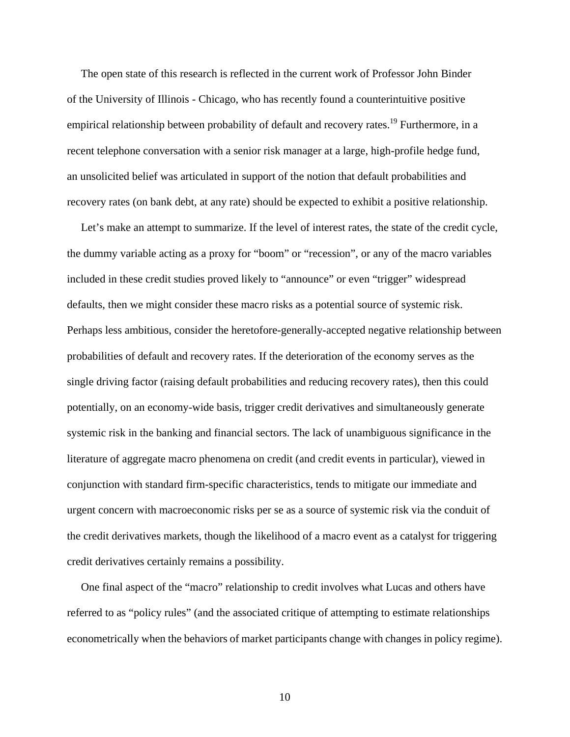The open state of this research is reflected in the current work of Professor John Binder of the University of Illinois - Chicago, who has recently found a counterintuitive positive empirical relationship between probability of default and recovery rates.[19] Furthermore, in a recent telephone conversation with a senior risk manager at a large, high-profile hedge fund, an unsolicited belief was articulated in support of the notion that default probabilities and recovery rates (on bank debt, at any rate) should be expected to exhibit a positive relationship.

Let's make an attempt to summarize. If the level of interest rates, the state of the credit cycle, the dummy variable acting as a proxy for "boom" or "recession", or any of the macro variables included in these credit studies proved likely to "announce" or even "trigger" widespread defaults, then we might consider these macro risks as a potential source of systemic risk. Perhaps less ambitious, consider the heretofore-generally-accepted negative relationship between probabilities of default and recovery rates. If the deterioration of the economy serves as the single driving factor (raising default probabilities and reducing recovery rates), then this could potentially, on an economy-wide basis, trigger credit derivatives and simultaneously generate systemic risk in the banking and financial sectors. The lack of unambiguous significance in the literature of aggregate macro phenomena on credit (and credit events in particular), viewed in conjunction with standard firm-specific characteristics, tends to mitigate our immediate and urgent concern with macroeconomic risks per se as a source of systemic risk via the conduit of the credit derivatives markets, though the likelihood of a macro event as a catalyst for triggering credit derivatives certainly remains a possibility.

One final aspect of the "macro" relationship to credit involves what Lucas and others have referred to as "policy rules" (and the associated critique of attempting to estimate relationships econometrically when the behaviors of market participants change with changes in policy regime).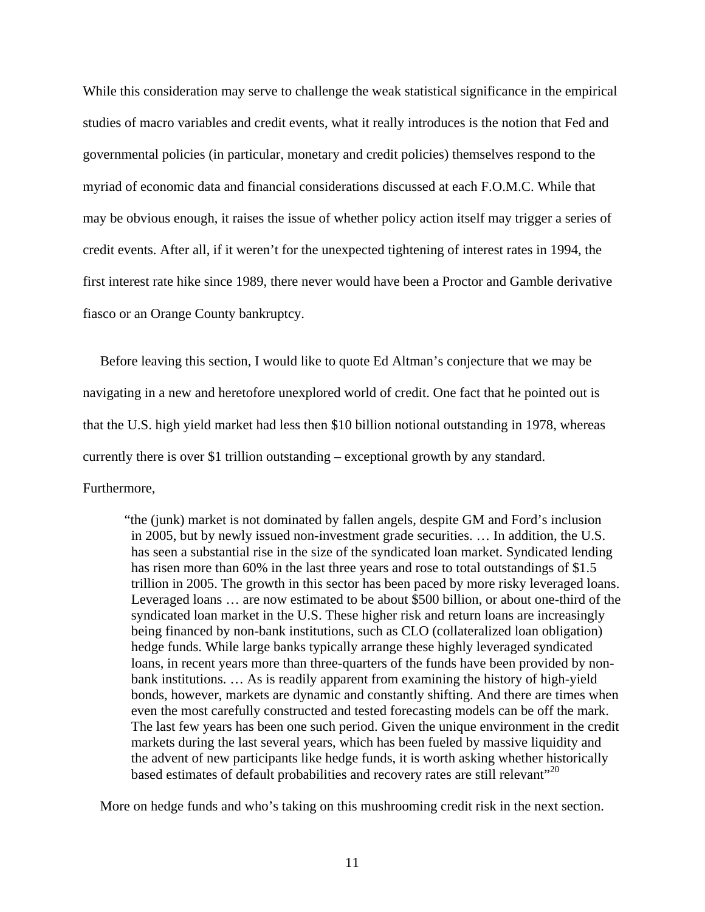While this consideration may serve to challenge the weak statistical significance in the empirical studies of macro variables and credit events, what it really introduces is the notion that Fed and governmental policies (in particular, monetary and credit policies) themselves respond to the myriad of economic data and financial considerations discussed at each F.O.M.C. While that may be obvious enough, it raises the issue of whether policy action itself may trigger a series of credit events. After all, if it weren't for the unexpected tightening of interest rates in 1994, the first interest rate hike since 1989, there never would have been a Proctor and Gamble derivative fiasco or an Orange County bankruptcy.

Before leaving this section, I would like to quote Ed Altman's conjecture that we may be navigating in a new and heretofore unexplored world of credit. One fact that he pointed out is that the U.S. high yield market had less then $10 billion notional outstanding in 1978, whereas currently there is over $1 trillion outstanding – exceptional growth by any standard. Furthermore,

> "the (junk) market is not dominated by fallen angels, despite GM and Ford's inclusion in 2005, but by newly issued non-investment grade securities. … In addition, the U.S. has seen a substantial rise in the size of the syndicated loan market. Syndicated lending has risen more than 60% in the last three years and rose to total outstandings of $1.5 trillion in 2005. The growth in this sector has been paced by more risky leveraged loans. Leveraged loans … are now estimated to be about $500 billion, or about one-third of the syndicated loan market in the U.S. These higher risk and return loans are increasingly being financed by non-bank institutions, such as CLO (collateralized loan obligation) hedge funds. While large banks typically arrange these highly leveraged syndicated loans, in recent years more than three-quarters of the funds have been provided by non-bank institutions. … As is readily apparent from examining the history of high-yield bonds, however, markets are dynamic and constantly shifting. And there are times when even the most carefully constructed and tested forecasting models can be off the mark. The last few years has been one such period. Given the unique environment in the credit markets during the last several years, which has been fueled by massive liquidity and the advent of new participants like hedge funds, it is worth asking whether historically based estimates of default probabilities and recovery rates are still relevant"[20]

More on hedge funds and who's taking on this mushrooming credit risk in the next section.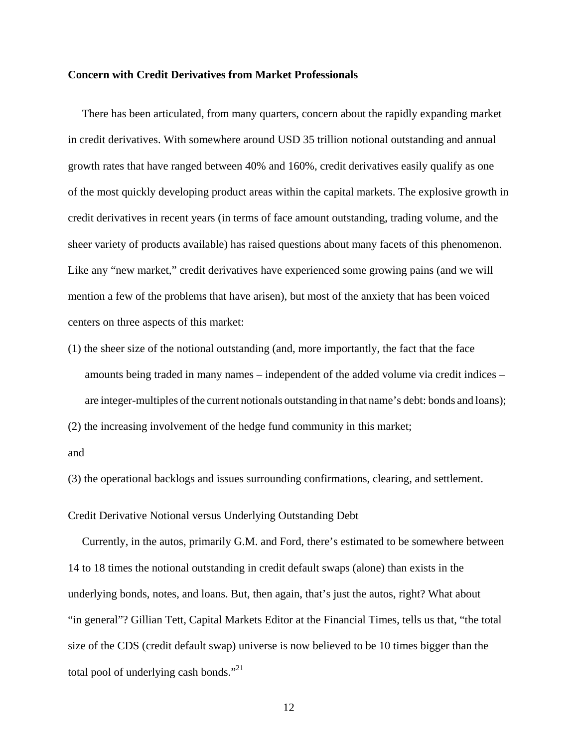**Concern with Credit Derivatives from Market Professionals**

There has been articulated, from many quarters, concern about the rapidly expanding market in credit derivatives. With somewhere around USD 35 trillion notional outstanding and annual growth rates that have ranged between 40% and 160%, credit derivatives easily qualify as one of the most quickly developing product areas within the capital markets. The explosive growth in credit derivatives in recent years (in terms of face amount outstanding, trading volume, and the sheer variety of products available) has raised questions about many facets of this phenomenon. Like any "new market," credit derivatives have experienced some growing pains (and we will mention a few of the problems that have arisen), but most of the anxiety that has been voiced centers on three aspects of this market:

(1) the sheer size of the notional outstanding (and, more importantly, the fact that the face amounts being traded in many names – independent of the added volume via credit indices – are integer-multiples of the current notionals outstanding in that name's debt: bonds and loans);

(2) the increasing involvement of the hedge fund community in this market;

and

(3) the operational backlogs and issues surrounding confirmations, clearing, and settlement.

Credit Derivative Notional versus Underlying Outstanding Debt

Currently, in the autos, primarily G.M. and Ford, there's estimated to be somewhere between 14 to 18 times the notional outstanding in credit default swaps (alone) than exists in the underlying bonds, notes, and loans. But, then again, that's just the autos, right? What about "in general"? Gillian Tett, Capital Markets Editor at the Financial Times, tells us that, "the total size of the CDS (credit default swap) universe is now believed to be 10 times bigger than the total pool of underlying cash bonds."[21]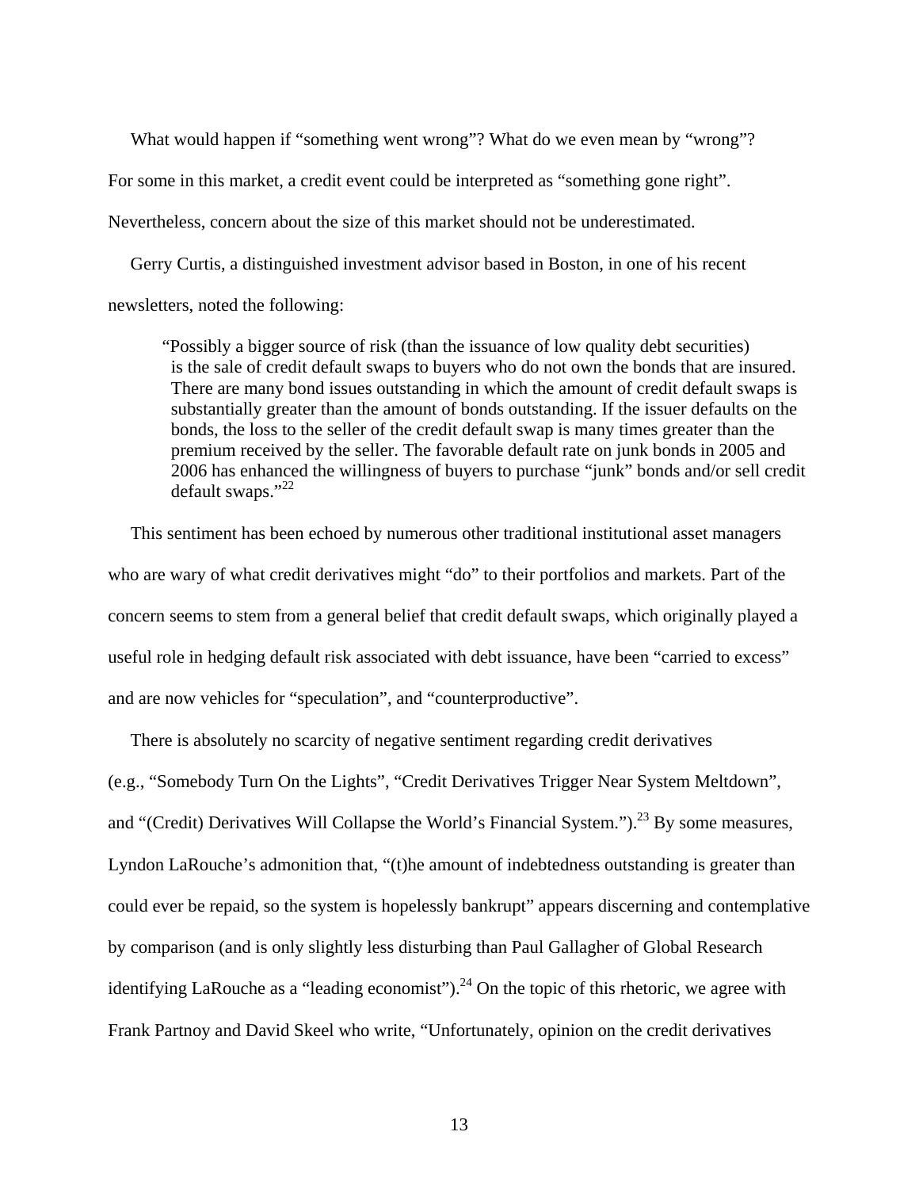What would happen if "something went wrong"? What do we even mean by "wrong"? For some in this market, a credit event could be interpreted as "something gone right". Nevertheless, concern about the size of this market should not be underestimated.

Gerry Curtis, a distinguished investment advisor based in Boston, in one of his recent newsletters, noted the following:

> "Possibly a bigger source of risk (than the issuance of low quality debt securities) is the sale of credit default swaps to buyers who do not own the bonds that are insured. There are many bond issues outstanding in which the amount of credit default swaps is substantially greater than the amount of bonds outstanding. If the issuer defaults on the bonds, the loss to the seller of the credit default swap is many times greater than the premium received by the seller. The favorable default rate on junk bonds in 2005 and 2006 has enhanced the willingness of buyers to purchase "junk" bonds and/or sell credit default swaps."[22]

This sentiment has been echoed by numerous other traditional institutional asset managers who are wary of what credit derivatives might "do" to their portfolios and markets. Part of the concern seems to stem from a general belief that credit default swaps, which originally played a useful role in hedging default risk associated with debt issuance, have been "carried to excess" and are now vehicles for "speculation", and "counterproductive".

There is absolutely no scarcity of negative sentiment regarding credit derivatives (e.g., "Somebody Turn On the Lights", "Credit Derivatives Trigger Near System Meltdown", and "(Credit) Derivatives Will Collapse the World's Financial System.").[23] By some measures, Lyndon LaRouche's admonition that, "(t)he amount of indebtedness outstanding is greater than could ever be repaid, so the system is hopelessly bankrupt" appears discerning and contemplative by comparison (and is only slightly less disturbing than Paul Gallagher of Global Research identifying LaRouche as a "leading economist").[24] On the topic of this rhetoric, we agree with Frank Partnoy and David Skeel who write, "Unfortunately, opinion on the credit derivatives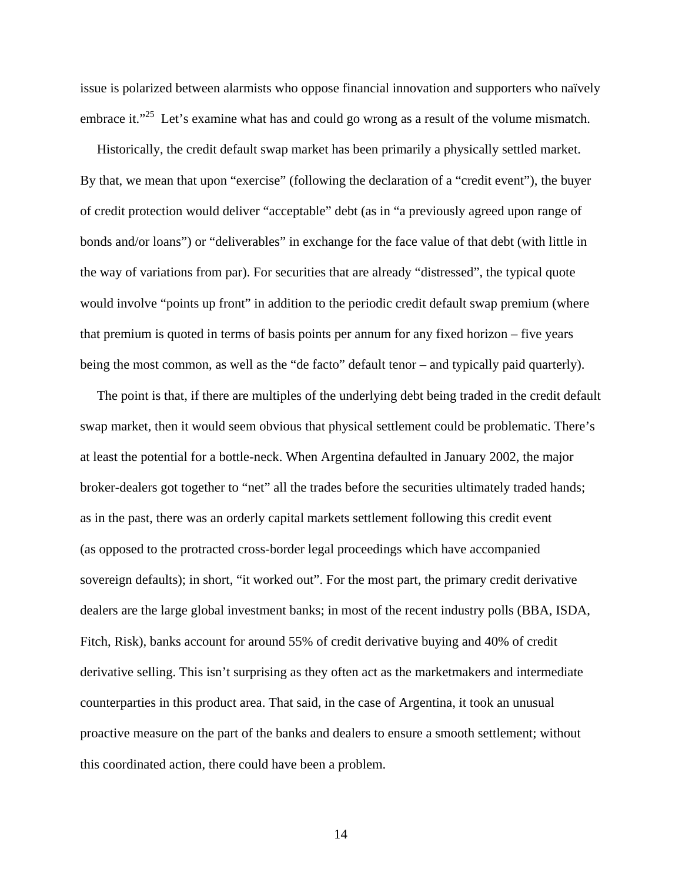issue is polarized between alarmists who oppose financial innovation and supporters who naïvely embrace it."[25] Let's examine what has and could go wrong as a result of the volume mismatch.

Historically, the credit default swap market has been primarily a physically settled market. By that, we mean that upon "exercise" (following the declaration of a "credit event"), the buyer of credit protection would deliver "acceptable" debt (as in "a previously agreed upon range of bonds and/or loans") or "deliverables" in exchange for the face value of that debt (with little in the way of variations from par). For securities that are already "distressed", the typical quote would involve "points up front" in addition to the periodic credit default swap premium (where that premium is quoted in terms of basis points per annum for any fixed horizon – five years being the most common, as well as the "de facto" default tenor – and typically paid quarterly).

The point is that, if there are multiples of the underlying debt being traded in the credit default swap market, then it would seem obvious that physical settlement could be problematic. There's at least the potential for a bottle-neck. When Argentina defaulted in January 2002, the major broker-dealers got together to "net" all the trades before the securities ultimately traded hands; as in the past, there was an orderly capital markets settlement following this credit event (as opposed to the protracted cross-border legal proceedings which have accompanied sovereign defaults); in short, "it worked out". For the most part, the primary credit derivative dealers are the large global investment banks; in most of the recent industry polls (BBA, ISDA, Fitch, Risk), banks account for around 55% of credit derivative buying and 40% of credit derivative selling. This isn't surprising as they often act as the marketmakers and intermediate counterparties in this product area. That said, in the case of Argentina, it took an unusual proactive measure on the part of the banks and dealers to ensure a smooth settlement; without this coordinated action, there could have been a problem.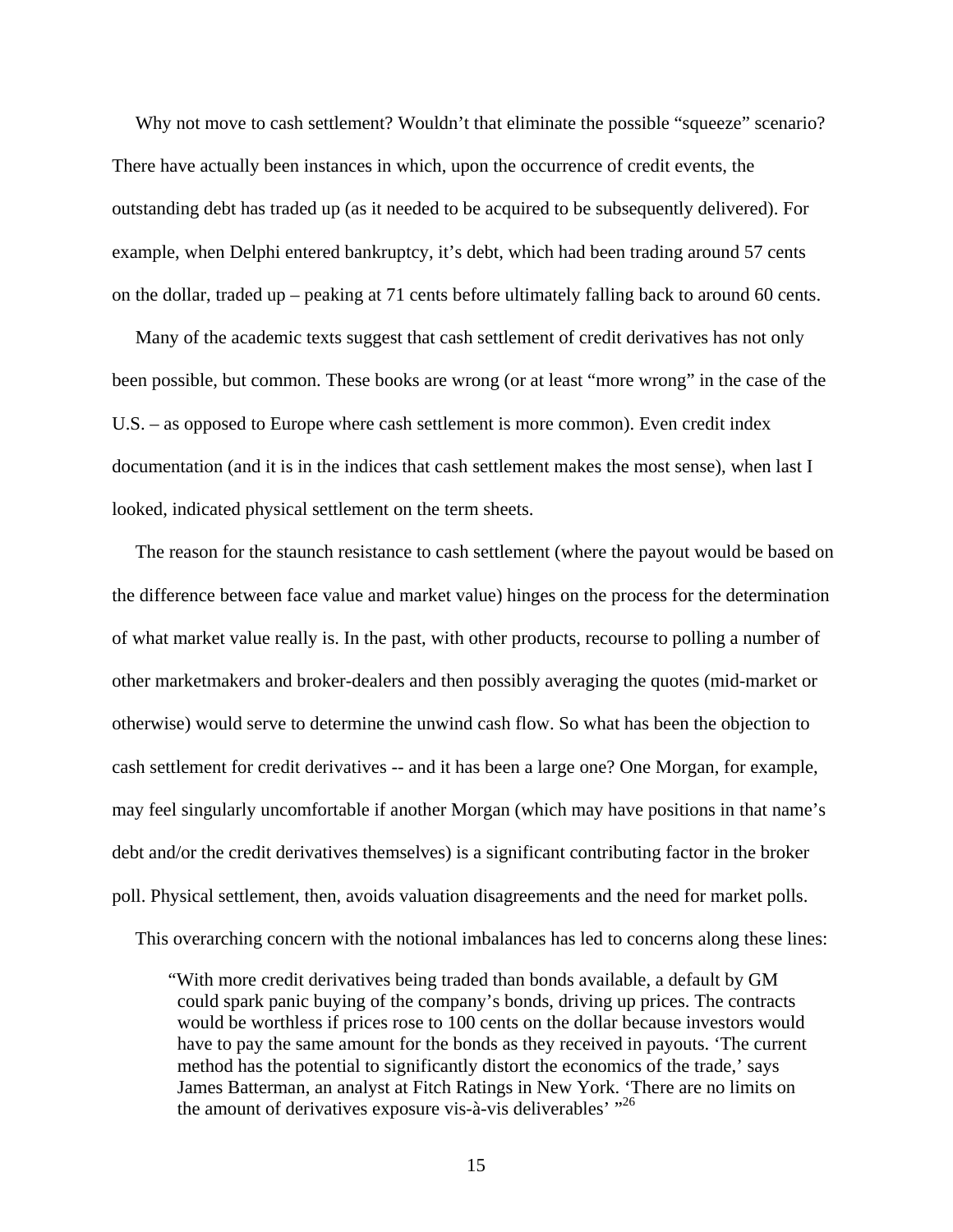Why not move to cash settlement? Wouldn't that eliminate the possible "squeeze" scenario? There have actually been instances in which, upon the occurrence of credit events, the outstanding debt has traded up (as it needed to be acquired to be subsequently delivered). For example, when Delphi entered bankruptcy, it's debt, which had been trading around 57 cents on the dollar, traded up – peaking at 71 cents before ultimately falling back to around 60 cents.

Many of the academic texts suggest that cash settlement of credit derivatives has not only been possible, but common. These books are wrong (or at least "more wrong" in the case of the U.S. – as opposed to Europe where cash settlement is more common). Even credit index documentation (and it is in the indices that cash settlement makes the most sense), when last I looked, indicated physical settlement on the term sheets.

The reason for the staunch resistance to cash settlement (where the payout would be based on the difference between face value and market value) hinges on the process for the determination of what market value really is. In the past, with other products, recourse to polling a number of other marketmakers and broker-dealers and then possibly averaging the quotes (mid-market or otherwise) would serve to determine the unwind cash flow. So what has been the objection to cash settlement for credit derivatives -- and it has been a large one? One Morgan, for example, may feel singularly uncomfortable if another Morgan (which may have positions in that name's debt and/or the credit derivatives themselves) is a significant contributing factor in the broker poll. Physical settlement, then, avoids valuation disagreements and the need for market polls.

This overarching concern with the notional imbalances has led to concerns along these lines:

> "With more credit derivatives being traded than bonds available, a default by GM could spark panic buying of the company's bonds, driving up prices. The contracts would be worthless if prices rose to 100 cents on the dollar because investors would have to pay the same amount for the bonds as they received in payouts. 'The current method has the potential to significantly distort the economics of the trade,' says James Batterman, an analyst at Fitch Ratings in New York. 'There are no limits on the amount of derivatives exposure vis-à-vis deliverables' "[26]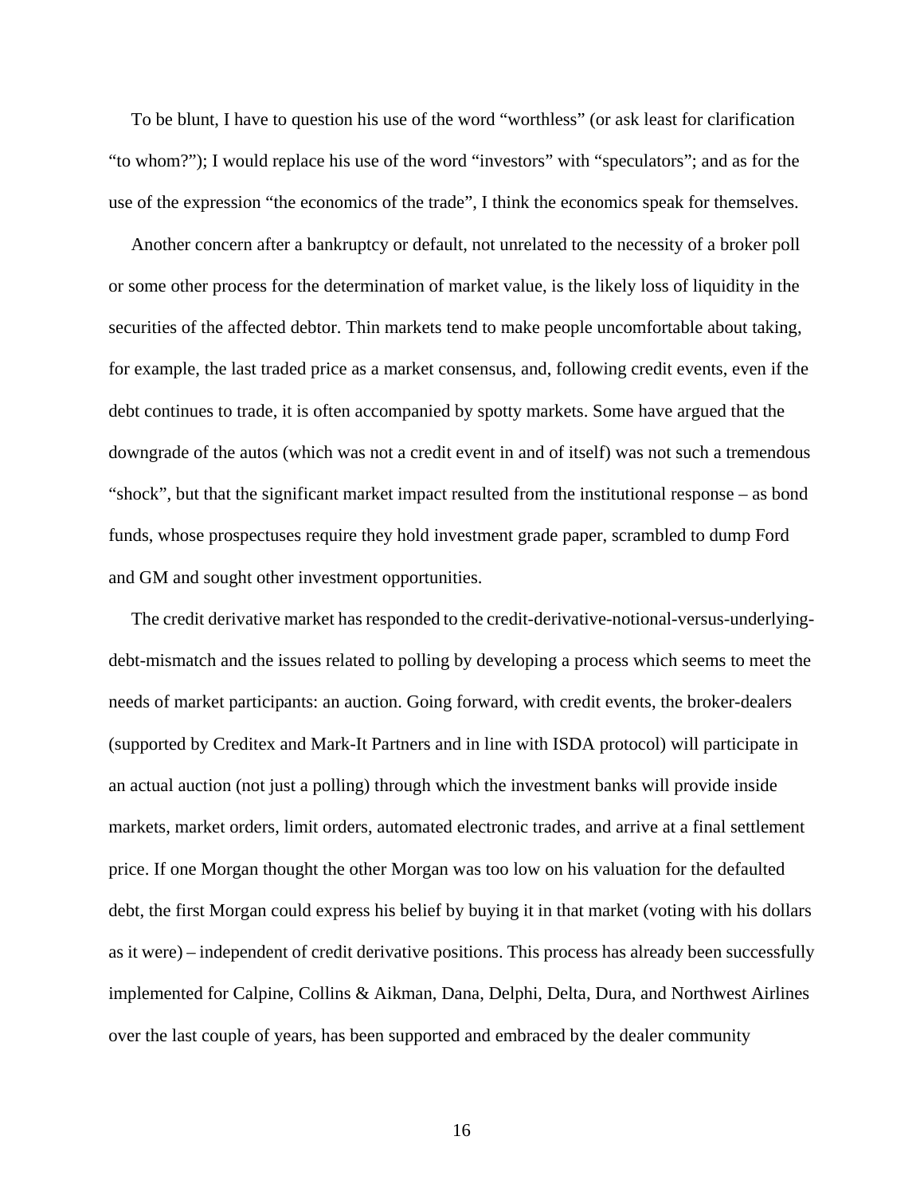To be blunt, I have to question his use of the word "worthless" (or ask least for clarification "to whom?"); I would replace his use of the word "investors" with "speculators"; and as for the use of the expression "the economics of the trade", I think the economics speak for themselves.

Another concern after a bankruptcy or default, not unrelated to the necessity of a broker poll or some other process for the determination of market value, is the likely loss of liquidity in the securities of the affected debtor. Thin markets tend to make people uncomfortable about taking, for example, the last traded price as a market consensus, and, following credit events, even if the debt continues to trade, it is often accompanied by spotty markets. Some have argued that the downgrade of the autos (which was not a credit event in and of itself) was not such a tremendous "shock", but that the significant market impact resulted from the institutional response – as bond funds, whose prospectuses require they hold investment grade paper, scrambled to dump Ford and GM and sought other investment opportunities.

The credit derivative market has responded to the credit-derivative-notional-versus-underlying-debt-mismatch and the issues related to polling by developing a process which seems to meet the needs of market participants: an auction. Going forward, with credit events, the broker-dealers (supported by Creditex and Mark-It Partners and in line with ISDA protocol) will participate in an actual auction (not just a polling) through which the investment banks will provide inside markets, market orders, limit orders, automated electronic trades, and arrive at a final settlement price. If one Morgan thought the other Morgan was too low on his valuation for the defaulted debt, the first Morgan could express his belief by buying it in that market (voting with his dollars as it were) – independent of credit derivative positions. This process has already been successfully implemented for Calpine, Collins & Aikman, Dana, Delphi, Delta, Dura, and Northwest Airlines over the last couple of years, has been supported and embraced by the dealer community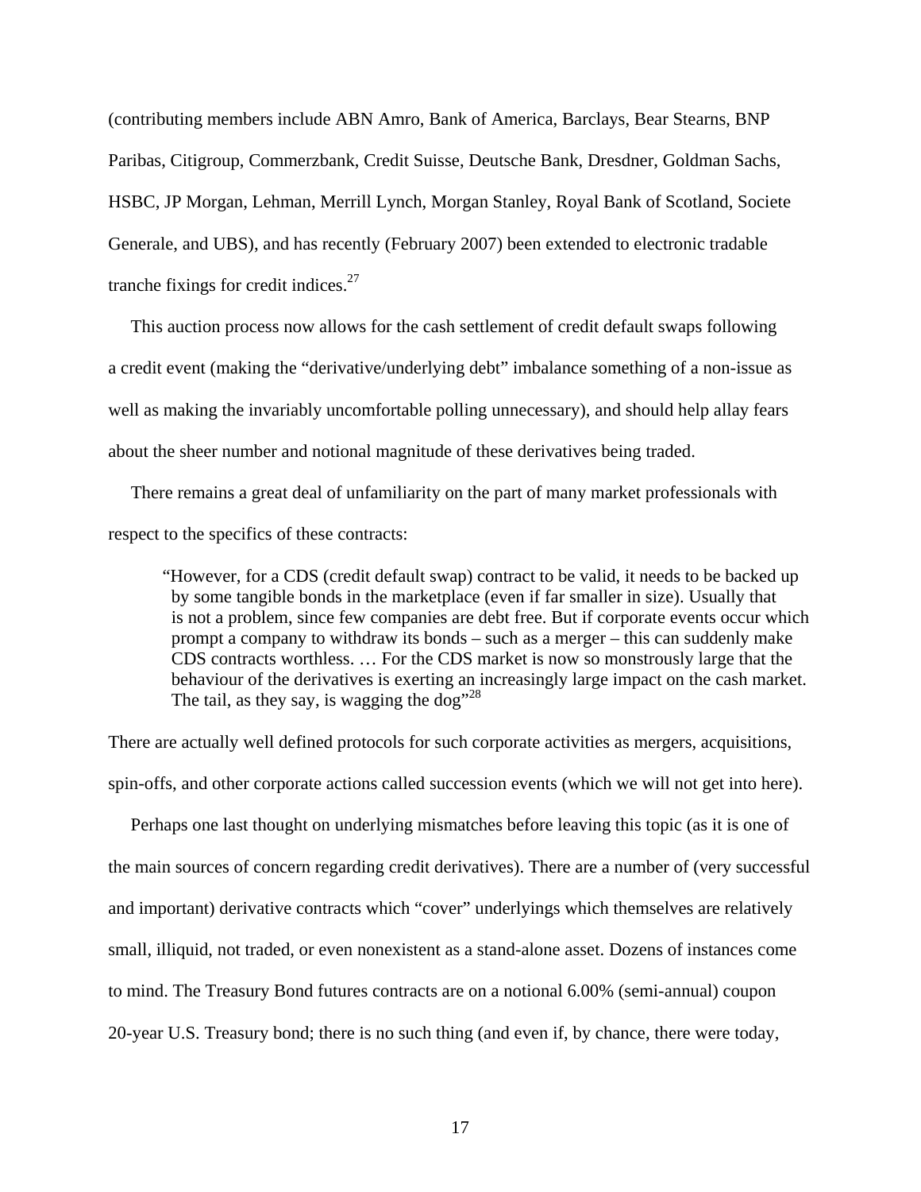(contributing members include ABN Amro, Bank of America, Barclays, Bear Stearns, BNP Paribas, Citigroup, Commerzbank, Credit Suisse, Deutsche Bank, Dresdner, Goldman Sachs, HSBC, JP Morgan, Lehman, Merrill Lynch, Morgan Stanley, Royal Bank of Scotland, Societe Generale, and UBS), and has recently (February 2007) been extended to electronic tradable tranche fixings for credit indices.[27]

This auction process now allows for the cash settlement of credit default swaps following a credit event (making the "derivative/underlying debt" imbalance something of a non-issue as well as making the invariably uncomfortable polling unnecessary), and should help allay fears about the sheer number and notional magnitude of these derivatives being traded.

There remains a great deal of unfamiliarity on the part of many market professionals with respect to the specifics of these contracts:

> "However, for a CDS (credit default swap) contract to be valid, it needs to be backed up by some tangible bonds in the marketplace (even if far smaller in size). Usually that is not a problem, since few companies are debt free. But if corporate events occur which prompt a company to withdraw its bonds – such as a merger – this can suddenly make CDS contracts worthless. … For the CDS market is now so monstrously large that the behaviour of the derivatives is exerting an increasingly large impact on the cash market. The tail, as they say, is wagging the dog"[28]

There are actually well defined protocols for such corporate activities as mergers, acquisitions, spin-offs, and other corporate actions called succession events (which we will not get into here).

Perhaps one last thought on underlying mismatches before leaving this topic (as it is one of the main sources of concern regarding credit derivatives). There are a number of (very successful and important) derivative contracts which "cover" underlyings which themselves are relatively small, illiquid, not traded, or even nonexistent as a stand-alone asset. Dozens of instances come to mind. The Treasury Bond futures contracts are on a notional 6.00% (semi-annual) coupon 20-year U.S. Treasury bond; there is no such thing (and even if, by chance, there were today,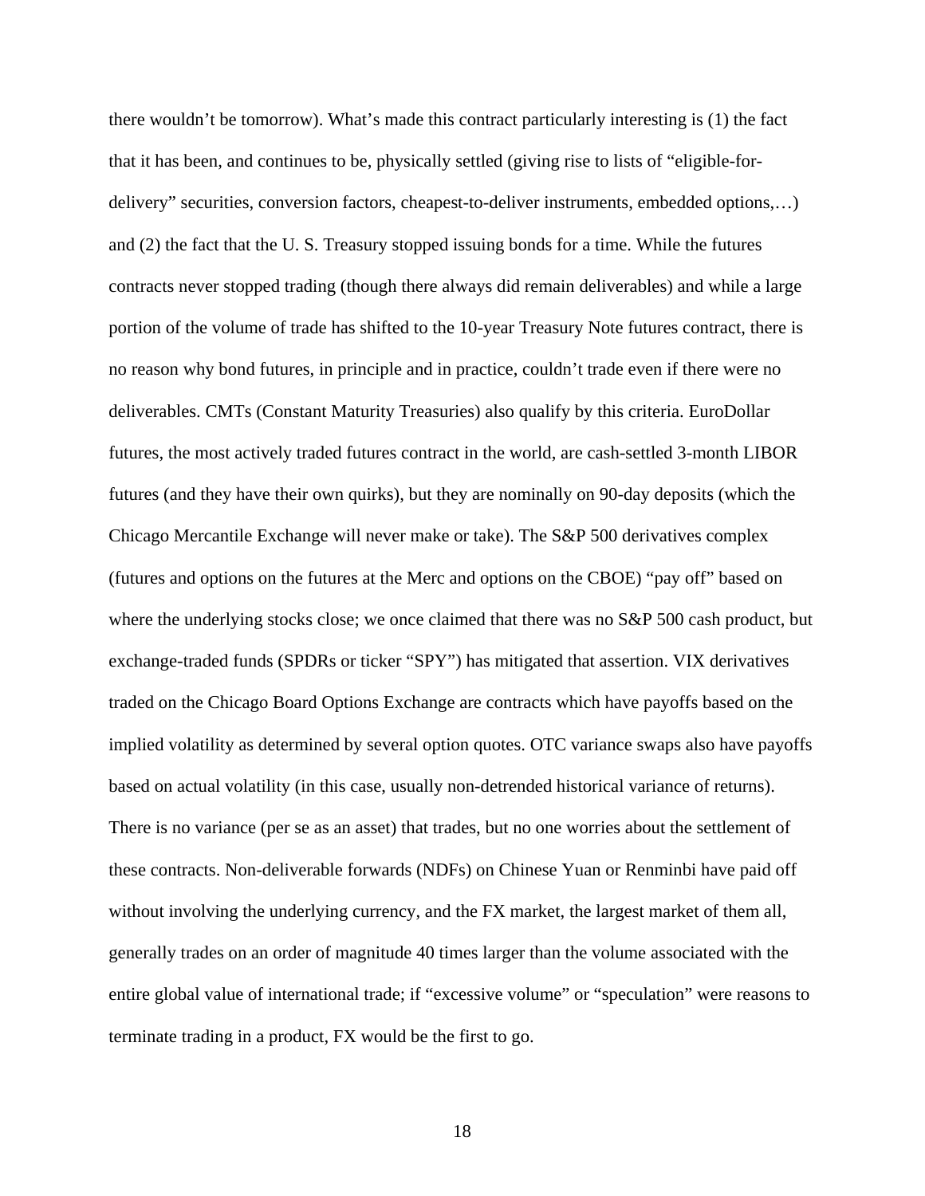there wouldn't be tomorrow). What's made this contract particularly interesting is (1) the fact that it has been, and continues to be, physically settled (giving rise to lists of "eligible-for-delivery" securities, conversion factors, cheapest-to-deliver instruments, embedded options,…) and (2) the fact that the U. S. Treasury stopped issuing bonds for a time. While the futures contracts never stopped trading (though there always did remain deliverables) and while a large portion of the volume of trade has shifted to the 10-year Treasury Note futures contract, there is no reason why bond futures, in principle and in practice, couldn't trade even if there were no deliverables. CMTs (Constant Maturity Treasuries) also qualify by this criteria. EuroDollar futures, the most actively traded futures contract in the world, are cash-settled 3-month LIBOR futures (and they have their own quirks), but they are nominally on 90-day deposits (which the Chicago Mercantile Exchange will never make or take). The S&P 500 derivatives complex (futures and options on the futures at the Merc and options on the CBOE) "pay off" based on where the underlying stocks close; we once claimed that there was no S&P 500 cash product, but exchange-traded funds (SPDRs or ticker "SPY") has mitigated that assertion. VIX derivatives traded on the Chicago Board Options Exchange are contracts which have payoffs based on the implied volatility as determined by several option quotes. OTC variance swaps also have payoffs based on actual volatility (in this case, usually non-detrended historical variance of returns). There is no variance (per se as an asset) that trades, but no one worries about the settlement of these contracts. Non-deliverable forwards (NDFs) on Chinese Yuan or Renminbi have paid off without involving the underlying currency, and the FX market, the largest market of them all, generally trades on an order of magnitude 40 times larger than the volume associated with the entire global value of international trade; if "excessive volume" or "speculation" were reasons to terminate trading in a product, FX would be the first to go.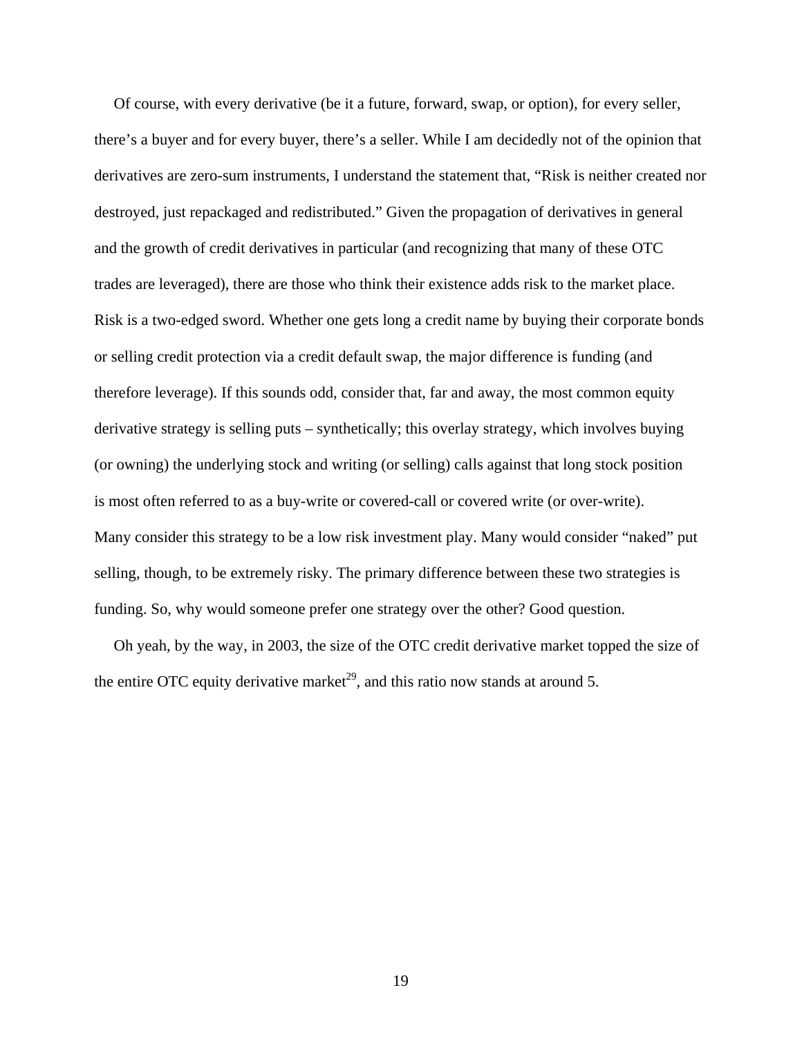Of course, with every derivative (be it a future, forward, swap, or option), for every seller, there's a buyer and for every buyer, there's a seller. While I am decidedly not of the opinion that derivatives are zero-sum instruments, I understand the statement that, "Risk is neither created nor destroyed, just repackaged and redistributed." Given the propagation of derivatives in general and the growth of credit derivatives in particular (and recognizing that many of these OTC trades are leveraged), there are those who think their existence adds risk to the market place. Risk is a two-edged sword. Whether one gets long a credit name by buying their corporate bonds or selling credit protection via a credit default swap, the major difference is funding (and therefore leverage). If this sounds odd, consider that, far and away, the most common equity derivative strategy is selling puts – synthetically; this overlay strategy, which involves buying (or owning) the underlying stock and writing (or selling) calls against that long stock position is most often referred to as a buy-write or covered-call or covered write (or over-write). Many consider this strategy to be a low risk investment play. Many would consider "naked" put selling, though, to be extremely risky. The primary difference between these two strategies is funding. So, why would someone prefer one strategy over the other? Good question.

Oh yeah, by the way, in 2003, the size of the OTC credit derivative market topped the size of the entire OTC equity derivative market[29], and this ratio now stands at around 5.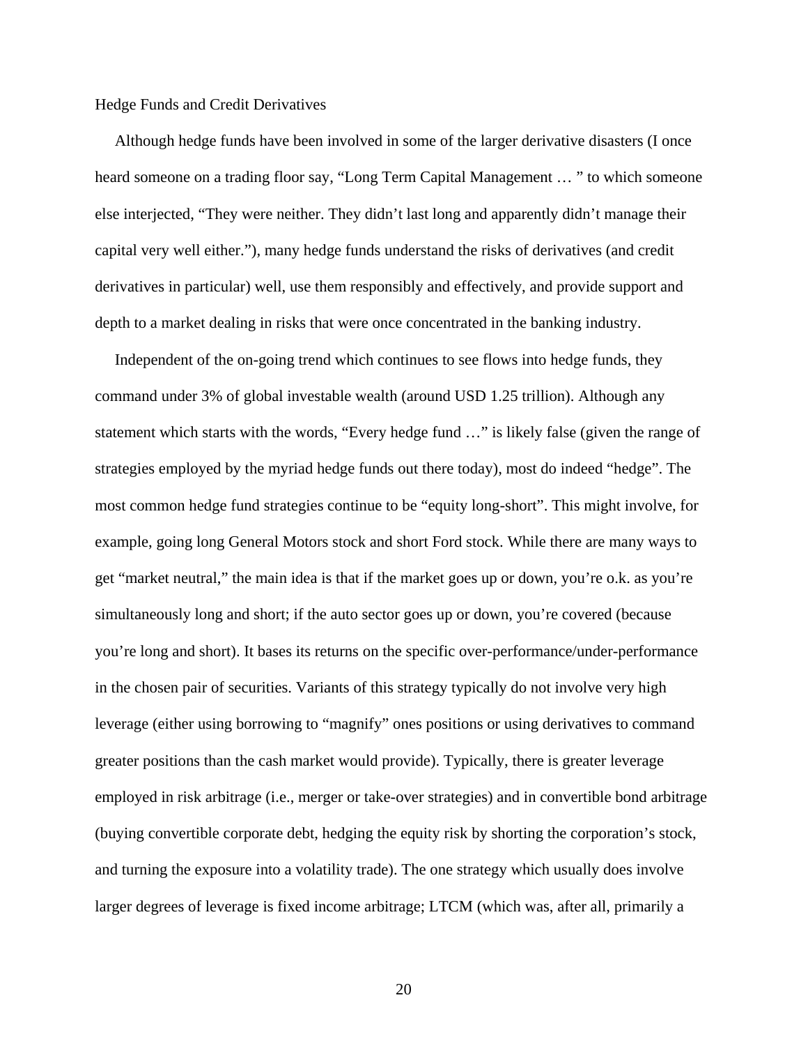## Hedge Funds and Credit Derivatives

Although hedge funds have been involved in some of the larger derivative disasters (I once heard someone on a trading floor say, "Long Term Capital Management … " to which someone else interjected, "They were neither. They didn't last long and apparently didn't manage their capital very well either."), many hedge funds understand the risks of derivatives (and credit derivatives in particular) well, use them responsibly and effectively, and provide support and depth to a market dealing in risks that were once concentrated in the banking industry.

Independent of the on-going trend which continues to see flows into hedge funds, they command under 3% of global investable wealth (around USD 1.25 trillion). Although any statement which starts with the words, "Every hedge fund …" is likely false (given the range of strategies employed by the myriad hedge funds out there today), most do indeed "hedge". The most common hedge fund strategies continue to be "equity long-short". This might involve, for example, going long General Motors stock and short Ford stock. While there are many ways to get "market neutral," the main idea is that if the market goes up or down, you're o.k. as you're simultaneously long and short; if the auto sector goes up or down, you're covered (because you're long and short). It bases its returns on the specific over-performance/under-performance in the chosen pair of securities. Variants of this strategy typically do not involve very high leverage (either using borrowing to "magnify" ones positions or using derivatives to command greater positions than the cash market would provide). Typically, there is greater leverage employed in risk arbitrage (i.e., merger or take-over strategies) and in convertible bond arbitrage (buying convertible corporate debt, hedging the equity risk by shorting the corporation's stock, and turning the exposure into a volatility trade). The one strategy which usually does involve larger degrees of leverage is fixed income arbitrage; LTCM (which was, after all, primarily a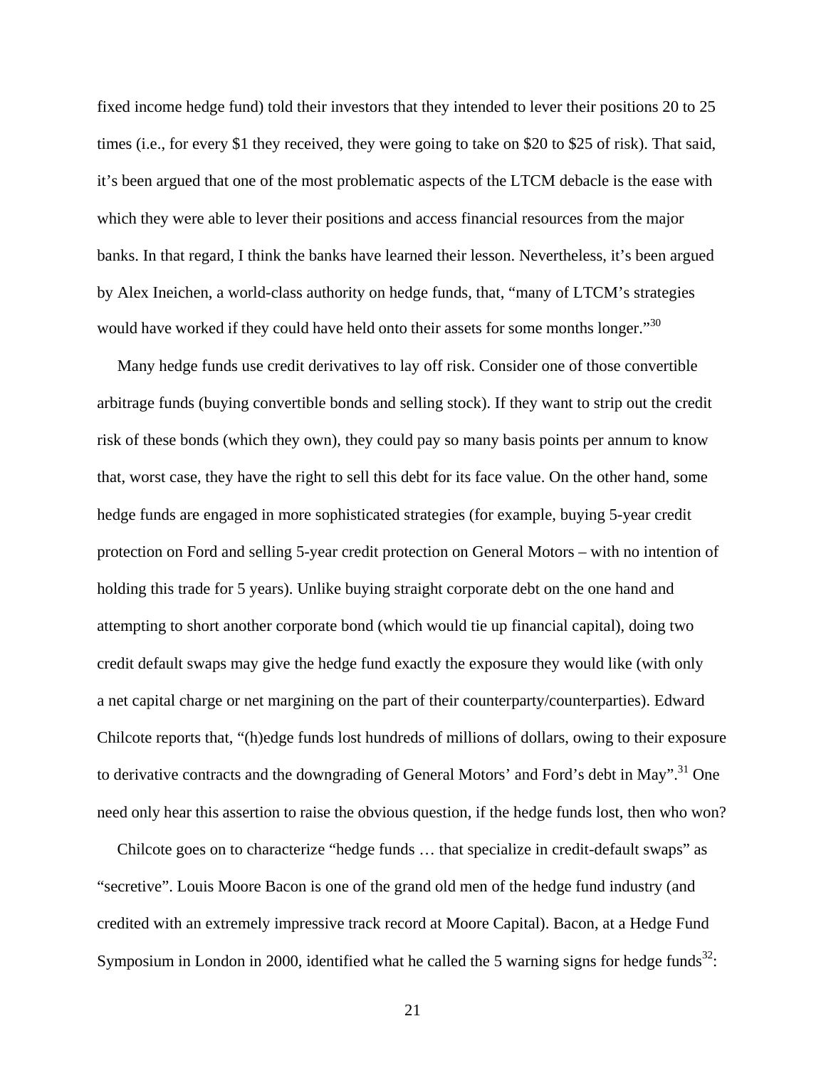fixed income hedge fund) told their investors that they intended to lever their positions 20 to 25 times (i.e., for every $1 they received, they were going to take on $20 to $25 of risk). That said, it's been argued that one of the most problematic aspects of the LTCM debacle is the ease with which they were able to lever their positions and access financial resources from the major banks. In that regard, I think the banks have learned their lesson. Nevertheless, it's been argued by Alex Ineichen, a world-class authority on hedge funds, that, "many of LTCM's strategies would have worked if they could have held onto their assets for some months longer."[30]

Many hedge funds use credit derivatives to lay off risk. Consider one of those convertible arbitrage funds (buying convertible bonds and selling stock). If they want to strip out the credit risk of these bonds (which they own), they could pay so many basis points per annum to know that, worst case, they have the right to sell this debt for its face value. On the other hand, some hedge funds are engaged in more sophisticated strategies (for example, buying 5-year credit protection on Ford and selling 5-year credit protection on General Motors – with no intention of holding this trade for 5 years). Unlike buying straight corporate debt on the one hand and attempting to short another corporate bond (which would tie up financial capital), doing two credit default swaps may give the hedge fund exactly the exposure they would like (with only a net capital charge or net margining on the part of their counterparty/counterparties). Edward Chilcote reports that, "(h)edge funds lost hundreds of millions of dollars, owing to their exposure to derivative contracts and the downgrading of General Motors' and Ford's debt in May".[31] One need only hear this assertion to raise the obvious question, if the hedge funds lost, then who won?

Chilcote goes on to characterize "hedge funds … that specialize in credit-default swaps" as "secretive". Louis Moore Bacon is one of the grand old men of the hedge fund industry (and credited with an extremely impressive track record at Moore Capital). Bacon, at a Hedge Fund Symposium in London in 2000, identified what he called the 5 warning signs for hedge funds[32]: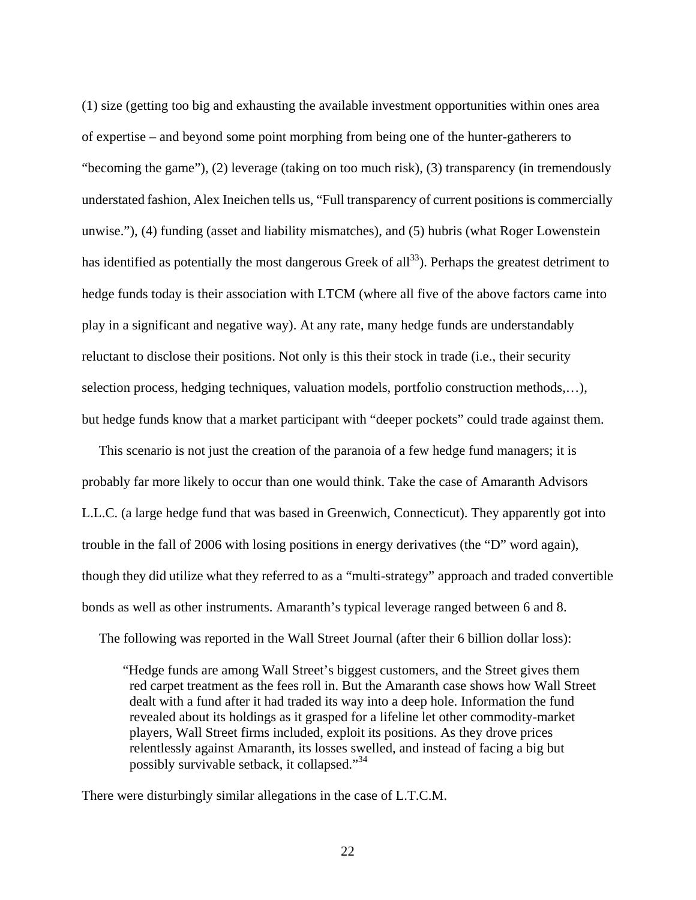(1) size (getting too big and exhausting the available investment opportunities within ones area of expertise – and beyond some point morphing from being one of the hunter-gatherers to "becoming the game"), (2) leverage (taking on too much risk), (3) transparency (in tremendously understated fashion, Alex Ineichen tells us, "Full transparency of current positions is commercially unwise."), (4) funding (asset and liability mismatches), and (5) hubris (what Roger Lowenstein has identified as potentially the most dangerous Greek of all[33]). Perhaps the greatest detriment to hedge funds today is their association with LTCM (where all five of the above factors came into play in a significant and negative way). At any rate, many hedge funds are understandably reluctant to disclose their positions. Not only is this their stock in trade (i.e., their security selection process, hedging techniques, valuation models, portfolio construction methods,…), but hedge funds know that a market participant with "deeper pockets" could trade against them.

This scenario is not just the creation of the paranoia of a few hedge fund managers; it is probably far more likely to occur than one would think. Take the case of Amaranth Advisors L.L.C. (a large hedge fund that was based in Greenwich, Connecticut). They apparently got into trouble in the fall of 2006 with losing positions in energy derivatives (the "D" word again), though they did utilize what they referred to as a "multi-strategy" approach and traded convertible bonds as well as other instruments. Amaranth's typical leverage ranged between 6 and 8.

The following was reported in the Wall Street Journal (after their 6 billion dollar loss):

> "Hedge funds are among Wall Street's biggest customers, and the Street gives them red carpet treatment as the fees roll in. But the Amaranth case shows how Wall Street dealt with a fund after it had traded its way into a deep hole. Information the fund revealed about its holdings as it grasped for a lifeline let other commodity-market players, Wall Street firms included, exploit its positions. As they drove prices relentlessly against Amaranth, its losses swelled, and instead of facing a big but possibly survivable setback, it collapsed."[34]

There were disturbingly similar allegations in the case of L.T.C.M.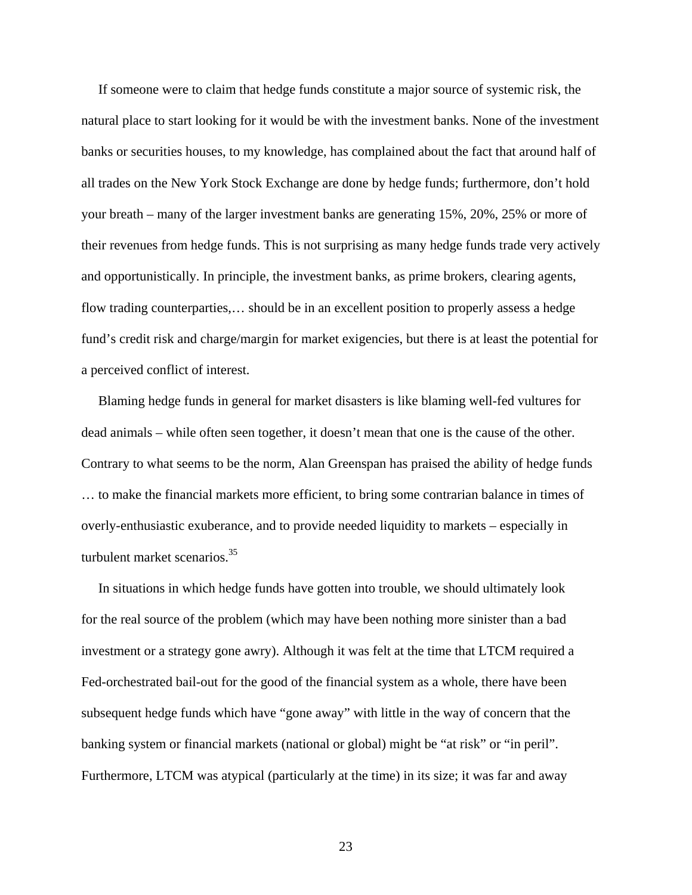If someone were to claim that hedge funds constitute a major source of systemic risk, the natural place to start looking for it would be with the investment banks. None of the investment banks or securities houses, to my knowledge, has complained about the fact that around half of all trades on the New York Stock Exchange are done by hedge funds; furthermore, don't hold your breath – many of the larger investment banks are generating 15%, 20%, 25% or more of their revenues from hedge funds. This is not surprising as many hedge funds trade very actively and opportunistically. In principle, the investment banks, as prime brokers, clearing agents, flow trading counterparties,… should be in an excellent position to properly assess a hedge fund's credit risk and charge/margin for market exigencies, but there is at least the potential for a perceived conflict of interest.

Blaming hedge funds in general for market disasters is like blaming well-fed vultures for dead animals – while often seen together, it doesn't mean that one is the cause of the other. Contrary to what seems to be the norm, Alan Greenspan has praised the ability of hedge funds … to make the financial markets more efficient, to bring some contrarian balance in times of overly-enthusiastic exuberance, and to provide needed liquidity to markets – especially in turbulent market scenarios.[35]

In situations in which hedge funds have gotten into trouble, we should ultimately look for the real source of the problem (which may have been nothing more sinister than a bad investment or a strategy gone awry). Although it was felt at the time that LTCM required a Fed-orchestrated bail-out for the good of the financial system as a whole, there have been subsequent hedge funds which have "gone away" with little in the way of concern that the banking system or financial markets (national or global) might be "at risk" or "in peril". Furthermore, LTCM was atypical (particularly at the time) in its size; it was far and away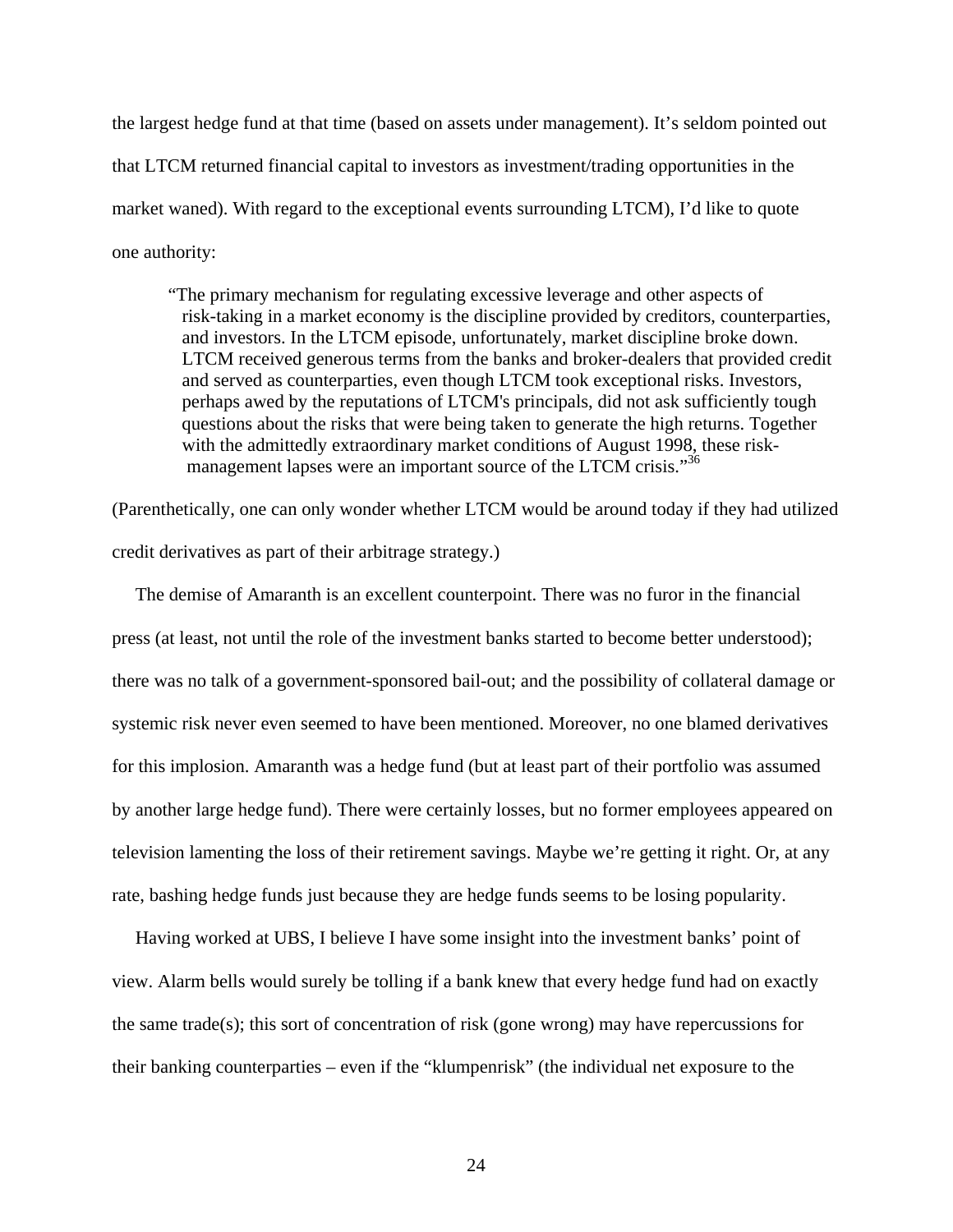the largest hedge fund at that time (based on assets under management). It's seldom pointed out that LTCM returned financial capital to investors as investment/trading opportunities in the market waned). With regard to the exceptional events surrounding LTCM), I'd like to quote one authority:

> "The primary mechanism for regulating excessive leverage and other aspects of risk-taking in a market economy is the discipline provided by creditors, counterparties, and investors. In the LTCM episode, unfortunately, market discipline broke down. LTCM received generous terms from the banks and broker-dealers that provided credit and served as counterparties, even though LTCM took exceptional risks. Investors, perhaps awed by the reputations of LTCM's principals, did not ask sufficiently tough questions about the risks that were being taken to generate the high returns. Together with the admittedly extraordinary market conditions of August 1998, these risk-management lapses were an important source of the LTCM crisis."[36]

(Parenthetically, one can only wonder whether LTCM would be around today if they had utilized credit derivatives as part of their arbitrage strategy.)

The demise of Amaranth is an excellent counterpoint. There was no furor in the financial press (at least, not until the role of the investment banks started to become better understood); there was no talk of a government-sponsored bail-out; and the possibility of collateral damage or systemic risk never even seemed to have been mentioned. Moreover, no one blamed derivatives for this implosion. Amaranth was a hedge fund (but at least part of their portfolio was assumed by another large hedge fund). There were certainly losses, but no former employees appeared on television lamenting the loss of their retirement savings. Maybe we're getting it right. Or, at any rate, bashing hedge funds just because they are hedge funds seems to be losing popularity.

Having worked at UBS, I believe I have some insight into the investment banks' point of view. Alarm bells would surely be tolling if a bank knew that every hedge fund had on exactly the same trade(s); this sort of concentration of risk (gone wrong) may have repercussions for their banking counterparties – even if the "klumpenrisk" (the individual net exposure to the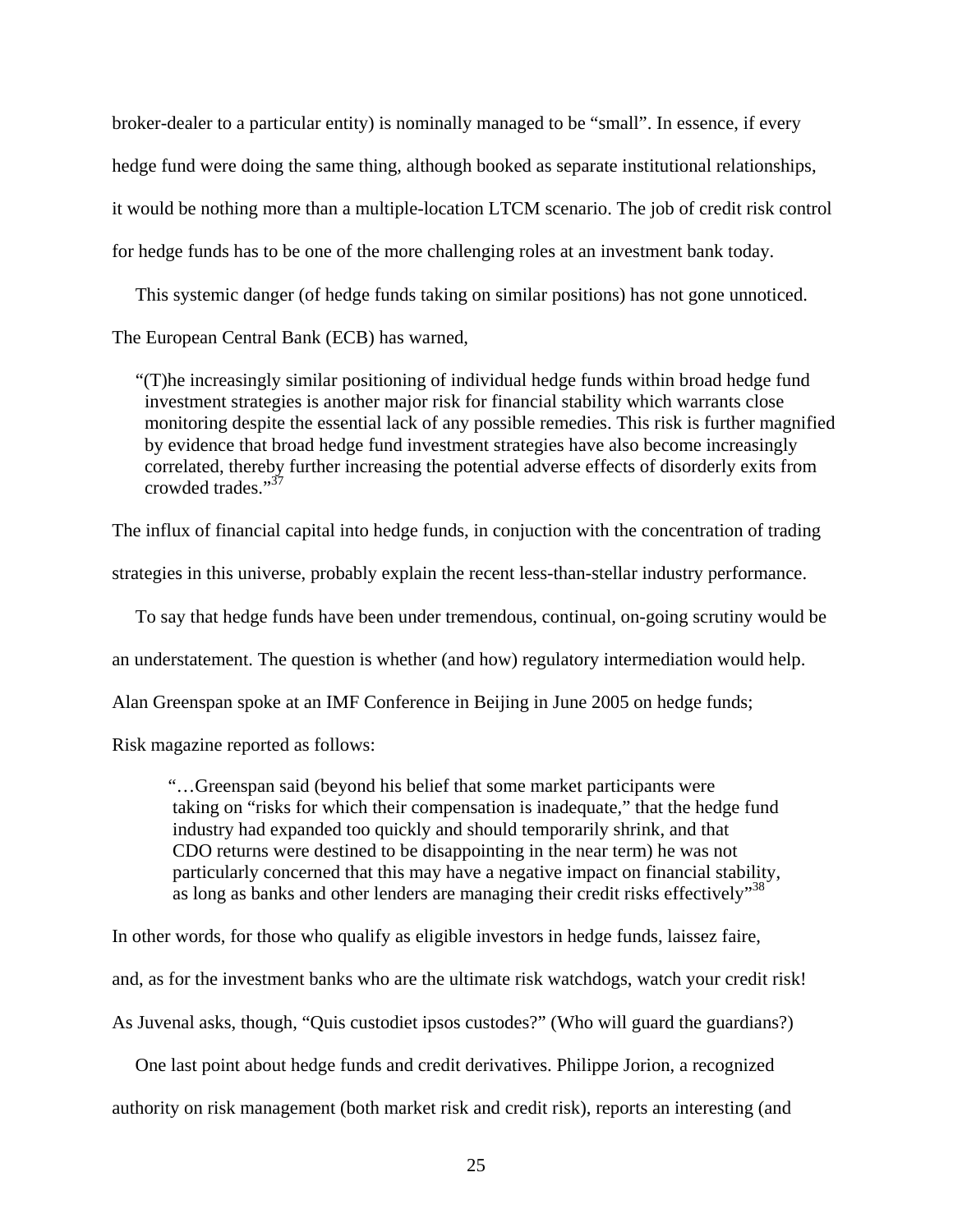broker-dealer to a particular entity) is nominally managed to be "small". In essence, if every hedge fund were doing the same thing, although booked as separate institutional relationships, it would be nothing more than a multiple-location LTCM scenario. The job of credit risk control for hedge funds has to be one of the more challenging roles at an investment bank today.

This systemic danger (of hedge funds taking on similar positions) has not gone unnoticed. The European Central Bank (ECB) has warned,

> "(T)he increasingly similar positioning of individual hedge funds within broad hedge fund investment strategies is another major risk for financial stability which warrants close monitoring despite the essential lack of any possible remedies. This risk is further magnified by evidence that broad hedge fund investment strategies have also become increasingly correlated, thereby further increasing the potential adverse effects of disorderly exits from crowded trades."[37]

The influx of financial capital into hedge funds, in conjuction with the concentration of trading strategies in this universe, probably explain the recent less-than-stellar industry performance.

To say that hedge funds have been under tremendous, continual, on-going scrutiny would be an understatement. The question is whether (and how) regulatory intermediation would help. Alan Greenspan spoke at an IMF Conference in Beijing in June 2005 on hedge funds; Risk magazine reported as follows:

> "…Greenspan said (beyond his belief that some market participants were taking on "risks for which their compensation is inadequate," that the hedge fund industry had expanded too quickly and should temporarily shrink, and that CDO returns were destined to be disappointing in the near term) he was not particularly concerned that this may have a negative impact on financial stability, as long as banks and other lenders are managing their credit risks effectively"[38]

In other words, for those who qualify as eligible investors in hedge funds, laissez faire, and, as for the investment banks who are the ultimate risk watchdogs, watch your credit risk! As Juvenal asks, though, "Quis custodiet ipsos custodes?" (Who will guard the guardians?)

One last point about hedge funds and credit derivatives. Philippe Jorion, a recognized authority on risk management (both market risk and credit risk), reports an interesting (and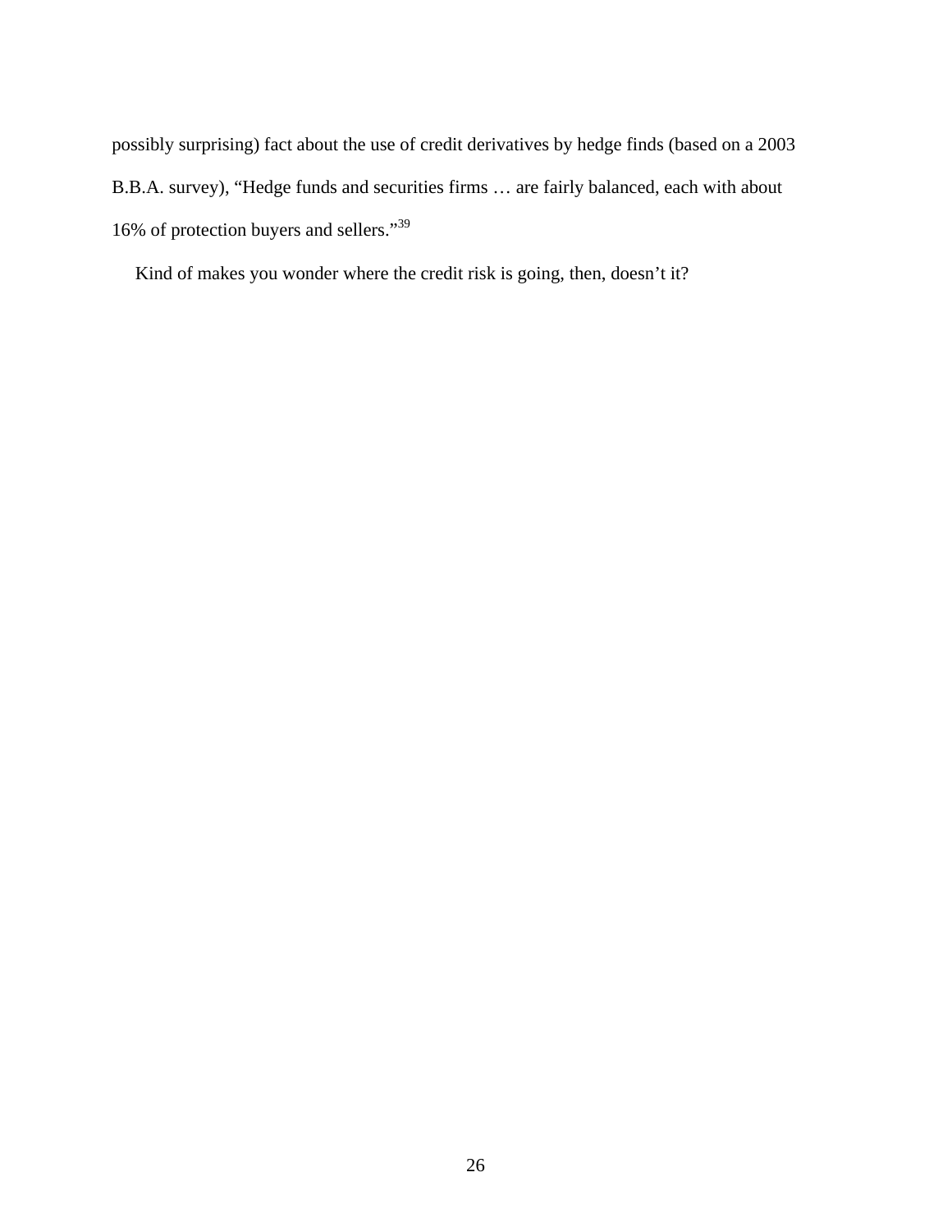possibly surprising) fact about the use of credit derivatives by hedge finds (based on a 2003 B.B.A. survey), "Hedge funds and securities firms … are fairly balanced, each with about 16% of protection buyers and sellers."[39]

Kind of makes you wonder where the credit risk is going, then, doesn't it?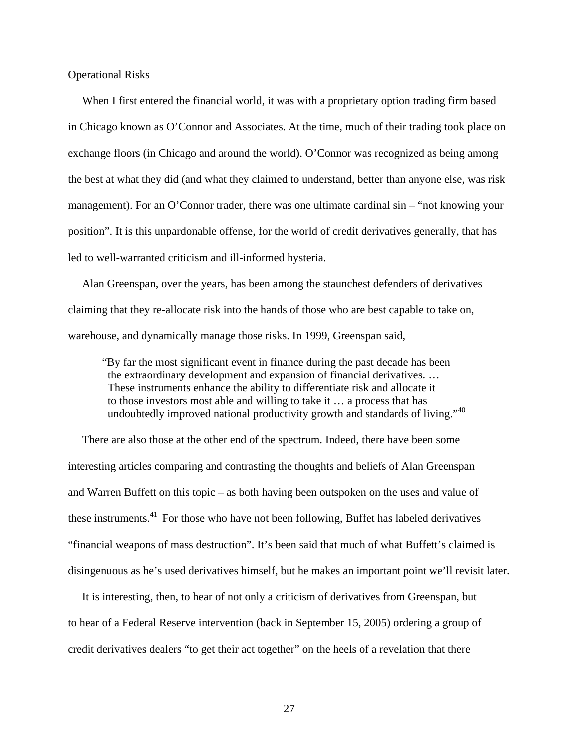## Operational Risks

When I first entered the financial world, it was with a proprietary option trading firm based in Chicago known as O'Connor and Associates. At the time, much of their trading took place on exchange floors (in Chicago and around the world). O'Connor was recognized as being among the best at what they did (and what they claimed to understand, better than anyone else, was risk management). For an O'Connor trader, there was one ultimate cardinal sin – "not knowing your position". It is this unpardonable offense, for the world of credit derivatives generally, that has led to well-warranted criticism and ill-informed hysteria.

Alan Greenspan, over the years, has been among the staunchest defenders of derivatives claiming that they re-allocate risk into the hands of those who are best capable to take on, warehouse, and dynamically manage those risks. In 1999, Greenspan said,

> "By far the most significant event in finance during the past decade has been the extraordinary development and expansion of financial derivatives. … These instruments enhance the ability to differentiate risk and allocate it to those investors most able and willing to take it … a process that has undoubtedly improved national productivity growth and standards of living."[40]

There are also those at the other end of the spectrum. Indeed, there have been some interesting articles comparing and contrasting the thoughts and beliefs of Alan Greenspan and Warren Buffett on this topic – as both having been outspoken on the uses and value of these instruments.[41] For those who have not been following, Buffet has labeled derivatives "financial weapons of mass destruction". It's been said that much of what Buffett's claimed is disingenuous as he's used derivatives himself, but he makes an important point we'll revisit later.

It is interesting, then, to hear of not only a criticism of derivatives from Greenspan, but to hear of a Federal Reserve intervention (back in September 15, 2005) ordering a group of credit derivatives dealers "to get their act together" on the heels of a revelation that there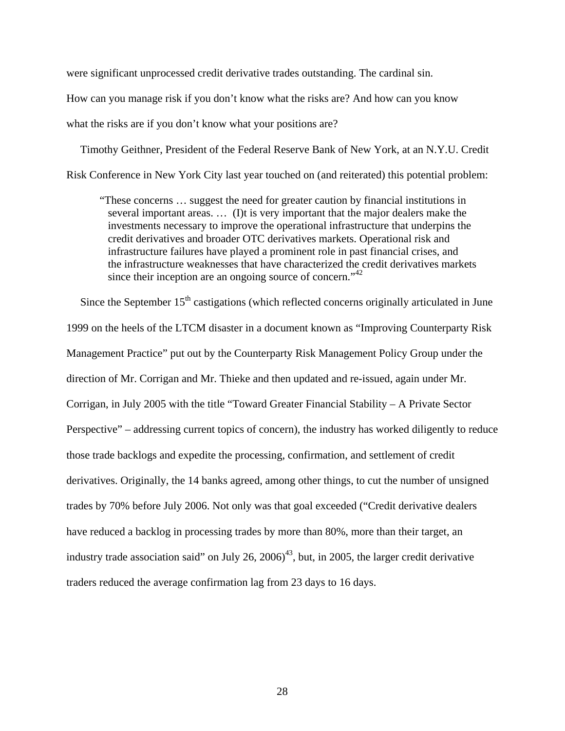were significant unprocessed credit derivative trades outstanding. The cardinal sin. How can you manage risk if you don't know what the risks are? And how can you know what the risks are if you don't know what your positions are?

Timothy Geithner, President of the Federal Reserve Bank of New York, at an N.Y.U. Credit Risk Conference in New York City last year touched on (and reiterated) this potential problem:

> "These concerns … suggest the need for greater caution by financial institutions in several important areas. … (I)t is very important that the major dealers make the investments necessary to improve the operational infrastructure that underpins the credit derivatives and broader OTC derivatives markets. Operational risk and infrastructure failures have played a prominent role in past financial crises, and the infrastructure weaknesses that have characterized the credit derivatives markets since their inception are an ongoing source of concern."[42]

Since the September 15th castigations (which reflected concerns originally articulated in June 1999 on the heels of the LTCM disaster in a document known as "Improving Counterparty Risk Management Practice" put out by the Counterparty Risk Management Policy Group under the direction of Mr. Corrigan and Mr. Thieke and then updated and re-issued, again under Mr. Corrigan, in July 2005 with the title "Toward Greater Financial Stability – A Private Sector Perspective" – addressing current topics of concern), the industry has worked diligently to reduce those trade backlogs and expedite the processing, confirmation, and settlement of credit derivatives. Originally, the 14 banks agreed, among other things, to cut the number of unsigned trades by 70% before July 2006. Not only was that goal exceeded ("Credit derivative dealers have reduced a backlog in processing trades by more than 80%, more than their target, an industry trade association said" on July 26, 2006)[43], but, in 2005, the larger credit derivative traders reduced the average confirmation lag from 23 days to 16 days.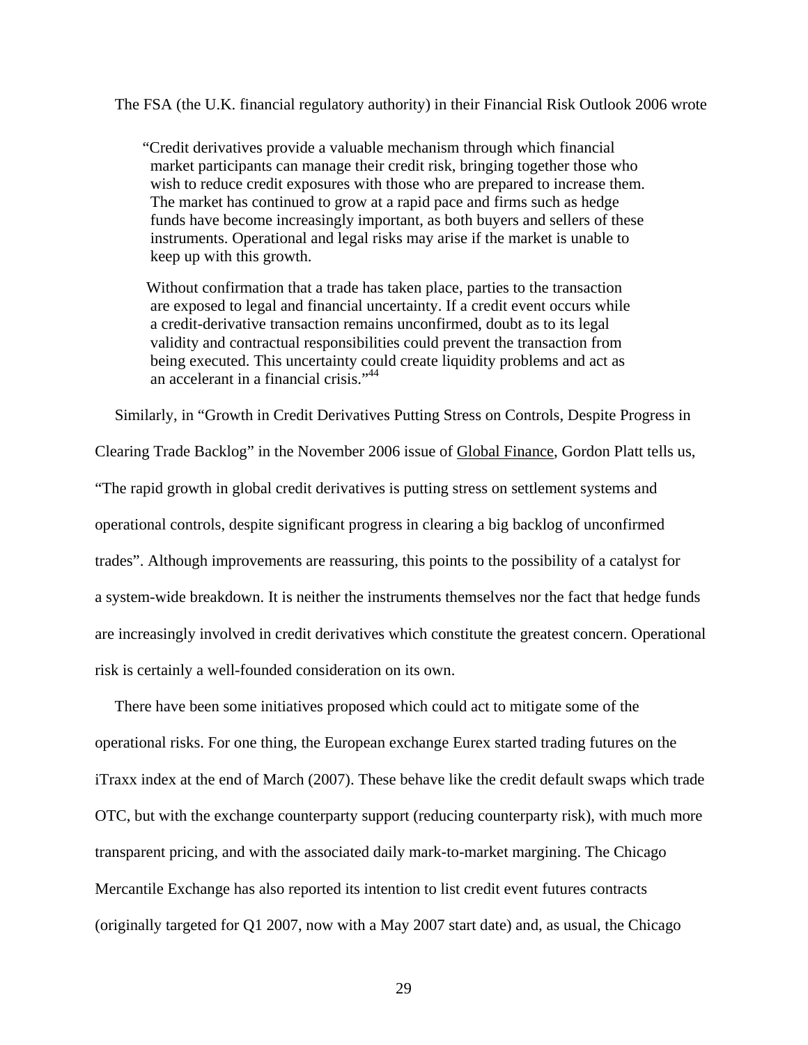The FSA (the U.K. financial regulatory authority) in their Financial Risk Outlook 2006 wrote

> "Credit derivatives provide a valuable mechanism through which financial market participants can manage their credit risk, bringing together those who wish to reduce credit exposures with those who are prepared to increase them. The market has continued to grow at a rapid pace and firms such as hedge funds have become increasingly important, as both buyers and sellers of these instruments. Operational and legal risks may arise if the market is unable to keep up with this growth.
>
> Without confirmation that a trade has taken place, parties to the transaction are exposed to legal and financial uncertainty. If a credit event occurs while a credit-derivative transaction remains unconfirmed, doubt as to its legal validity and contractual responsibilities could prevent the transaction from being executed. This uncertainty could create liquidity problems and act as an accelerant in a financial crisis."[44]

Similarly, in "Growth in Credit Derivatives Putting Stress on Controls, Despite Progress in Clearing Trade Backlog" in the November 2006 issue of Global Finance, Gordon Platt tells us, "The rapid growth in global credit derivatives is putting stress on settlement systems and operational controls, despite significant progress in clearing a big backlog of unconfirmed trades". Although improvements are reassuring, this points to the possibility of a catalyst for a system-wide breakdown. It is neither the instruments themselves nor the fact that hedge funds are increasingly involved in credit derivatives which constitute the greatest concern. Operational risk is certainly a well-founded consideration on its own.

There have been some initiatives proposed which could act to mitigate some of the operational risks. For one thing, the European exchange Eurex started trading futures on the iTraxx index at the end of March (2007). These behave like the credit default swaps which trade OTC, but with the exchange counterparty support (reducing counterparty risk), with much more transparent pricing, and with the associated daily mark-to-market margining. The Chicago Mercantile Exchange has also reported its intention to list credit event futures contracts (originally targeted for Q1 2007, now with a May 2007 start date) and, as usual, the Chicago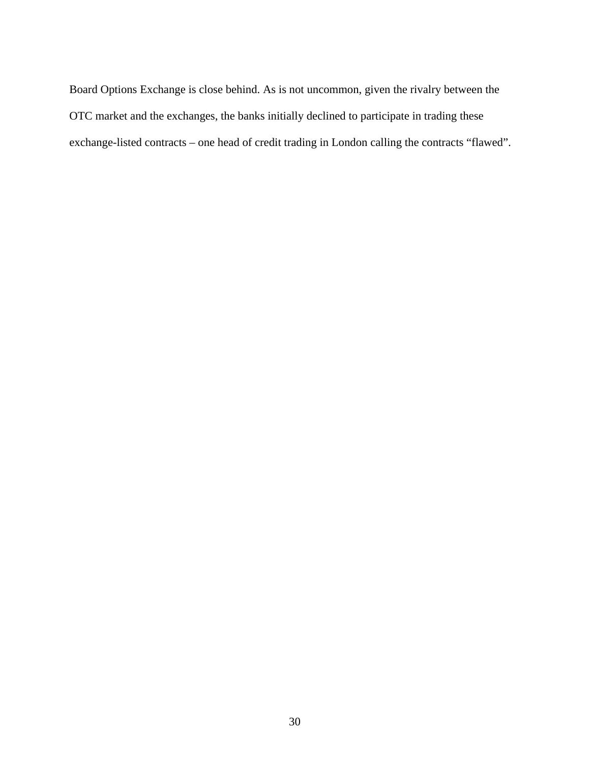Board Options Exchange is close behind. As is not uncommon, given the rivalry between the OTC market and the exchanges, the banks initially declined to participate in trading these exchange-listed contracts – one head of credit trading in London calling the contracts “flawed”.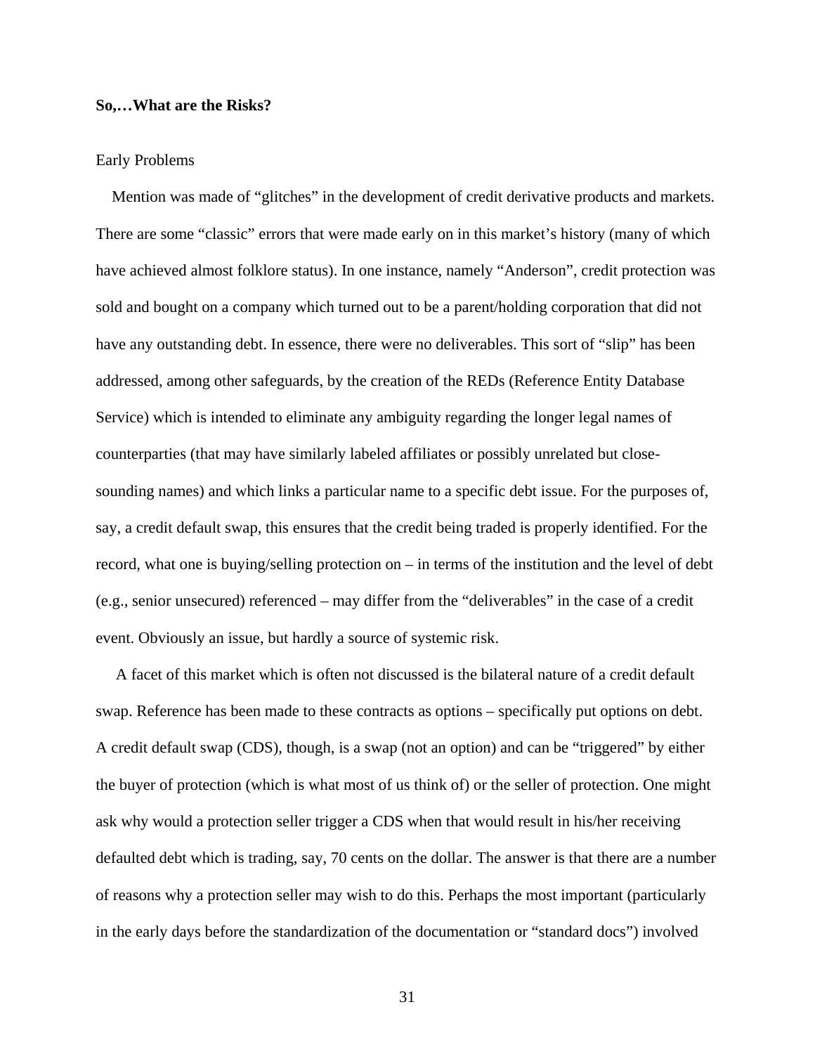**So,…What are the Risks?**

Early Problems

Mention was made of "glitches" in the development of credit derivative products and markets. There are some "classic" errors that were made early on in this market's history (many of which have achieved almost folklore status). In one instance, namely "Anderson", credit protection was sold and bought on a company which turned out to be a parent/holding corporation that did not have any outstanding debt. In essence, there were no deliverables. This sort of "slip" has been addressed, among other safeguards, by the creation of the REDs (Reference Entity Database Service) which is intended to eliminate any ambiguity regarding the longer legal names of counterparties (that may have similarly labeled affiliates or possibly unrelated but close-sounding names) and which links a particular name to a specific debt issue. For the purposes of, say, a credit default swap, this ensures that the credit being traded is properly identified. For the record, what one is buying/selling protection on – in terms of the institution and the level of debt (e.g., senior unsecured) referenced – may differ from the "deliverables" in the case of a credit event. Obviously an issue, but hardly a source of systemic risk.

A facet of this market which is often not discussed is the bilateral nature of a credit default swap. Reference has been made to these contracts as options – specifically put options on debt. A credit default swap (CDS), though, is a swap (not an option) and can be "triggered" by either the buyer of protection (which is what most of us think of) or the seller of protection. One might ask why would a protection seller trigger a CDS when that would result in his/her receiving defaulted debt which is trading, say, 70 cents on the dollar. The answer is that there are a number of reasons why a protection seller may wish to do this. Perhaps the most important (particularly in the early days before the standardization of the documentation or "standard docs") involved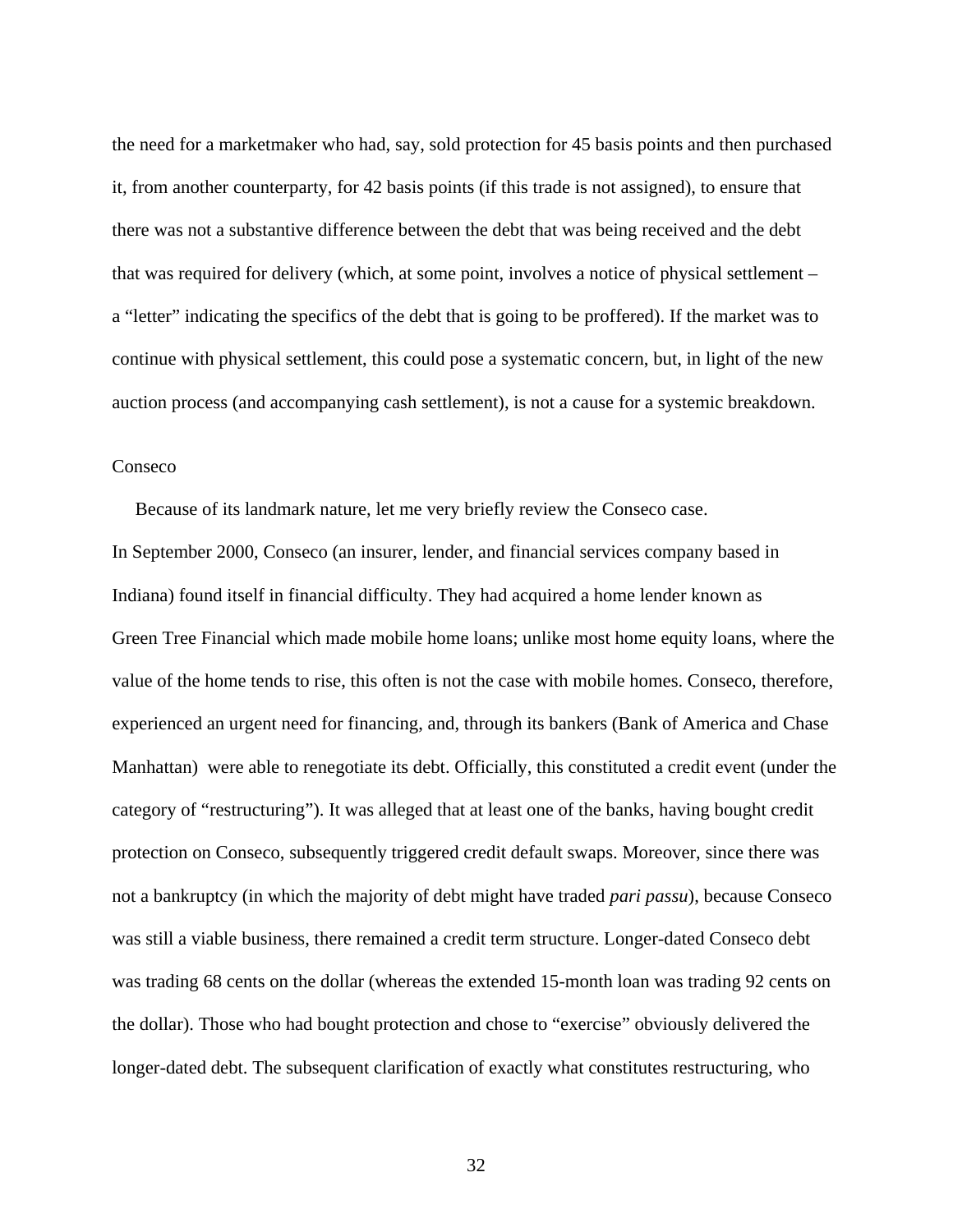the need for a marketmaker who had, say, sold protection for 45 basis points and then purchased it, from another counterparty, for 42 basis points (if this trade is not assigned), to ensure that there was not a substantive difference between the debt that was being received and the debt that was required for delivery (which, at some point, involves a notice of physical settlement – a "letter" indicating the specifics of the debt that is going to be proffered). If the market was to continue with physical settlement, this could pose a systematic concern, but, in light of the new auction process (and accompanying cash settlement), is not a cause for a systemic breakdown.

## Conseco

Because of its landmark nature, let me very briefly review the Conseco case. In September 2000, Conseco (an insurer, lender, and financial services company based in Indiana) found itself in financial difficulty. They had acquired a home lender known as Green Tree Financial which made mobile home loans; unlike most home equity loans, where the value of the home tends to rise, this often is not the case with mobile homes. Conseco, therefore, experienced an urgent need for financing, and, through its bankers (Bank of America and Chase Manhattan) were able to renegotiate its debt. Officially, this constituted a credit event (under the category of "restructuring"). It was alleged that at least one of the banks, having bought credit protection on Conseco, subsequently triggered credit default swaps. Moreover, since there was not a bankruptcy (in which the majority of debt might have traded *pari passu*), because Conseco was still a viable business, there remained a credit term structure. Longer-dated Conseco debt was trading 68 cents on the dollar (whereas the extended 15-month loan was trading 92 cents on the dollar). Those who had bought protection and chose to "exercise" obviously delivered the longer-dated debt. The subsequent clarification of exactly what constitutes restructuring, who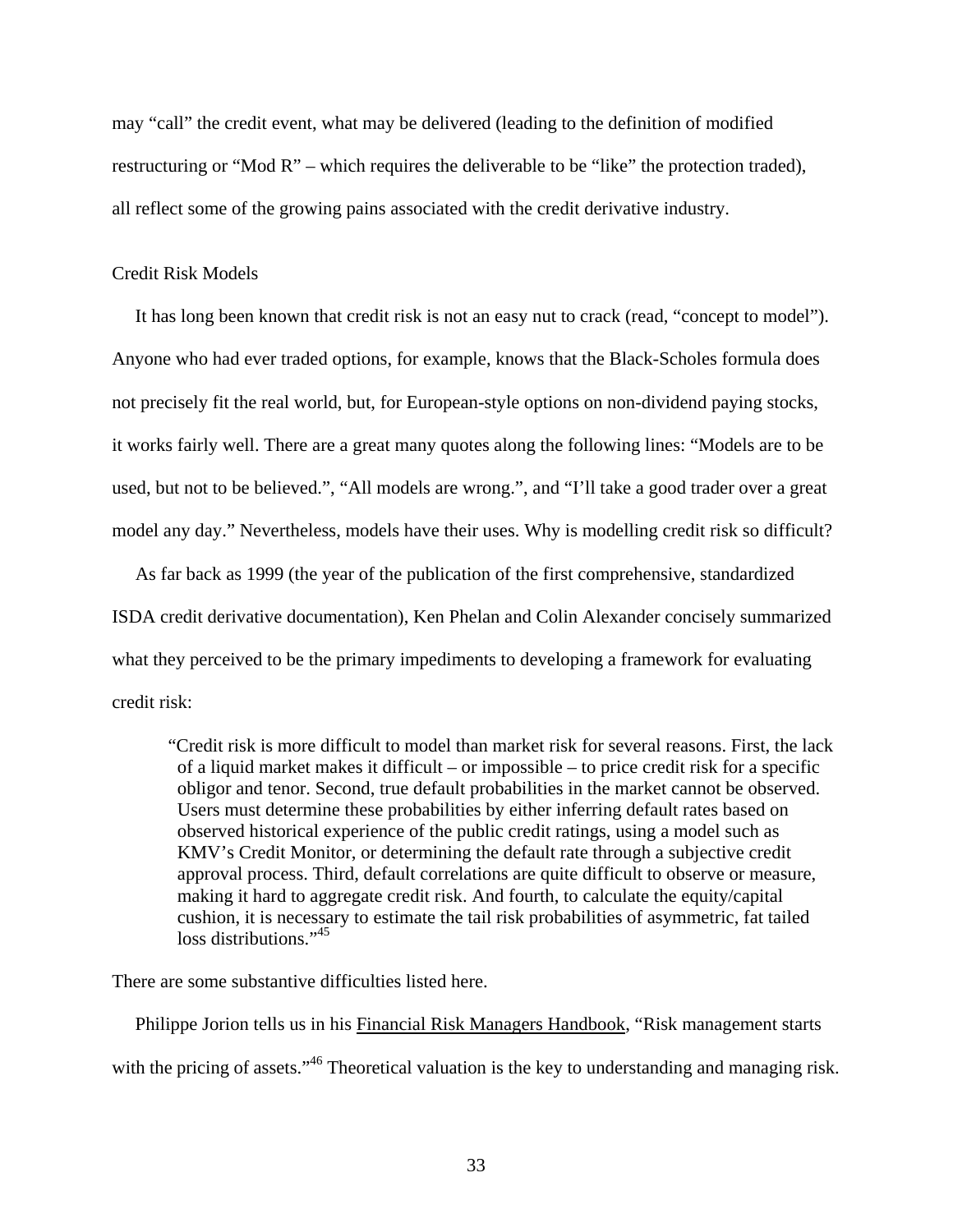may "call" the credit event, what may be delivered (leading to the definition of modified restructuring or "Mod R" – which requires the deliverable to be "like" the protection traded), all reflect some of the growing pains associated with the credit derivative industry.

## Credit Risk Models

It has long been known that credit risk is not an easy nut to crack (read, "concept to model"). Anyone who had ever traded options, for example, knows that the Black-Scholes formula does not precisely fit the real world, but, for European-style options on non-dividend paying stocks, it works fairly well. There are a great many quotes along the following lines: "Models are to be used, but not to be believed.", "All models are wrong.", and "I'll take a good trader over a great model any day." Nevertheless, models have their uses. Why is modelling credit risk so difficult?

As far back as 1999 (the year of the publication of the first comprehensive, standardized ISDA credit derivative documentation), Ken Phelan and Colin Alexander concisely summarized what they perceived to be the primary impediments to developing a framework for evaluating credit risk:

> "Credit risk is more difficult to model than market risk for several reasons. First, the lack of a liquid market makes it difficult – or impossible – to price credit risk for a specific obligor and tenor. Second, true default probabilities in the market cannot be observed. Users must determine these probabilities by either inferring default rates based on observed historical experience of the public credit ratings, using a model such as KMV's Credit Monitor, or determining the default rate through a subjective credit approval process. Third, default correlations are quite difficult to observe or measure, making it hard to aggregate credit risk. And fourth, to calculate the equity/capital cushion, it is necessary to estimate the tail risk probabilities of asymmetric, fat tailed loss distributions."[45]

There are some substantive difficulties listed here.

Philippe Jorion tells us in his Financial Risk Managers Handbook, "Risk management starts with the pricing of assets."[46] Theoretical valuation is the key to understanding and managing risk.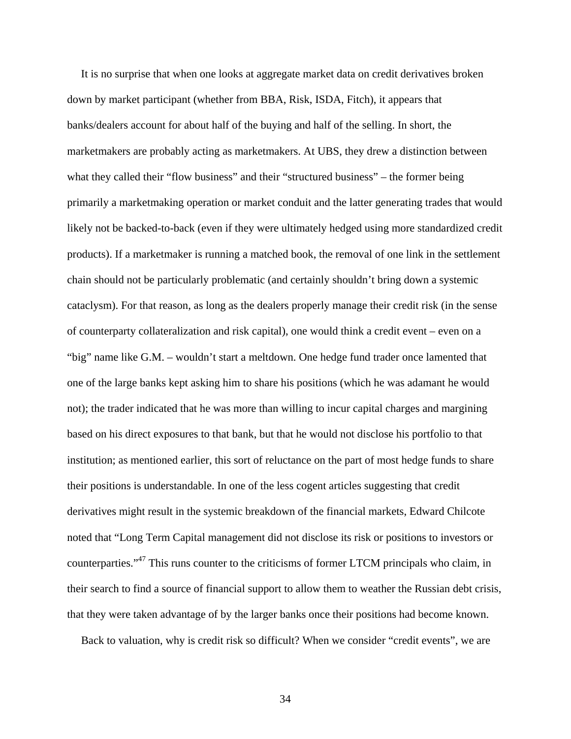It is no surprise that when one looks at aggregate market data on credit derivatives broken down by market participant (whether from BBA, Risk, ISDA, Fitch), it appears that banks/dealers account for about half of the buying and half of the selling. In short, the marketmakers are probably acting as marketmakers. At UBS, they drew a distinction between what they called their "flow business" and their "structured business" – the former being primarily a marketmaking operation or market conduit and the latter generating trades that would likely not be backed-to-back (even if they were ultimately hedged using more standardized credit products). If a marketmaker is running a matched book, the removal of one link in the settlement chain should not be particularly problematic (and certainly shouldn't bring down a systemic cataclysm). For that reason, as long as the dealers properly manage their credit risk (in the sense of counterparty collateralization and risk capital), one would think a credit event – even on a "big" name like G.M. – wouldn't start a meltdown. One hedge fund trader once lamented that one of the large banks kept asking him to share his positions (which he was adamant he would not); the trader indicated that he was more than willing to incur capital charges and margining based on his direct exposures to that bank, but that he would not disclose his portfolio to that institution; as mentioned earlier, this sort of reluctance on the part of most hedge funds to share their positions is understandable. In one of the less cogent articles suggesting that credit derivatives might result in the systemic breakdown of the financial markets, Edward Chilcote noted that "Long Term Capital management did not disclose its risk or positions to investors or counterparties."[47] This runs counter to the criticisms of former LTCM principals who claim, in their search to find a source of financial support to allow them to weather the Russian debt crisis, that they were taken advantage of by the larger banks once their positions had become known.

Back to valuation, why is credit risk so difficult? When we consider "credit events", we are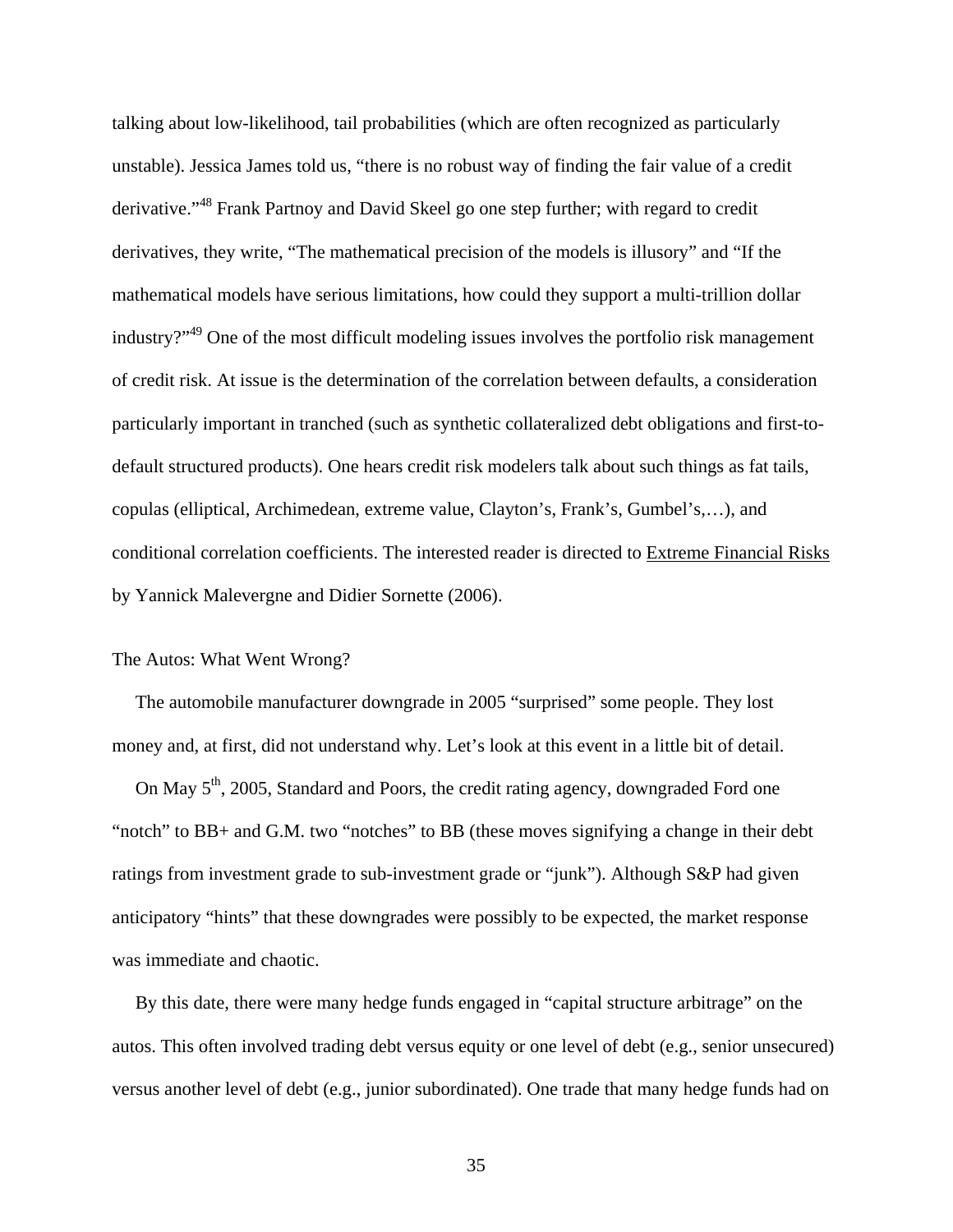talking about low-likelihood, tail probabilities (which are often recognized as particularly unstable). Jessica James told us, "there is no robust way of finding the fair value of a credit derivative."[48] Frank Partnoy and David Skeel go one step further; with regard to credit derivatives, they write, "The mathematical precision of the models is illusory" and "If the mathematical models have serious limitations, how could they support a multi-trillion dollar industry?"[49] One of the most difficult modeling issues involves the portfolio risk management of credit risk. At issue is the determination of the correlation between defaults, a consideration particularly important in tranched (such as synthetic collateralized debt obligations and first-to-default structured products). One hears credit risk modelers talk about such things as fat tails, copulas (elliptical, Archimedean, extreme value, Clayton's, Frank's, Gumbel's,…), and conditional correlation coefficients. The interested reader is directed to Extreme Financial Risks by Yannick Malevergne and Didier Sornette (2006).

## The Autos: What Went Wrong?

The automobile manufacturer downgrade in 2005 "surprised" some people. They lost money and, at first, did not understand why. Let's look at this event in a little bit of detail.

On May 5th, 2005, Standard and Poors, the credit rating agency, downgraded Ford one "notch" to BB+ and G.M. two "notches" to BB (these moves signifying a change in their debt ratings from investment grade to sub-investment grade or "junk"). Although S&P had given anticipatory "hints" that these downgrades were possibly to be expected, the market response was immediate and chaotic.

By this date, there were many hedge funds engaged in "capital structure arbitrage" on the autos. This often involved trading debt versus equity or one level of debt (e.g., senior unsecured) versus another level of debt (e.g., junior subordinated). One trade that many hedge funds had on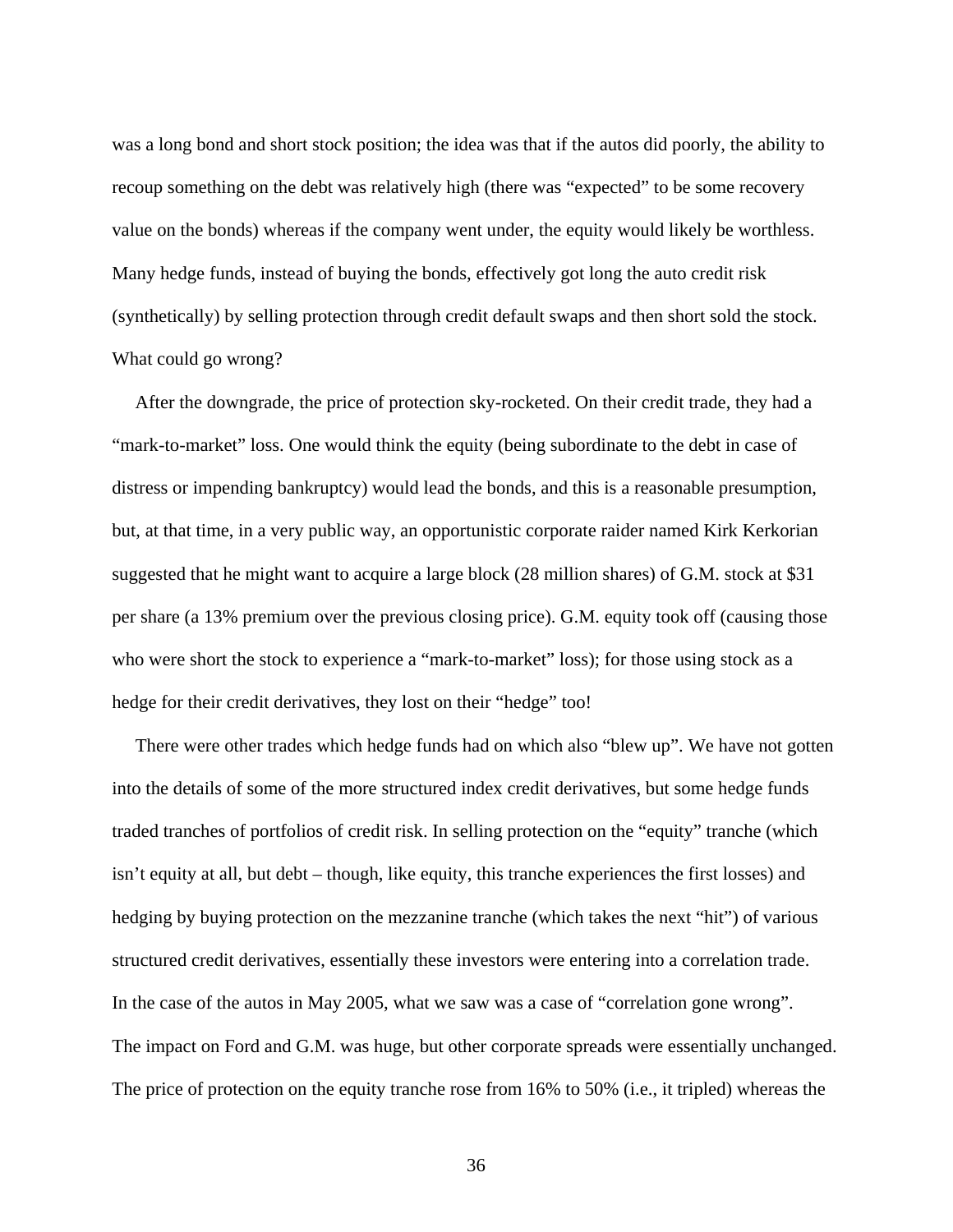was a long bond and short stock position; the idea was that if the autos did poorly, the ability to recoup something on the debt was relatively high (there was "expected" to be some recovery value on the bonds) whereas if the company went under, the equity would likely be worthless. Many hedge funds, instead of buying the bonds, effectively got long the auto credit risk (synthetically) by selling protection through credit default swaps and then short sold the stock. What could go wrong?

After the downgrade, the price of protection sky-rocketed. On their credit trade, they had a "mark-to-market" loss. One would think the equity (being subordinate to the debt in case of distress or impending bankruptcy) would lead the bonds, and this is a reasonable presumption, but, at that time, in a very public way, an opportunistic corporate raider named Kirk Kerkorian suggested that he might want to acquire a large block (28 million shares) of G.M. stock at $31 per share (a 13% premium over the previous closing price). G.M. equity took off (causing those who were short the stock to experience a "mark-to-market" loss); for those using stock as a hedge for their credit derivatives, they lost on their "hedge" too!

There were other trades which hedge funds had on which also "blew up". We have not gotten into the details of some of the more structured index credit derivatives, but some hedge funds traded tranches of portfolios of credit risk. In selling protection on the "equity" tranche (which isn't equity at all, but debt – though, like equity, this tranche experiences the first losses) and hedging by buying protection on the mezzanine tranche (which takes the next "hit") of various structured credit derivatives, essentially these investors were entering into a correlation trade. In the case of the autos in May 2005, what we saw was a case of "correlation gone wrong". The impact on Ford and G.M. was huge, but other corporate spreads were essentially unchanged. The price of protection on the equity tranche rose from 16% to 50% (i.e., it tripled) whereas the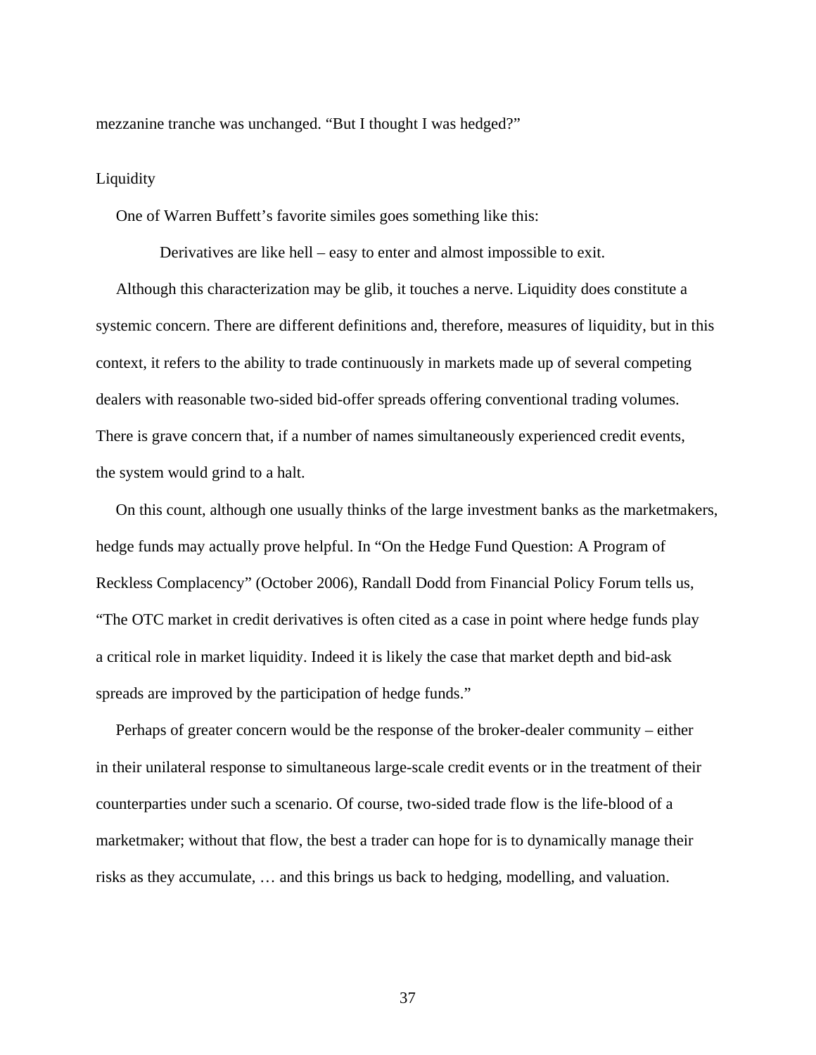mezzanine tranche was unchanged. "But I thought I was hedged?"

## Liquidity

One of Warren Buffett's favorite similes goes something like this:

> Derivatives are like hell – easy to enter and almost impossible to exit.

Although this characterization may be glib, it touches a nerve. Liquidity does constitute a systemic concern. There are different definitions and, therefore, measures of liquidity, but in this context, it refers to the ability to trade continuously in markets made up of several competing dealers with reasonable two-sided bid-offer spreads offering conventional trading volumes. There is grave concern that, if a number of names simultaneously experienced credit events, the system would grind to a halt.

On this count, although one usually thinks of the large investment banks as the marketmakers, hedge funds may actually prove helpful. In "On the Hedge Fund Question: A Program of Reckless Complacency" (October 2006), Randall Dodd from Financial Policy Forum tells us, "The OTC market in credit derivatives is often cited as a case in point where hedge funds play a critical role in market liquidity. Indeed it is likely the case that market depth and bid-ask spreads are improved by the participation of hedge funds."

Perhaps of greater concern would be the response of the broker-dealer community – either in their unilateral response to simultaneous large-scale credit events or in the treatment of their counterparties under such a scenario. Of course, two-sided trade flow is the life-blood of a marketmaker; without that flow, the best a trader can hope for is to dynamically manage their risks as they accumulate, … and this brings us back to hedging, modelling, and valuation.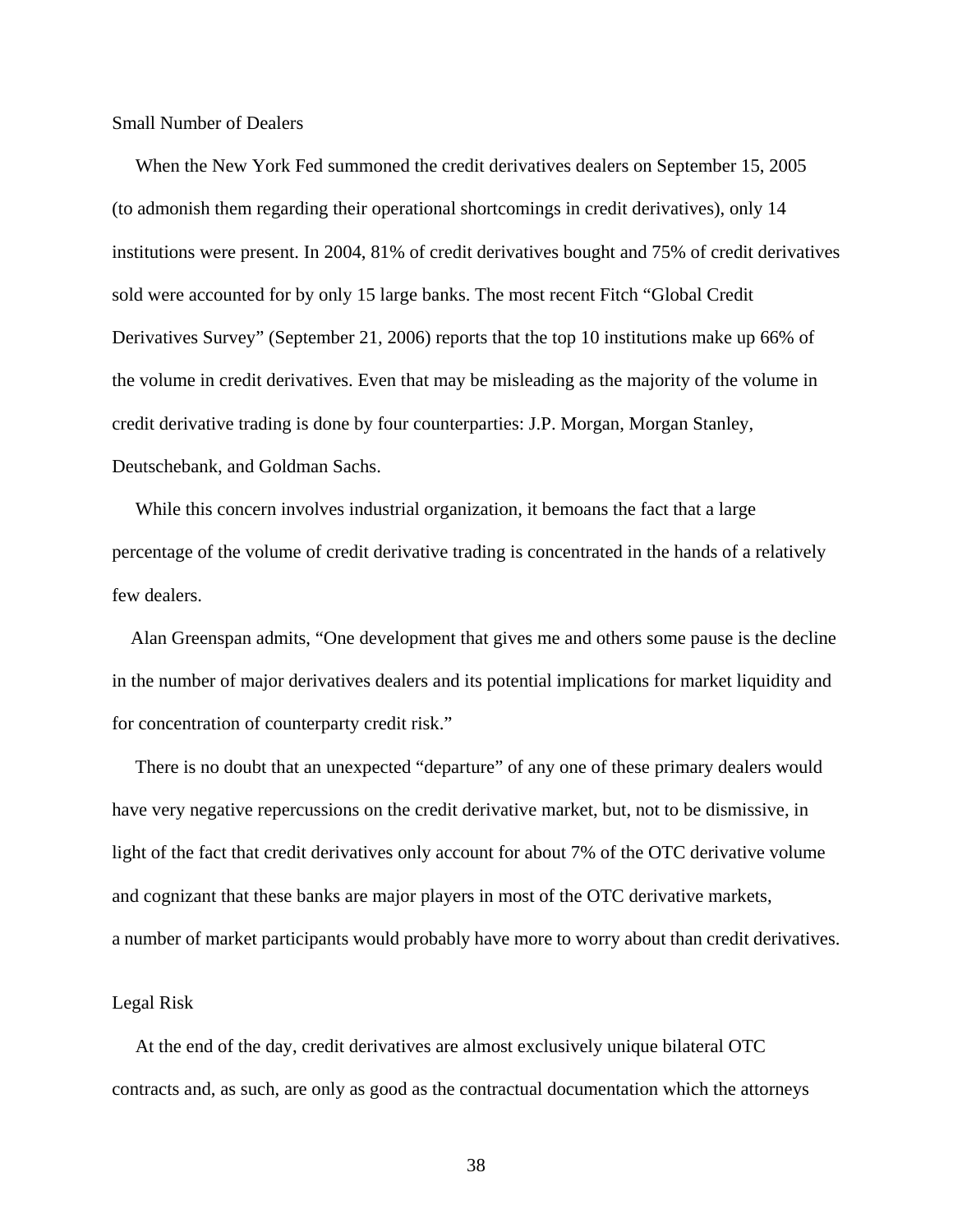## Small Number of Dealers

When the New York Fed summoned the credit derivatives dealers on September 15, 2005 (to admonish them regarding their operational shortcomings in credit derivatives), only 14 institutions were present. In 2004, 81% of credit derivatives bought and 75% of credit derivatives sold were accounted for by only 15 large banks. The most recent Fitch "Global Credit Derivatives Survey" (September 21, 2006) reports that the top 10 institutions make up 66% of the volume in credit derivatives. Even that may be misleading as the majority of the volume in credit derivative trading is done by four counterparties: J.P. Morgan, Morgan Stanley, Deutschebank, and Goldman Sachs.

While this concern involves industrial organization, it bemoans the fact that a large percentage of the volume of credit derivative trading is concentrated in the hands of a relatively few dealers.

Alan Greenspan admits, "One development that gives me and others some pause is the decline in the number of major derivatives dealers and its potential implications for market liquidity and for concentration of counterparty credit risk."

There is no doubt that an unexpected "departure" of any one of these primary dealers would have very negative repercussions on the credit derivative market, but, not to be dismissive, in light of the fact that credit derivatives only account for about 7% of the OTC derivative volume and cognizant that these banks are major players in most of the OTC derivative markets, a number of market participants would probably have more to worry about than credit derivatives.

## Legal Risk

At the end of the day, credit derivatives are almost exclusively unique bilateral OTC contracts and, as such, are only as good as the contractual documentation which the attorneys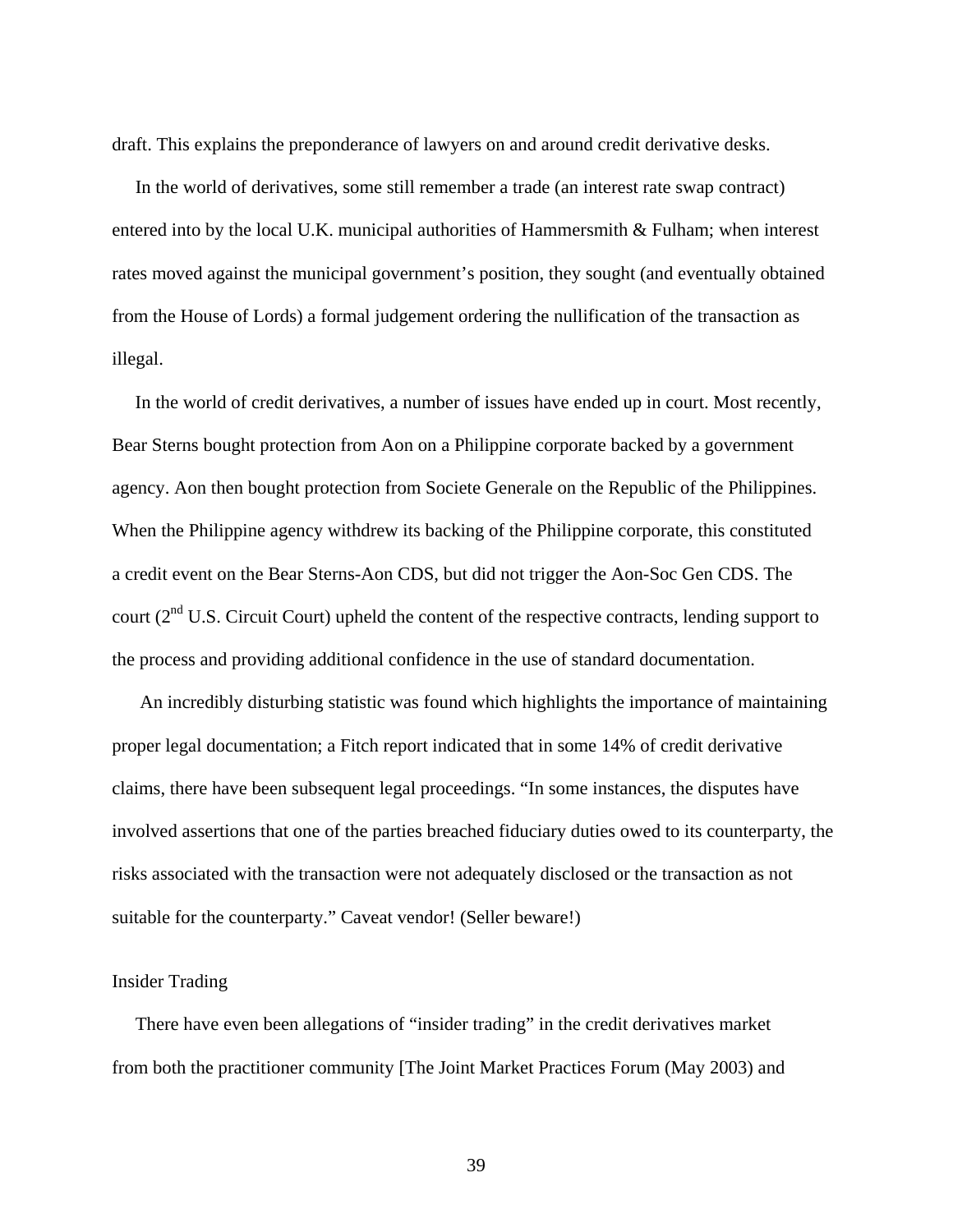draft. This explains the preponderance of lawyers on and around credit derivative desks.

In the world of derivatives, some still remember a trade (an interest rate swap contract) entered into by the local U.K. municipal authorities of Hammersmith & Fulham; when interest rates moved against the municipal government's position, they sought (and eventually obtained from the House of Lords) a formal judgement ordering the nullification of the transaction as illegal.

In the world of credit derivatives, a number of issues have ended up in court. Most recently, Bear Sterns bought protection from Aon on a Philippine corporate backed by a government agency. Aon then bought protection from Societe Generale on the Republic of the Philippines. When the Philippine agency withdrew its backing of the Philippine corporate, this constituted a credit event on the Bear Sterns-Aon CDS, but did not trigger the Aon-Soc Gen CDS. The court (2nd U.S. Circuit Court) upheld the content of the respective contracts, lending support to the process and providing additional confidence in the use of standard documentation.

An incredibly disturbing statistic was found which highlights the importance of maintaining proper legal documentation; a Fitch report indicated that in some 14% of credit derivative claims, there have been subsequent legal proceedings. "In some instances, the disputes have involved assertions that one of the parties breached fiduciary duties owed to its counterparty, the risks associated with the transaction were not adequately disclosed or the transaction as not suitable for the counterparty." Caveat vendor! (Seller beware!)

## Insider Trading

There have even been allegations of "insider trading" in the credit derivatives market from both the practitioner community [The Joint Market Practices Forum (May 2003) and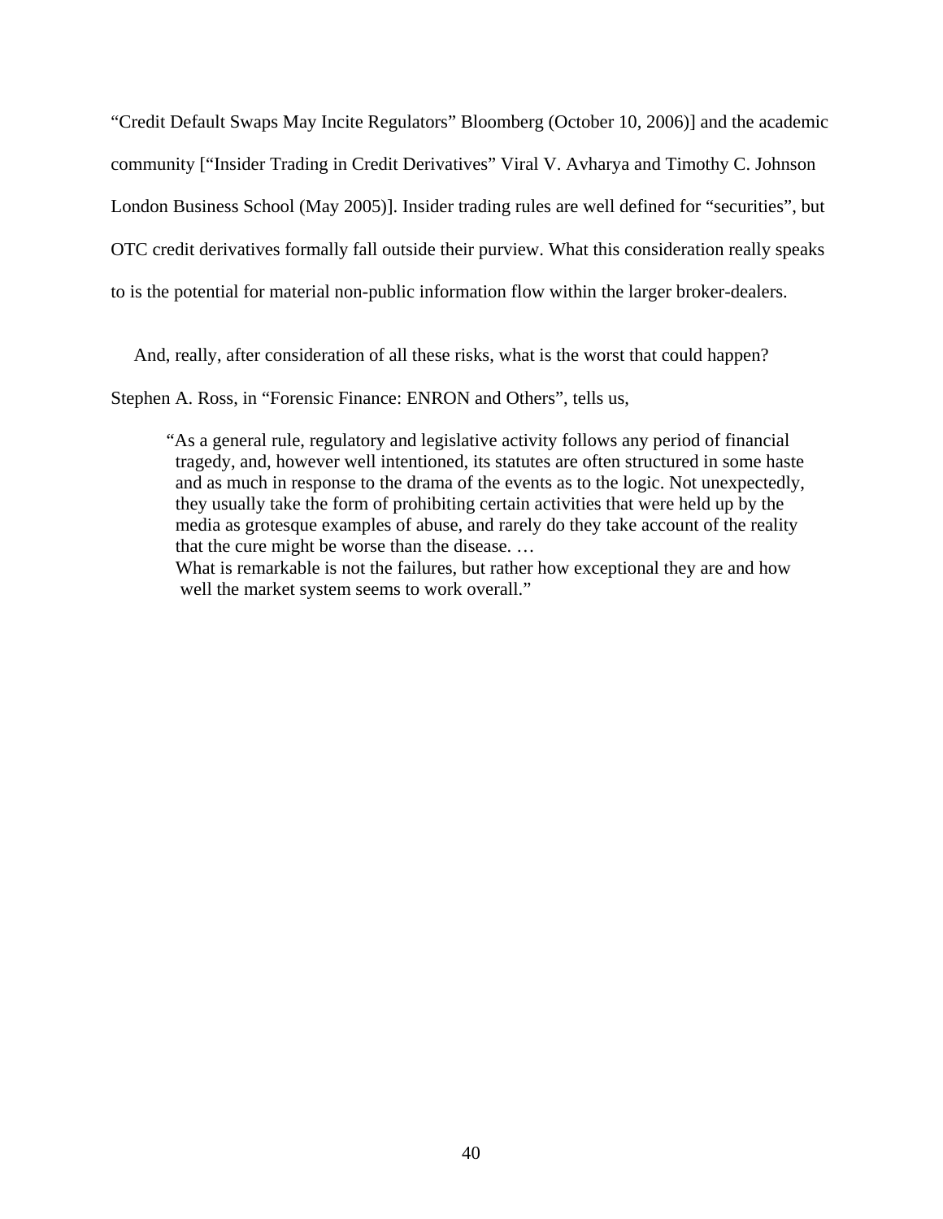"Credit Default Swaps May Incite Regulators" Bloomberg (October 10, 2006)] and the academic community ["Insider Trading in Credit Derivatives" Viral V. Avharya and Timothy C. Johnson London Business School (May 2005)]. Insider trading rules are well defined for "securities", but OTC credit derivatives formally fall outside their purview. What this consideration really speaks to is the potential for material non-public information flow within the larger broker-dealers.

And, really, after consideration of all these risks, what is the worst that could happen? Stephen A. Ross, in "Forensic Finance: ENRON and Others", tells us,

> "As a general rule, regulatory and legislative activity follows any period of financial tragedy, and, however well intentioned, its statutes are often structured in some haste and as much in response to the drama of the events as to the logic. Not unexpectedly, they usually take the form of prohibiting certain activities that were held up by the media as grotesque examples of abuse, and rarely do they take account of the reality that the cure might be worse than the disease. …
>
> What is remarkable is not the failures, but rather how exceptional they are and how well the market system seems to work overall."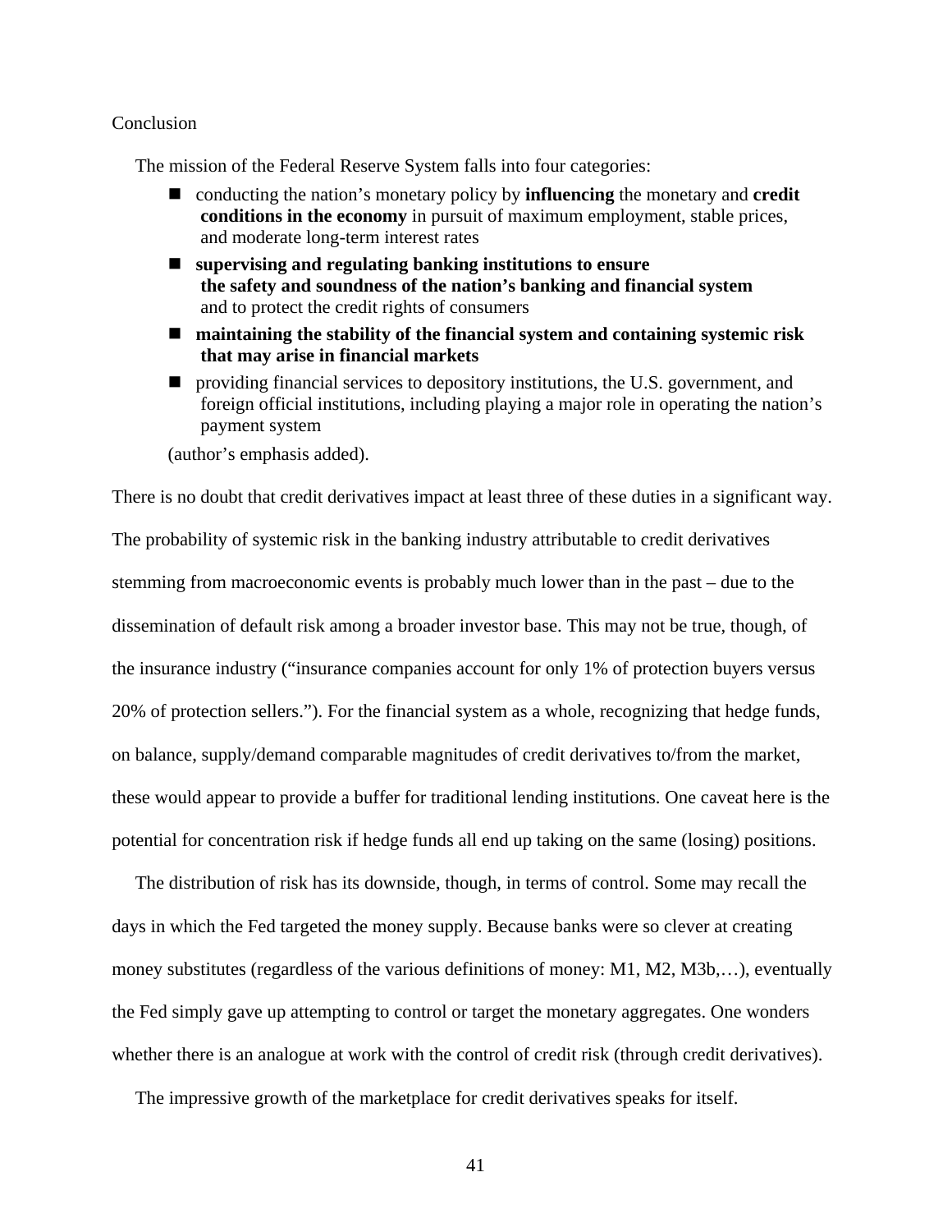## Conclusion

The mission of the Federal Reserve System falls into four categories:

- conducting the nation's monetary policy by **influencing** the monetary and **credit conditions in the economy** in pursuit of maximum employment, stable prices, and moderate long-term interest rates
- **supervising and regulating banking institutions to ensure the safety and soundness of the nation's banking and financial system** and to protect the credit rights of consumers
- **maintaining the stability of the financial system and containing systemic risk that may arise in financial markets**
- providing financial services to depository institutions, the U.S. government, and foreign official institutions, including playing a major role in operating the nation's payment system

(author's emphasis added).

There is no doubt that credit derivatives impact at least three of these duties in a significant way. The probability of systemic risk in the banking industry attributable to credit derivatives stemming from macroeconomic events is probably much lower than in the past – due to the dissemination of default risk among a broader investor base. This may not be true, though, of the insurance industry ("insurance companies account for only 1% of protection buyers versus 20% of protection sellers."). For the financial system as a whole, recognizing that hedge funds, on balance, supply/demand comparable magnitudes of credit derivatives to/from the market, these would appear to provide a buffer for traditional lending institutions. One caveat here is the potential for concentration risk if hedge funds all end up taking on the same (losing) positions.

The distribution of risk has its downside, though, in terms of control. Some may recall the days in which the Fed targeted the money supply. Because banks were so clever at creating money substitutes (regardless of the various definitions of money: M1, M2, M3b,…), eventually the Fed simply gave up attempting to control or target the monetary aggregates. One wonders whether there is an analogue at work with the control of credit risk (through credit derivatives).

The impressive growth of the marketplace for credit derivatives speaks for itself.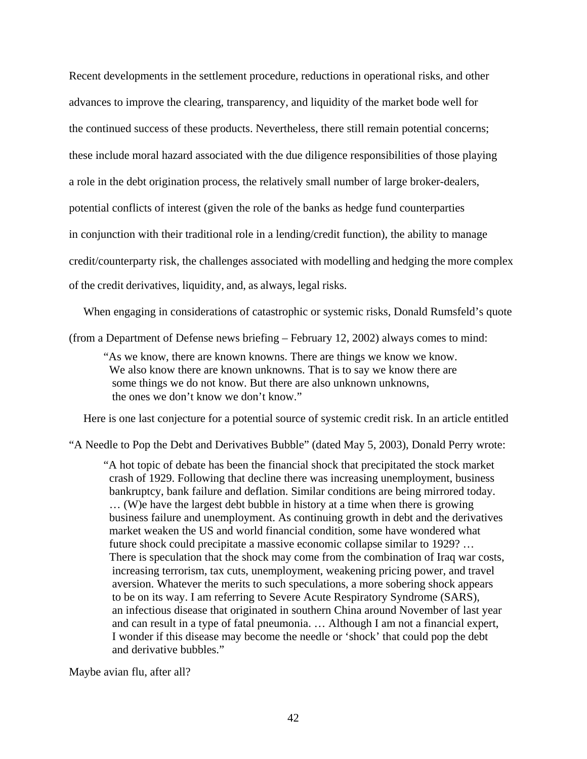Recent developments in the settlement procedure, reductions in operational risks, and other advances to improve the clearing, transparency, and liquidity of the market bode well for the continued success of these products. Nevertheless, there still remain potential concerns; these include moral hazard associated with the due diligence responsibilities of those playing a role in the debt origination process, the relatively small number of large broker-dealers, potential conflicts of interest (given the role of the banks as hedge fund counterparties in conjunction with their traditional role in a lending/credit function), the ability to manage credit/counterparty risk, the challenges associated with modelling and hedging the more complex of the credit derivatives, liquidity, and, as always, legal risks.

When engaging in considerations of catastrophic or systemic risks, Donald Rumsfeld's quote (from a Department of Defense news briefing – February 12, 2002) always comes to mind:

> "As we know, there are known knowns. There are things we know we know. We also know there are known unknowns. That is to say we know there are some things we do not know. But there are also unknown unknowns, the ones we don't know we don't know."

Here is one last conjecture for a potential source of systemic credit risk. In an article entitled "A Needle to Pop the Debt and Derivatives Bubble" (dated May 5, 2003), Donald Perry wrote:

> "A hot topic of debate has been the financial shock that precipitated the stock market crash of 1929. Following that decline there was increasing unemployment, business bankruptcy, bank failure and deflation. Similar conditions are being mirrored today. … (W)e have the largest debt bubble in history at a time when there is growing business failure and unemployment. As continuing growth in debt and the derivatives market weaken the US and world financial condition, some have wondered what future shock could precipitate a massive economic collapse similar to 1929? … There is speculation that the shock may come from the combination of Iraq war costs, increasing terrorism, tax cuts, unemployment, weakening pricing power, and travel aversion. Whatever the merits to such speculations, a more sobering shock appears to be on its way. I am referring to Severe Acute Respiratory Syndrome (SARS), an infectious disease that originated in southern China around November of last year and can result in a type of fatal pneumonia. … Although I am not a financial expert, I wonder if this disease may become the needle or 'shock' that could pop the debt and derivative bubbles."

Maybe avian flu, after all?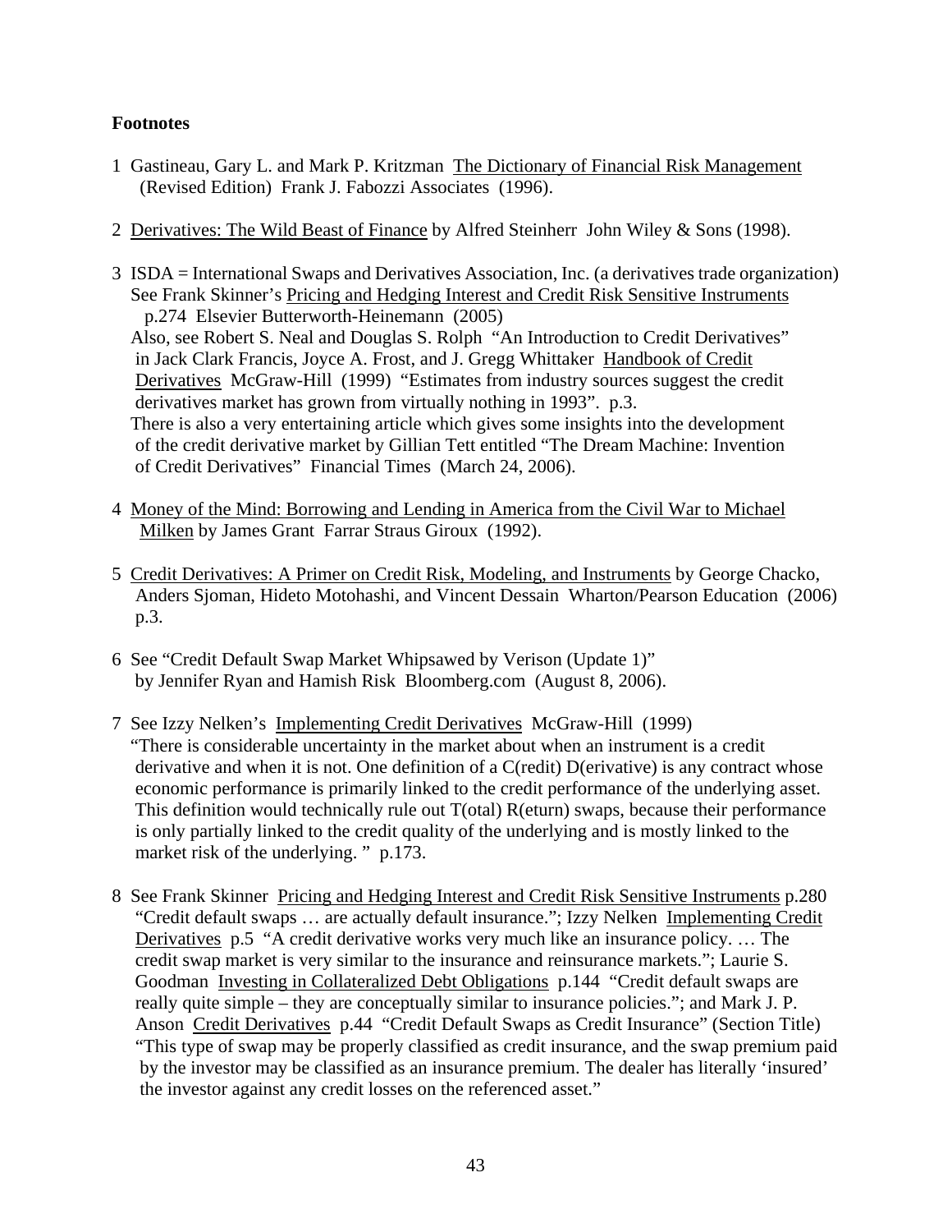**Footnotes**

1 Gastineau, Gary L. and Mark P. Kritzman The Dictionary of Financial Risk Management (Revised Edition) Frank J. Fabozzi Associates (1996).

2 Derivatives: The Wild Beast of Finance by Alfred Steinherr John Wiley & Sons (1998).

3 ISDA = International Swaps and Derivatives Association, Inc. (a derivatives trade organization) See Frank Skinner's Pricing and Hedging Interest and Credit Risk Sensitive Instruments p.274 Elsevier Butterworth-Heinemann (2005)
Also, see Robert S. Neal and Douglas S. Rolph "An Introduction to Credit Derivatives" in Jack Clark Francis, Joyce A. Frost, and J. Gregg Whittaker Handbook of Credit Derivatives McGraw-Hill (1999) "Estimates from industry sources suggest the credit derivatives market has grown from virtually nothing in 1993". p.3.
There is also a very entertaining article which gives some insights into the development of the credit derivative market by Gillian Tett entitled "The Dream Machine: Invention of Credit Derivatives" Financial Times (March 24, 2006).

4 Money of the Mind: Borrowing and Lending in America from the Civil War to Michael Milken by James Grant Farrar Straus Giroux (1992).

5 Credit Derivatives: A Primer on Credit Risk, Modeling, and Instruments by George Chacko, Anders Sjoman, Hideto Motohashi, and Vincent Dessain Wharton/Pearson Education (2006) p.3.

6 See "Credit Default Swap Market Whipsawed by Verison (Update 1)" by Jennifer Ryan and Hamish Risk Bloomberg.com (August 8, 2006).

7 See Izzy Nelken's Implementing Credit Derivatives McGraw-Hill (1999)
"There is considerable uncertainty in the market about when an instrument is a credit derivative and when it is not. One definition of a C(redit) D(erivative) is any contract whose economic performance is primarily linked to the credit performance of the underlying asset. This definition would technically rule out T(otal) R(eturn) swaps, because their performance is only partially linked to the credit quality of the underlying and is mostly linked to the market risk of the underlying. " p.173.

8 See Frank Skinner Pricing and Hedging Interest and Credit Risk Sensitive Instruments p.280 "Credit default swaps … are actually default insurance."; Izzy Nelken Implementing Credit Derivatives p.5 "A credit derivative works very much like an insurance policy. … The credit swap market is very similar to the insurance and reinsurance markets."; Laurie S. Goodman Investing in Collateralized Debt Obligations p.144 "Credit default swaps are really quite simple – they are conceptually similar to insurance policies."; and Mark J. P. Anson Credit Derivatives p.44 "Credit Default Swaps as Credit Insurance" (Section Title) "This type of swap may be properly classified as credit insurance, and the swap premium paid by the investor may be classified as an insurance premium. The dealer has literally 'insured' the investor against any credit losses on the referenced asset."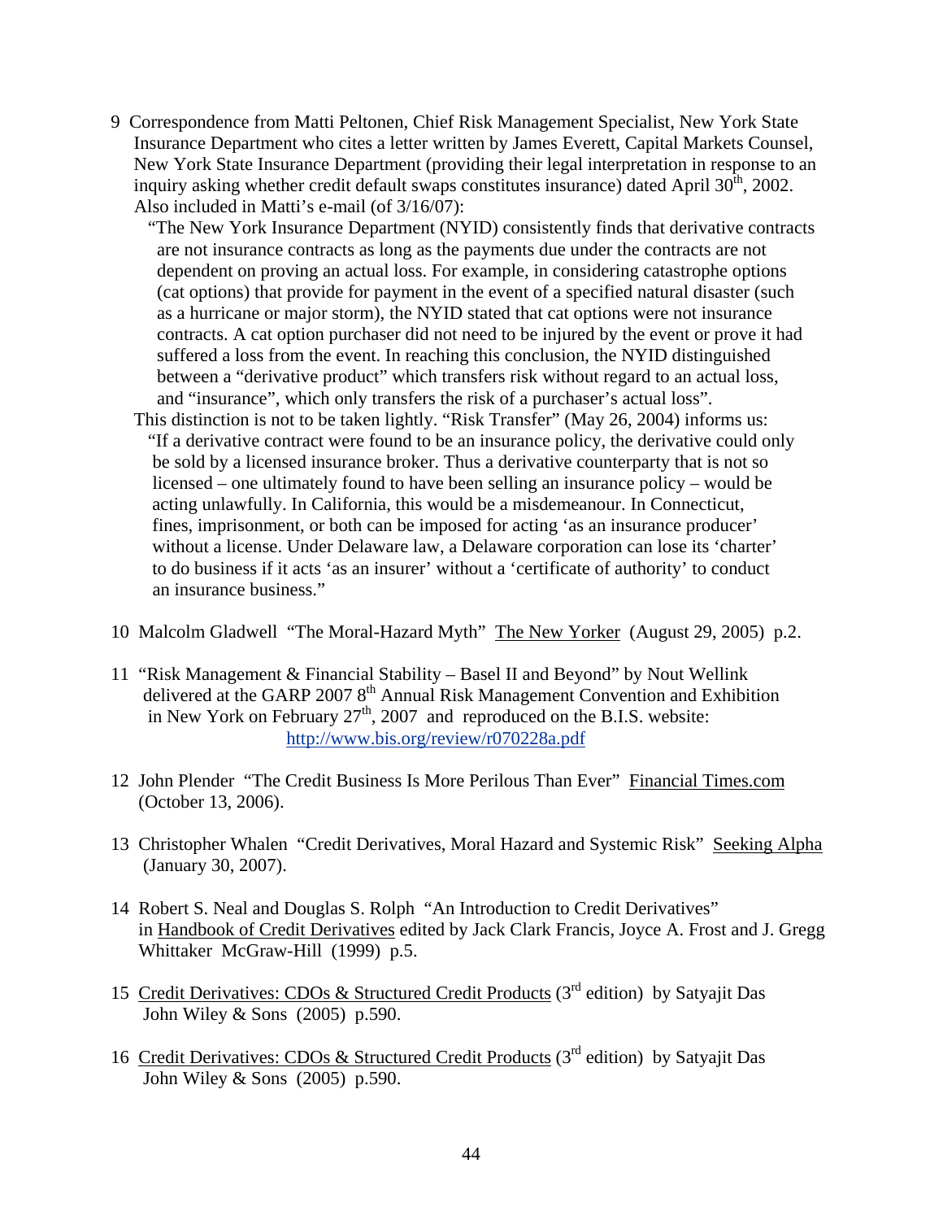9 Correspondence from Matti Peltonen, Chief Risk Management Specialist, New York State Insurance Department who cites a letter written by James Everett, Capital Markets Counsel, New York State Insurance Department (providing their legal interpretation in response to an inquiry asking whether credit default swaps constitutes insurance) dated April 30th, 2002. Also included in Matti's e-mail (of 3/16/07):

> "The New York Insurance Department (NYID) consistently finds that derivative contracts are not insurance contracts as long as the payments due under the contracts are not dependent on proving an actual loss. For example, in considering catastrophe options (cat options) that provide for payment in the event of a specified natural disaster (such as a hurricane or major storm), the NYID stated that cat options were not insurance contracts. A cat option purchaser did not need to be injured by the event or prove it had suffered a loss from the event. In reaching this conclusion, the NYID distinguished between a "derivative product" which transfers risk without regard to an actual loss, and "insurance", which only transfers the risk of a purchaser's actual loss".

This distinction is not to be taken lightly. "Risk Transfer" (May 26, 2004) informs us:

> "If a derivative contract were found to be an insurance policy, the derivative could only be sold by a licensed insurance broker. Thus a derivative counterparty that is not so licensed – one ultimately found to have been selling an insurance policy – would be acting unlawfully. In California, this would be a misdemeanour. In Connecticut, fines, imprisonment, or both can be imposed for acting 'as an insurance producer' without a license. Under Delaware law, a Delaware corporation can lose its 'charter' to do business if it acts 'as an insurer' without a 'certificate of authority' to conduct an insurance business."

10 Malcolm Gladwell "The Moral-Hazard Myth" The New Yorker (August 29, 2005) p.2.

11 "Risk Management & Financial Stability – Basel II and Beyond" by Nout Wellink delivered at the GARP 2007 8th Annual Risk Management Convention and Exhibition in New York on February 27th, 2007 and reproduced on the B.I.S. website: http://www.bis.org/review/r070228a.pdf

12 John Plender "The Credit Business Is More Perilous Than Ever" Financial Times.com (October 13, 2006).

13 Christopher Whalen "Credit Derivatives, Moral Hazard and Systemic Risk" Seeking Alpha (January 30, 2007).

14 Robert S. Neal and Douglas S. Rolph "An Introduction to Credit Derivatives" in Handbook of Credit Derivatives edited by Jack Clark Francis, Joyce A. Frost and J. Gregg Whittaker McGraw-Hill (1999) p.5.

15 Credit Derivatives: CDOs & Structured Credit Products (3rd edition) by Satyajit Das John Wiley & Sons (2005) p.590.

16 Credit Derivatives: CDOs & Structured Credit Products (3rd edition) by Satyajit Das John Wiley & Sons (2005) p.590.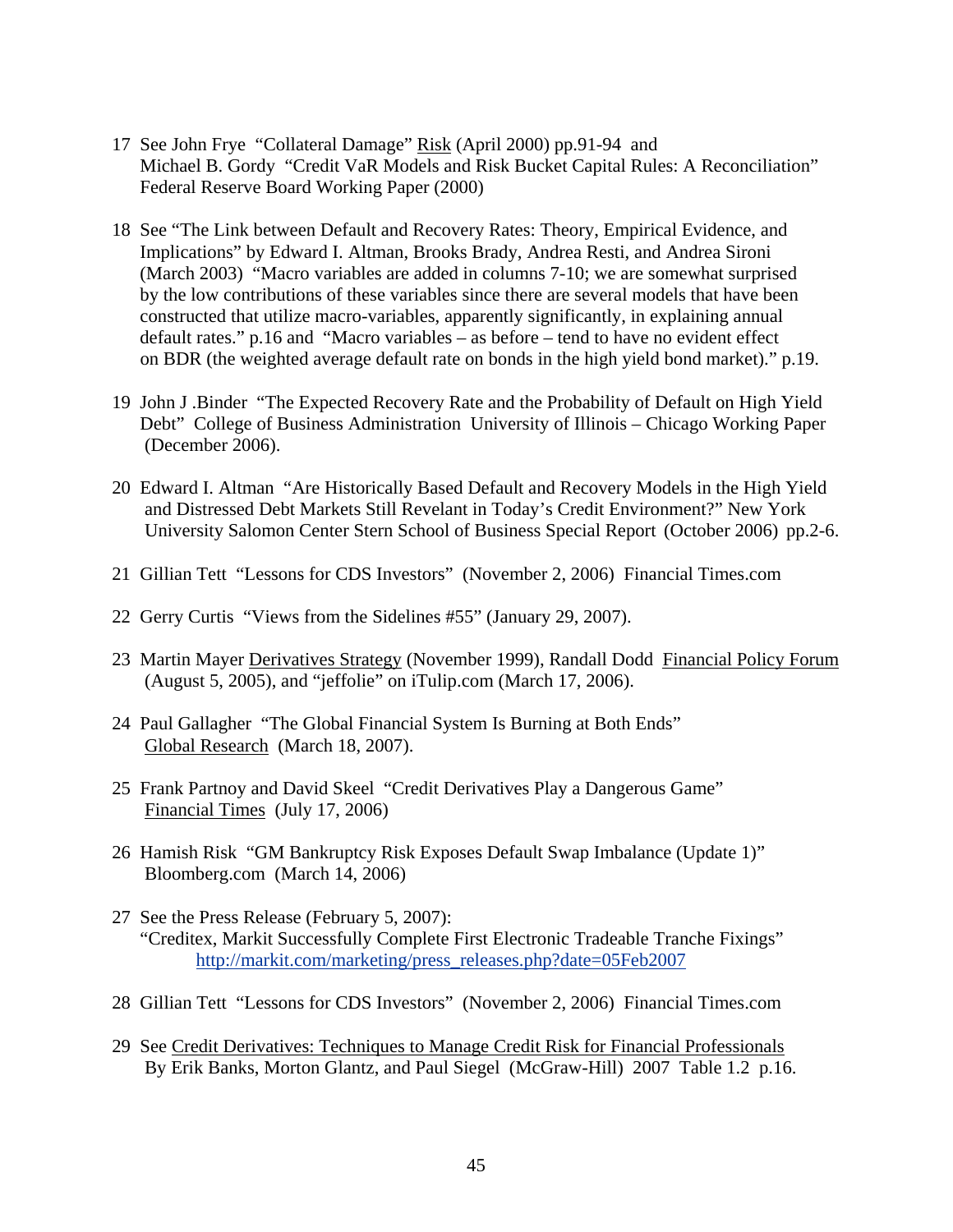17 See John Frye "Collateral Damage" Risk (April 2000) pp.91-94 and Michael B. Gordy "Credit VaR Models and Risk Bucket Capital Rules: A Reconciliation" Federal Reserve Board Working Paper (2000)

18 See "The Link between Default and Recovery Rates: Theory, Empirical Evidence, and Implications" by Edward I. Altman, Brooks Brady, Andrea Resti, and Andrea Sironi (March 2003) "Macro variables are added in columns 7-10; we are somewhat surprised by the low contributions of these variables since there are several models that have been constructed that utilize macro-variables, apparently significantly, in explaining annual default rates." p.16 and "Macro variables – as before – tend to have no evident effect on BDR (the weighted average default rate on bonds in the high yield bond market)." p.19.

19 John J .Binder "The Expected Recovery Rate and the Probability of Default on High Yield Debt" College of Business Administration University of Illinois – Chicago Working Paper (December 2006).

20 Edward I. Altman "Are Historically Based Default and Recovery Models in the High Yield and Distressed Debt Markets Still Revelant in Today's Credit Environment?" New York University Salomon Center Stern School of Business Special Report (October 2006) pp.2-6.

21 Gillian Tett "Lessons for CDS Investors" (November 2, 2006) Financial Times.com

22 Gerry Curtis "Views from the Sidelines #55" (January 29, 2007).

23 Martin Mayer Derivatives Strategy (November 1999), Randall Dodd Financial Policy Forum (August 5, 2005), and "jeffolie" on iTulip.com (March 17, 2006).

24 Paul Gallagher "The Global Financial System Is Burning at Both Ends" Global Research (March 18, 2007).

25 Frank Partnoy and David Skeel "Credit Derivatives Play a Dangerous Game" Financial Times (July 17, 2006)

26 Hamish Risk "GM Bankruptcy Risk Exposes Default Swap Imbalance (Update 1)" Bloomberg.com (March 14, 2006)

27 See the Press Release (February 5, 2007): "Creditex, Markit Successfully Complete First Electronic Tradeable Tranche Fixings" http://markit.com/marketing/press_releases.php?date=05Feb2007

28 Gillian Tett "Lessons for CDS Investors" (November 2, 2006) Financial Times.com

29 See Credit Derivatives: Techniques to Manage Credit Risk for Financial Professionals By Erik Banks, Morton Glantz, and Paul Siegel (McGraw-Hill) 2007 Table 1.2 p.16.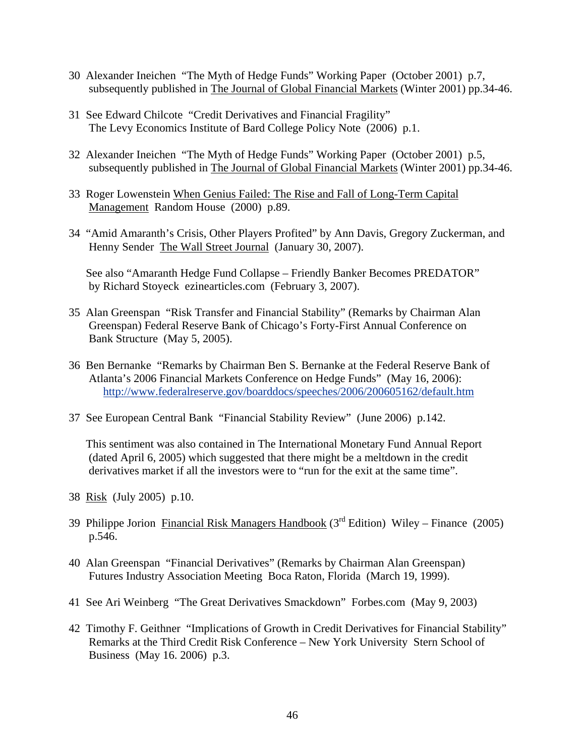30 Alexander Ineichen "The Myth of Hedge Funds" Working Paper (October 2001) p.7, subsequently published in The Journal of Global Financial Markets (Winter 2001) pp.34-46.

31 See Edward Chilcote "Credit Derivatives and Financial Fragility" The Levy Economics Institute of Bard College Policy Note (2006) p.1.

32 Alexander Ineichen "The Myth of Hedge Funds" Working Paper (October 2001) p.5, subsequently published in The Journal of Global Financial Markets (Winter 2001) pp.34-46.

33 Roger Lowenstein When Genius Failed: The Rise and Fall of Long-Term Capital Management Random House (2000) p.89.

34 "Amid Amaranth's Crisis, Other Players Profited" by Ann Davis, Gregory Zuckerman, and Henny Sender The Wall Street Journal (January 30, 2007).

See also "Amaranth Hedge Fund Collapse – Friendly Banker Becomes PREDATOR" by Richard Stoyeck ezinearticles.com (February 3, 2007).

35 Alan Greenspan "Risk Transfer and Financial Stability" (Remarks by Chairman Alan Greenspan) Federal Reserve Bank of Chicago's Forty-First Annual Conference on Bank Structure (May 5, 2005).

36 Ben Bernanke "Remarks by Chairman Ben S. Bernanke at the Federal Reserve Bank of Atlanta's 2006 Financial Markets Conference on Hedge Funds" (May 16, 2006): http://www.federalreserve.gov/boarddocs/speeches/2006/200605162/default.htm

37 See European Central Bank "Financial Stability Review" (June 2006) p.142.

This sentiment was also contained in The International Monetary Fund Annual Report (dated April 6, 2005) which suggested that there might be a meltdown in the credit derivatives market if all the investors were to "run for the exit at the same time".

38 Risk (July 2005) p.10.

39 Philippe Jorion Financial Risk Managers Handbook (3rd Edition) Wiley – Finance (2005) p.546.

40 Alan Greenspan "Financial Derivatives" (Remarks by Chairman Alan Greenspan) Futures Industry Association Meeting Boca Raton, Florida (March 19, 1999).

41 See Ari Weinberg "The Great Derivatives Smackdown" Forbes.com (May 9, 2003)

42 Timothy F. Geithner "Implications of Growth in Credit Derivatives for Financial Stability" Remarks at the Third Credit Risk Conference – New York University Stern School of Business (May 16. 2006) p.3.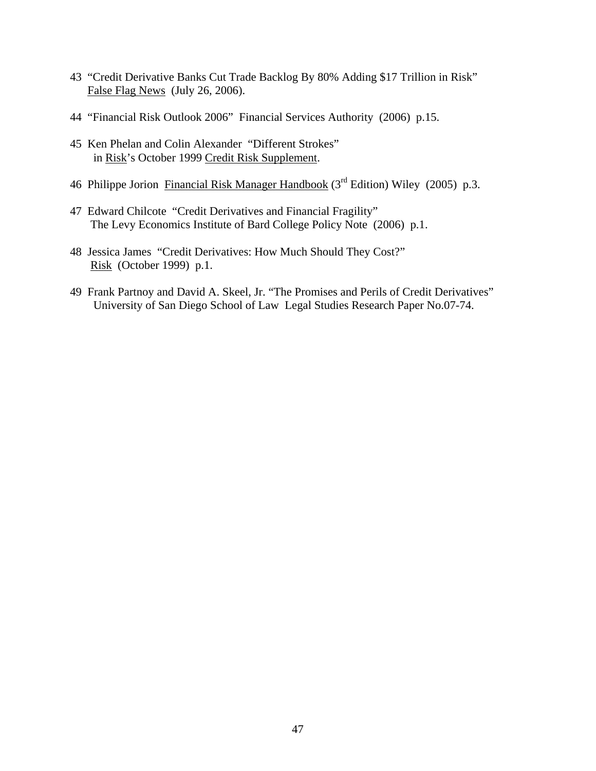43 "Credit Derivative Banks Cut Trade Backlog By 80% Adding $17 Trillion in Risk" False Flag News (July 26, 2006).

44 "Financial Risk Outlook 2006" Financial Services Authority (2006) p.15.

45 Ken Phelan and Colin Alexander "Different Strokes" in Risk's October 1999 Credit Risk Supplement.

46 Philippe Jorion Financial Risk Manager Handbook (3rd Edition) Wiley (2005) p.3.

47 Edward Chilcote "Credit Derivatives and Financial Fragility" The Levy Economics Institute of Bard College Policy Note (2006) p.1.

48 Jessica James "Credit Derivatives: How Much Should They Cost?" Risk (October 1999) p.1.

49 Frank Partnoy and David A. Skeel, Jr. "The Promises and Perils of Credit Derivatives" University of San Diego School of Law Legal Studies Research Paper No.07-74.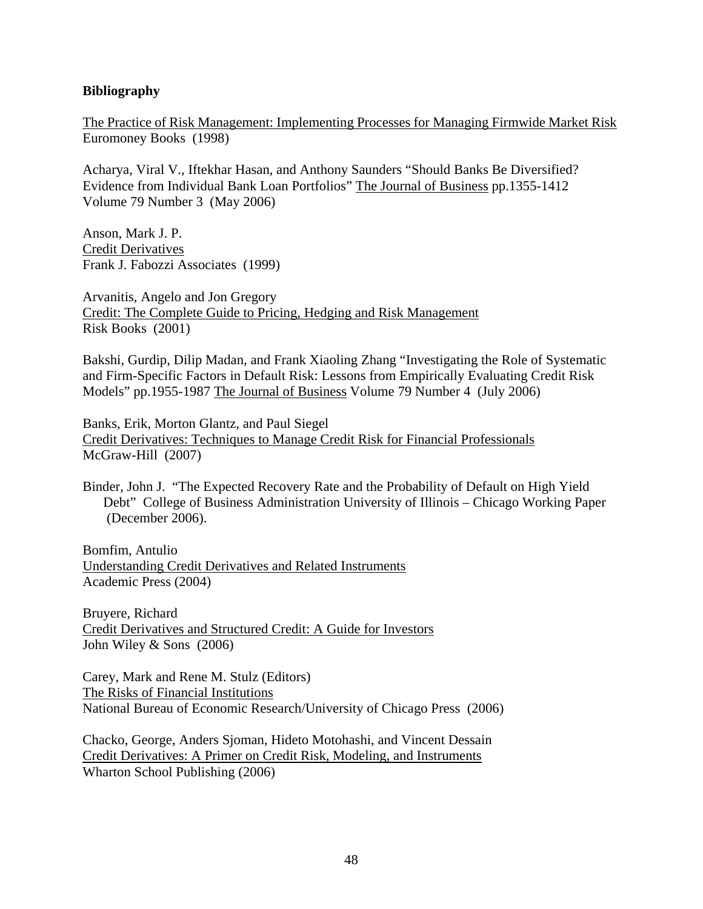**Bibliography**

The Practice of Risk Management: Implementing Processes for Managing Firmwide Market Risk
Euromoney Books (1998)

Acharya, Viral V., Iftekhar Hasan, and Anthony Saunders "Should Banks Be Diversified? Evidence from Individual Bank Loan Portfolios" The Journal of Business pp.1355-1412 Volume 79 Number 3 (May 2006)

Anson, Mark J. P.
Credit Derivatives
Frank J. Fabozzi Associates (1999)

Arvanitis, Angelo and Jon Gregory
Credit: The Complete Guide to Pricing, Hedging and Risk Management
Risk Books (2001)

Bakshi, Gurdip, Dilip Madan, and Frank Xiaoling Zhang "Investigating the Role of Systematic and Firm-Specific Factors in Default Risk: Lessons from Empirically Evaluating Credit Risk Models" pp.1955-1987 The Journal of Business Volume 79 Number 4 (July 2006)

Banks, Erik, Morton Glantz, and Paul Siegel
Credit Derivatives: Techniques to Manage Credit Risk for Financial Professionals
McGraw-Hill (2007)

Binder, John J. "The Expected Recovery Rate and the Probability of Default on High Yield Debt" College of Business Administration University of Illinois – Chicago Working Paper (December 2006).

Bomfim, Antulio
Understanding Credit Derivatives and Related Instruments
Academic Press (2004)

Bruyere, Richard
Credit Derivatives and Structured Credit: A Guide for Investors
John Wiley & Sons (2006)

Carey, Mark and Rene M. Stulz (Editors)
The Risks of Financial Institutions
National Bureau of Economic Research/University of Chicago Press (2006)

Chacko, George, Anders Sjoman, Hideto Motohashi, and Vincent Dessain
Credit Derivatives: A Primer on Credit Risk, Modeling, and Instruments
Wharton School Publishing (2006)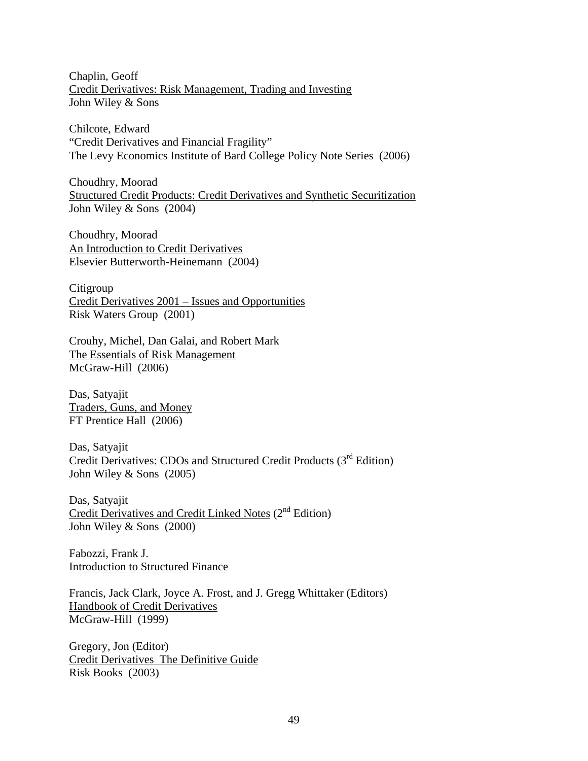Chaplin, Geoff
<u>Credit Derivatives: Risk Management, Trading and Investing</u>
John Wiley & Sons

Chilcote, Edward
"Credit Derivatives and Financial Fragility"
The Levy Economics Institute of Bard College Policy Note Series (2006)

Choudhry, Moorad
<u>Structured Credit Products: Credit Derivatives and Synthetic Securitization</u>
John Wiley & Sons (2004)

Choudhry, Moorad
<u>An Introduction to Credit Derivatives</u>
Elsevier Butterworth-Heinemann (2004)

Citigroup
<u>Credit Derivatives 2001 – Issues and Opportunities</u>
Risk Waters Group (2001)

Crouhy, Michel, Dan Galai, and Robert Mark
<u>The Essentials of Risk Management</u>
McGraw-Hill (2006)

Das, Satyajit
<u>Traders, Guns, and Money</u>
FT Prentice Hall (2006)

Das, Satyajit
<u>Credit Derivatives: CDOs and Structured Credit Products</u> (3rd Edition)
John Wiley & Sons (2005)

Das, Satyajit
<u>Credit Derivatives and Credit Linked Notes</u> (2nd Edition)
John Wiley & Sons (2000)

Fabozzi, Frank J.
<u>Introduction to Structured Finance</u>

Francis, Jack Clark, Joyce A. Frost, and J. Gregg Whittaker (Editors)
<u>Handbook of Credit Derivatives</u>
McGraw-Hill (1999)

Gregory, Jon (Editor)
<u>Credit Derivatives The Definitive Guide</u>
Risk Books (2003)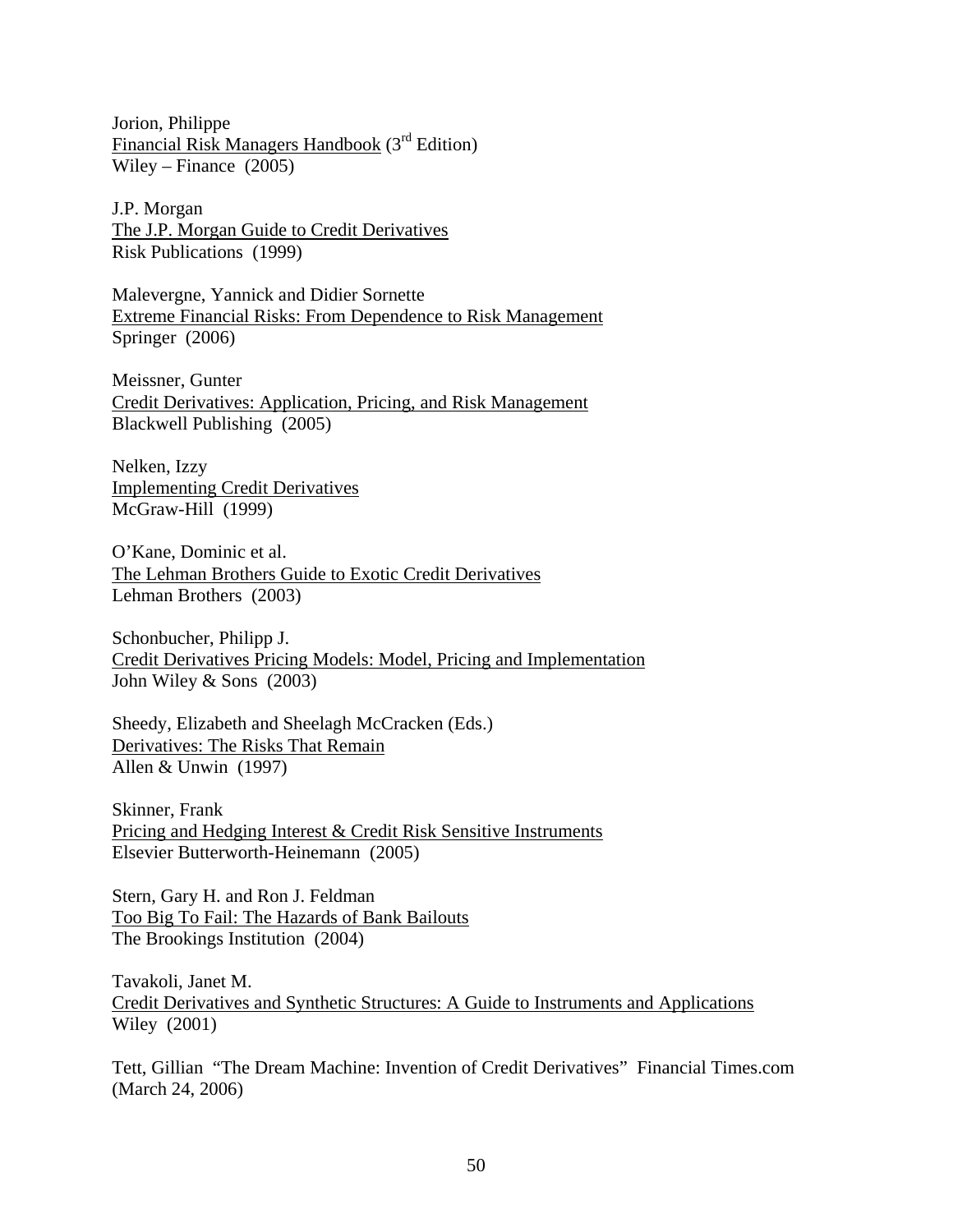Jorion, Philippe
Financial Risk Managers Handbook (3rd Edition)
Wiley – Finance (2005)

J.P. Morgan
The J.P. Morgan Guide to Credit Derivatives
Risk Publications (1999)

Malevergne, Yannick and Didier Sornette
Extreme Financial Risks: From Dependence to Risk Management
Springer (2006)

Meissner, Gunter
Credit Derivatives: Application, Pricing, and Risk Management
Blackwell Publishing (2005)

Nelken, Izzy
Implementing Credit Derivatives
McGraw-Hill (1999)

O'Kane, Dominic et al.
The Lehman Brothers Guide to Exotic Credit Derivatives
Lehman Brothers (2003)

Schonbucher, Philipp J.
Credit Derivatives Pricing Models: Model, Pricing and Implementation
John Wiley & Sons (2003)

Sheedy, Elizabeth and Sheelagh McCracken (Eds.)
Derivatives: The Risks That Remain
Allen & Unwin (1997)

Skinner, Frank
Pricing and Hedging Interest & Credit Risk Sensitive Instruments
Elsevier Butterworth-Heinemann (2005)

Stern, Gary H. and Ron J. Feldman
Too Big To Fail: The Hazards of Bank Bailouts
The Brookings Institution (2004)

Tavakoli, Janet M.
Credit Derivatives and Synthetic Structures: A Guide to Instruments and Applications
Wiley (2001)

Tett, Gillian "The Dream Machine: Invention of Credit Derivatives" Financial Times.com (March 24, 2006)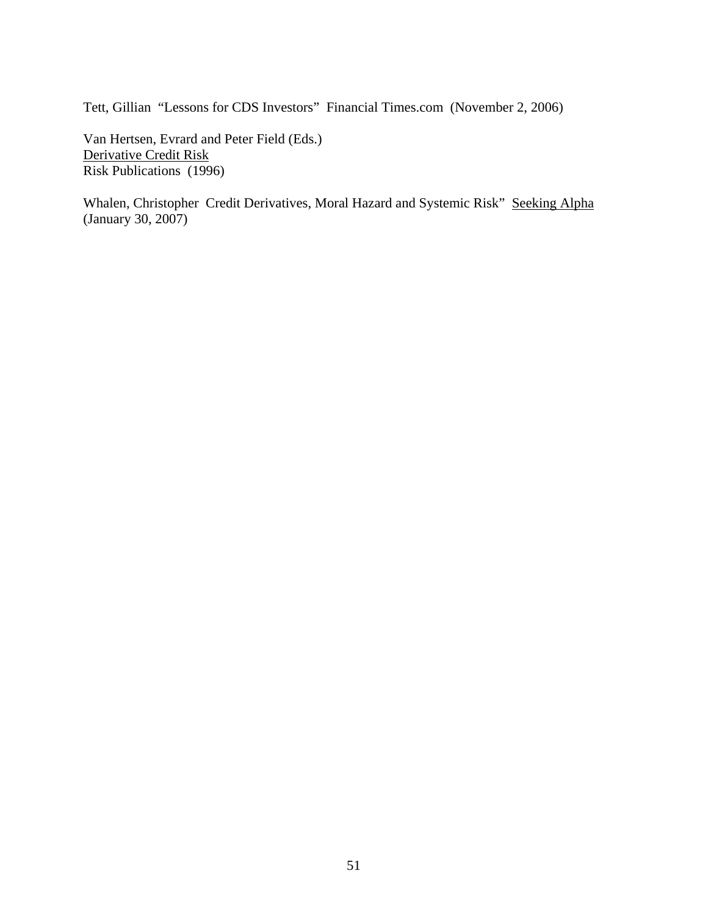Tett, Gillian "Lessons for CDS Investors" Financial Times.com (November 2, 2006)

Van Hertsen, Evrard and Peter Field (Eds.)
Derivative Credit Risk
Risk Publications (1996)

Whalen, Christopher Credit Derivatives, Moral Hazard and Systemic Risk" Seeking Alpha (January 30, 2007)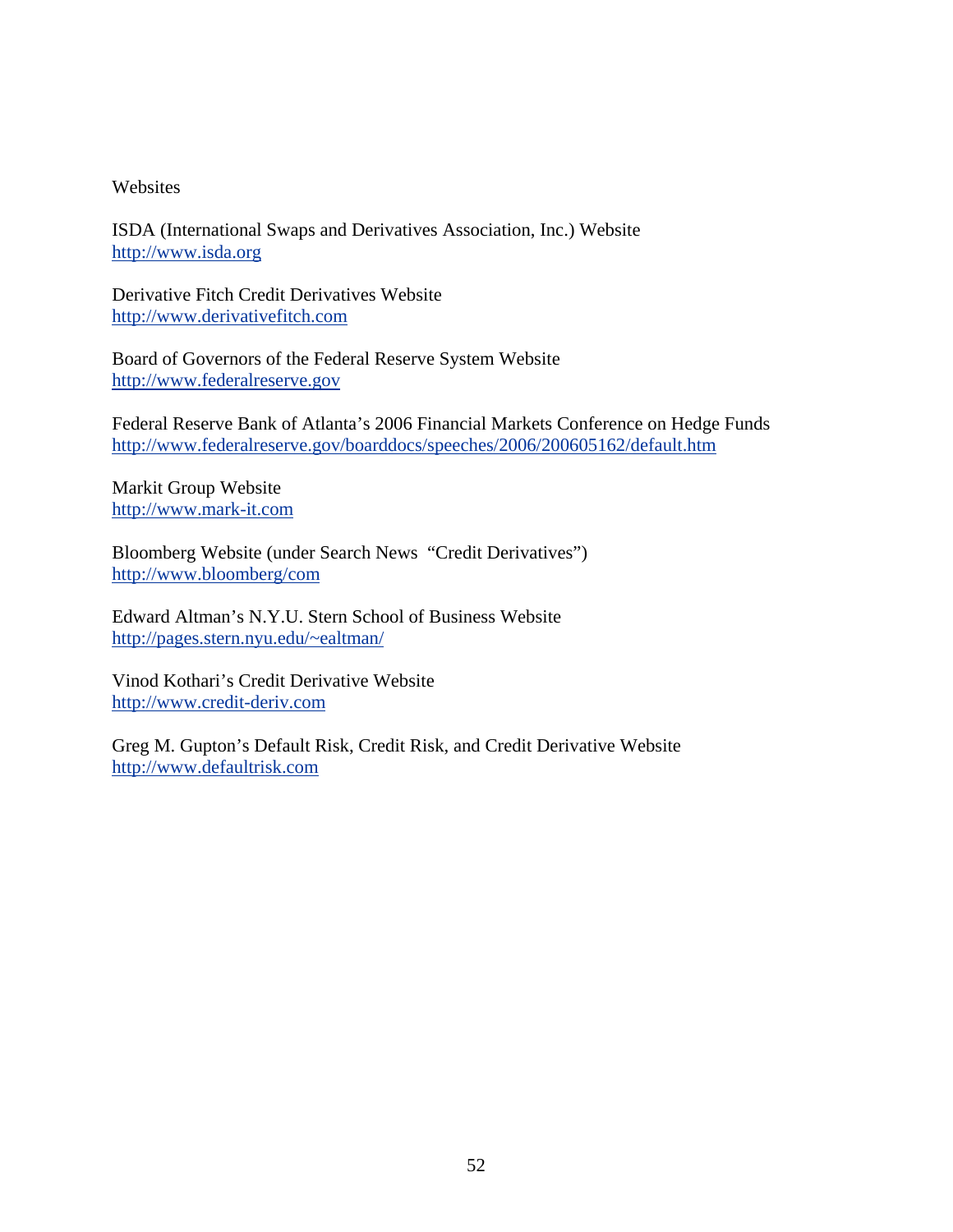## Websites

ISDA (International Swaps and Derivatives Association, Inc.) Website
http://www.isda.org

Derivative Fitch Credit Derivatives Website
http://www.derivativefitch.com

Board of Governors of the Federal Reserve System Website
http://www.federalreserve.gov

Federal Reserve Bank of Atlanta's 2006 Financial Markets Conference on Hedge Funds
http://www.federalreserve.gov/boarddocs/speeches/2006/200605162/default.htm

Markit Group Website
http://www.mark-it.com

Bloomberg Website (under Search News "Credit Derivatives")
http://www.bloomberg/com

Edward Altman's N.Y.U. Stern School of Business Website
http://pages.stern.nyu.edu/~ealtman/

Vinod Kothari's Credit Derivative Website
http://www.credit-deriv.com

Greg M. Gupton's Default Risk, Credit Risk, and Credit Derivative Website
http://www.defaultrisk.com